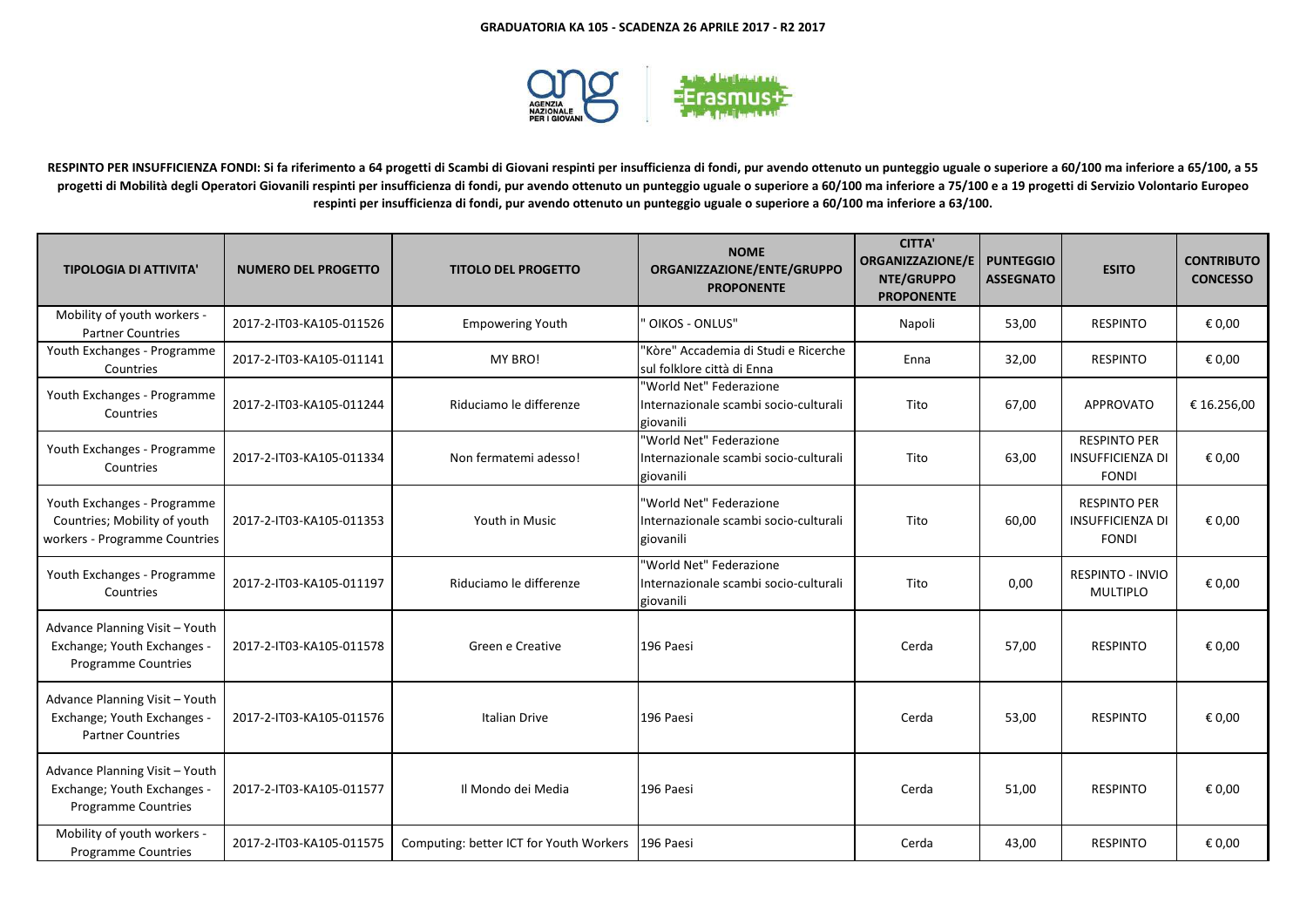# GRADUATORIA KA 105 - SCADENZA 26 APRILE 2017 - R2 2017

**RESPINTO PER INSUFFICIENZA FONDI: Si fa riferimento a 64 progetti di Scambi di Giovani respinti per insufficienza di fondi, pur avendo ottenuto un punteggio uguale o superiore a 60/100 ma inferiore a 65/100, a 55 progetti di Mobilità degli Operatori Giovanili respinti per insufficienza di fondi, pur avendo ottenuto un punteggio uguale o superiore a 60/100 ma inferiore a 75/100 e a 19 progetti di Servizio Volontario Europeo respinti per insufficienza di fondi, pur avendo ottenuto un punteggio uguale o superiore a 60/100 ma inferiore a 63/100.**

| TIPOLOGIA DI ATTIVITA' | NUMERO DEL PROGETTO | TITOLO DEL PROGETTO | NOME ORGANIZZAZIONE/ENTE/GRUPPO PROPONENTE | CITTA' ORGANIZZAZIONE/ENTE/GRUPPO PROPONENTE | PUNTEGGIO ASSEGNATO | ESITO | CONTRIBUTO CONCESSO |
|---|---|---|---|---|---|---|---|
| Mobility of youth workers - Partner Countries | 2017-2-IT03-KA105-011526 | Empowering Youth | " OIKOS - ONLUS" | Napoli | 53,00 | RESPINTO | € 0,00 |
| Youth Exchanges - Programme Countries | 2017-2-IT03-KA105-011141 | MY BRO! | "Kòre" Accademia di Studi e Ricerche sul folklore città di Enna | Enna | 32,00 | RESPINTO | € 0,00 |
| Youth Exchanges - Programme Countries | 2017-2-IT03-KA105-011244 | Riduciamo le differenze | "World Net" Federazione Internazionale scambi socio-culturali giovanili | Tito | 67,00 | APPROVATO | € 16.256,00 |
| Youth Exchanges - Programme Countries | 2017-2-IT03-KA105-011334 | Non fermatemi adesso! | "World Net" Federazione Internazionale scambi socio-culturali giovanili | Tito | 63,00 | RESPINTO PER INSUFFICIENZA DI FONDI | € 0,00 |
| Youth Exchanges - Programme Countries; Mobility of youth workers - Programme Countries | 2017-2-IT03-KA105-011353 | Youth in Music | "World Net" Federazione Internazionale scambi socio-culturali giovanili | Tito | 60,00 | RESPINTO PER INSUFFICIENZA DI FONDI | € 0,00 |
| Youth Exchanges - Programme Countries | 2017-2-IT03-KA105-011197 | Riduciamo le differenze | "World Net" Federazione Internazionale scambi socio-culturali giovanili | Tito | 0,00 | RESPINTO - INVIO MULTIPLO | € 0,00 |
| Advance Planning Visit – Youth Exchange; Youth Exchanges - Programme Countries | 2017-2-IT03-KA105-011578 | Green e Creative | 196 Paesi | Cerda | 57,00 | RESPINTO | € 0,00 |
| Advance Planning Visit – Youth Exchange; Youth Exchanges - Partner Countries | 2017-2-IT03-KA105-011576 | Italian Drive | 196 Paesi | Cerda | 53,00 | RESPINTO | € 0,00 |
| Advance Planning Visit – Youth Exchange; Youth Exchanges - Programme Countries | 2017-2-IT03-KA105-011577 | Il Mondo dei Media | 196 Paesi | Cerda | 51,00 | RESPINTO | € 0,00 |
| Mobility of youth workers - Programme Countries | 2017-2-IT03-KA105-011575 | Computing: better ICT for Youth Workers | 196 Paesi | Cerda | 43,00 | RESPINTO | € 0,00 |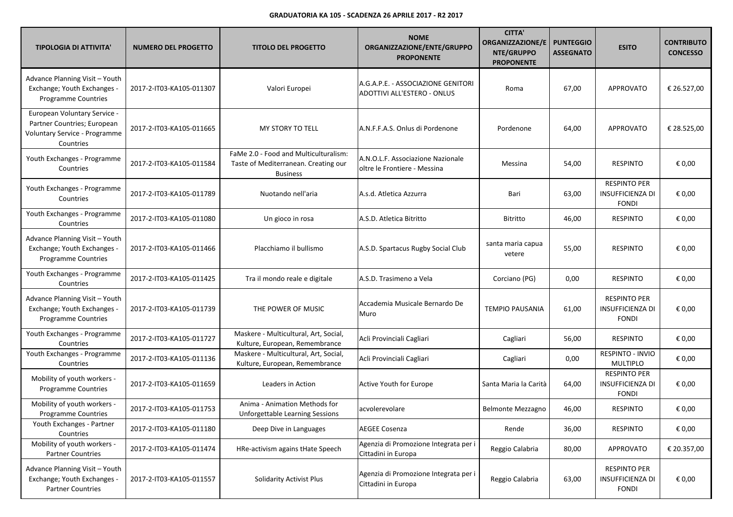**GRADUATORIA KA 105 - SCADENZA 26 APRILE 2017 - R2 2017**

| TIPOLOGIA DI ATTIVITA' | NUMERO DEL PROGETTO | TITOLO DEL PROGETTO | NOME ORGANIZZAZIONE/ENTE/GRUPPO PROPONENTE | CITTA' ORGANIZZAZIONE/ENTE/GRUPPO PROPONENTE | PUNTEGGIO ASSEGNATO | ESITO | CONTRIBUTO CONCESSO |
|---|---|---|---|---|---|---|---|
| Advance Planning Visit – Youth Exchange; Youth Exchanges - Programme Countries | 2017-2-IT03-KA105-011307 | Valori Europei | A.G.A.P.E. - ASSOCIAZIONE GENITORI ADOTTIVI ALL'ESTERO - ONLUS | Roma | 67,00 | APPROVATO | € 26.527,00 |
| European Voluntary Service - Partner Countries; European Voluntary Service - Programme Countries | 2017-2-IT03-KA105-011665 | MY STORY TO TELL | A.N.F.F.A.S. Onlus di Pordenone | Pordenone | 64,00 | APPROVATO | € 28.525,00 |
| Youth Exchanges - Programme Countries | 2017-2-IT03-KA105-011584 | FaMe 2.0 - Food and Multiculturalism: Taste of Mediterranean. Creating our Business | A.N.O.L.F. Associazione Nazionale oltre le Frontiere - Messina | Messina | 54,00 | RESPINTO | € 0,00 |
| Youth Exchanges - Programme Countries | 2017-2-IT03-KA105-011789 | Nuotando nell'aria | A.s.d. Atletica Azzurra | Bari | 63,00 | RESPINTO PER INSUFFICIENZA DI FONDI | € 0,00 |
| Youth Exchanges - Programme Countries | 2017-2-IT03-KA105-011080 | Un gioco in rosa | A.S.D. Atletica Bitritto | Bitritto | 46,00 | RESPINTO | € 0,00 |
| Advance Planning Visit – Youth Exchange; Youth Exchanges - Programme Countries | 2017-2-IT03-KA105-011466 | Placchiamo il bullismo | A.S.D. Spartacus Rugby Social Club | santa maria capua vetere | 55,00 | RESPINTO | € 0,00 |
| Youth Exchanges - Programme Countries | 2017-2-IT03-KA105-011425 | Tra il mondo reale e digitale | A.S.D. Trasimeno a Vela | Corciano (PG) | 0,00 | RESPINTO | € 0,00 |
| Advance Planning Visit – Youth Exchange; Youth Exchanges - Programme Countries | 2017-2-IT03-KA105-011739 | THE POWER OF MUSIC | Accademia Musicale Bernardo De Muro | TEMPIO PAUSANIA | 61,00 | RESPINTO PER INSUFFICIENZA DI FONDI | € 0,00 |
| Youth Exchanges - Programme Countries | 2017-2-IT03-KA105-011727 | Maskere - Multicultural, Art, Social, Kulture, European, Remembrance | Acli Provinciali Cagliari | Cagliari | 56,00 | RESPINTO | € 0,00 |
| Youth Exchanges - Programme Countries | 2017-2-IT03-KA105-011136 | Maskere - Multicultural, Art, Social, Kulture, European, Remembrance | Acli Provinciali Cagliari | Cagliari | 0,00 | RESPINTO - INVIO MULTIPLO | € 0,00 |
| Mobility of youth workers - Programme Countries | 2017-2-IT03-KA105-011659 | Leaders in Action | Active Youth for Europe | Santa Maria la Carità | 64,00 | RESPINTO PER INSUFFICIENZA DI FONDI | € 0,00 |
| Mobility of youth workers - Programme Countries | 2017-2-IT03-KA105-011753 | Anima - Animation Methods for Unforgettable Learning Sessions | acvolerevolare | Belmonte Mezzagno | 46,00 | RESPINTO | € 0,00 |
| Youth Exchanges - Partner Countries | 2017-2-IT03-KA105-011180 | Deep Dive in Languages | AEGEE Cosenza | Rende | 36,00 | RESPINTO | € 0,00 |
| Mobility of youth workers - Partner Countries | 2017-2-IT03-KA105-011474 | HRe-activism agains tHate Speech | Agenzia di Promozione Integrata per i Cittadini in Europa | Reggio Calabria | 80,00 | APPROVATO | € 20.357,00 |
| Advance Planning Visit – Youth Exchange; Youth Exchanges - Partner Countries | 2017-2-IT03-KA105-011557 | Solidarity Activist Plus | Agenzia di Promozione Integrata per i Cittadini in Europa | Reggio Calabria | 63,00 | RESPINTO PER INSUFFICIENZA DI FONDI | € 0,00 |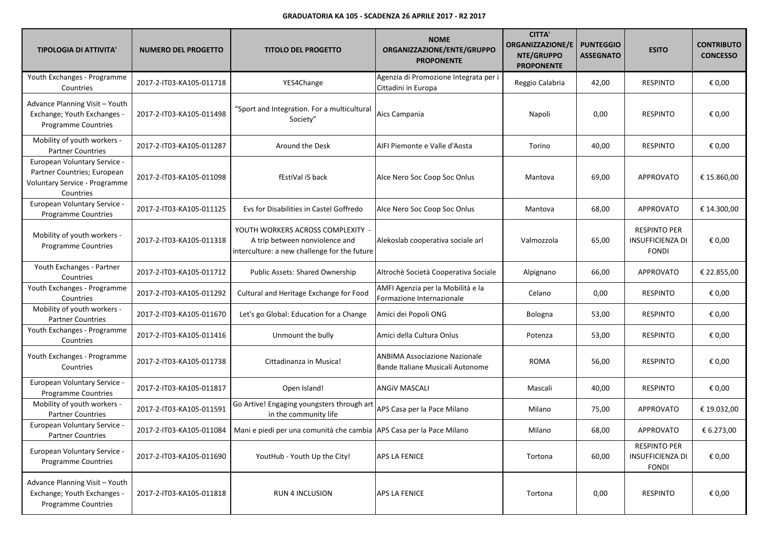**GRADUATORIA KA 105 - SCADENZA 26 APRILE 2017 - R2 2017**

| TIPOLOGIA DI ATTIVITA' | NUMERO DEL PROGETTO | TITOLO DEL PROGETTO | NOME ORGANIZZAZIONE/ENTE/GRUPPO PROPONENTE | CITTA' ORGANIZZAZIONE/ENTE/GRUPPO PROPONENTE | PUNTEGGIO ASSEGNATO | ESITO | CONTRIBUTO CONCESSO |
|---|---|---|---|---|---|---|---|
| Youth Exchanges - Programme Countries | 2017-2-IT03-KA105-011718 | YES4Change | Agenzia di Promozione Integrata per i Cittadini in Europa | Reggio Calabria | 42,00 | RESPINTO | € 0,00 |
| Advance Planning Visit – Youth Exchange; Youth Exchanges - Programme Countries | 2017-2-IT03-KA105-011498 | "Sport and Integration. For a multicultural Society" | Aics Campania | Napoli | 0,00 | RESPINTO | € 0,00 |
| Mobility of youth workers - Partner Countries | 2017-2-IT03-KA105-011287 | Around the Desk | AIFI Piemonte e Valle d'Aosta | Torino | 40,00 | RESPINTO | € 0,00 |
| European Voluntary Service - Partner Countries; European Voluntary Service - Programme Countries | 2017-2-IT03-KA105-011098 | fEstiVal iS back | Alce Nero Soc Coop Soc Onlus | Mantova | 69,00 | APPROVATO | € 15.860,00 |
| European Voluntary Service - Programme Countries | 2017-2-IT03-KA105-011125 | Evs for Disabilities in Castel Goffredo | Alce Nero Soc Coop Soc Onlus | Mantova | 68,00 | APPROVATO | € 14.300,00 |
| Mobility of youth workers - Programme Countries | 2017-2-IT03-KA105-011318 | YOUTH WORKERS ACROSS COMPLEXITY - A trip between nonviolence and interculture: a new challenge for the future | Alekoslab cooperativa sociale arl | Valmozzola | 65,00 | RESPINTO PER INSUFFICIENZA DI FONDI | € 0,00 |
| Youth Exchanges - Partner Countries | 2017-2-IT03-KA105-011712 | Public Assets: Shared Ownership | Altrochè Società Cooperativa Sociale | Alpignano | 66,00 | APPROVATO | € 22.855,00 |
| Youth Exchanges - Programme Countries | 2017-2-IT03-KA105-011292 | Cultural and Heritage Exchange for Food | AMFI Agenzia per la Mobilità e la Formazione Internazionale | Celano | 0,00 | RESPINTO | € 0,00 |
| Mobility of youth workers - Partner Countries | 2017-2-IT03-KA105-011670 | Let's go Global: Education for a Change | Amici dei Popoli ONG | Bologna | 53,00 | RESPINTO | € 0,00 |
| Youth Exchanges - Programme Countries | 2017-2-IT03-KA105-011416 | Unmount the bully | Amici della Cultura Onlus | Potenza | 53,00 | RESPINTO | € 0,00 |
| Youth Exchanges - Programme Countries | 2017-2-IT03-KA105-011738 | Cittadinanza in Musica! | ANBIMA Associazione Nazionale Bande Italiane Musicali Autonome | ROMA | 56,00 | RESPINTO | € 0,00 |
| European Voluntary Service - Programme Countries | 2017-2-IT03-KA105-011817 | Open Island! | ANGiV MASCALI | Mascali | 40,00 | RESPINTO | € 0,00 |
| Mobility of youth workers - Partner Countries | 2017-2-IT03-KA105-011591 | Go Artive! Engaging youngsters through art in the community life | APS Casa per la Pace Milano | Milano | 75,00 | APPROVATO | € 19.032,00 |
| European Voluntary Service - Partner Countries | 2017-2-IT03-KA105-011084 | Mani e piedi per una comunità che cambia | APS Casa per la Pace Milano | Milano | 68,00 | APPROVATO | € 6.273,00 |
| European Voluntary Service - Programme Countries | 2017-2-IT03-KA105-011690 | YoutHub - Youth Up the City! | APS LA FENICE | Tortona | 60,00 | RESPINTO PER INSUFFICIENZA DI FONDI | € 0,00 |
| Advance Planning Visit – Youth Exchange; Youth Exchanges - Programme Countries | 2017-2-IT03-KA105-011818 | RUN 4 INCLUSION | APS LA FENICE | Tortona | 0,00 | RESPINTO | € 0,00 |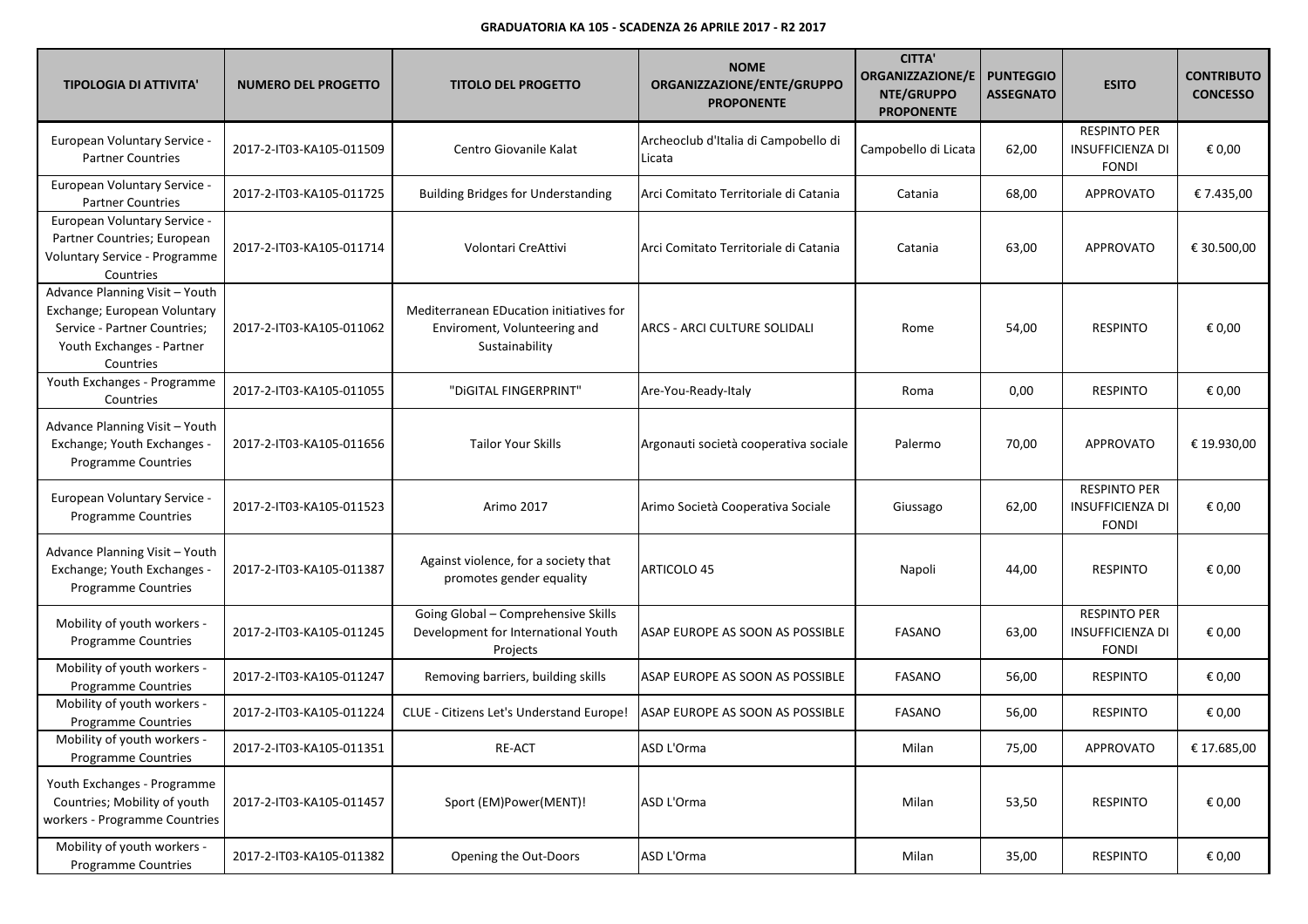**GRADUATORIA KA 105 - SCADENZA 26 APRILE 2017 - R2 2017**

| TIPOLOGIA DI ATTIVITA' | NUMERO DEL PROGETTO | TITOLO DEL PROGETTO | NOME ORGANIZZAZIONE/ENTE/GRUPPO PROPONENTE | CITTA' ORGANIZZAZIONE/ENTE/GRUPPO PROPONENTE | PUNTEGGIO ASSEGNATO | ESITO | CONTRIBUTO CONCESSO |
|---|---|---|---|---|---|---|---|
| European Voluntary Service - Partner Countries | 2017-2-IT03-KA105-011509 | Centro Giovanile Kalat | Archeoclub d'Italia di Campobello di Licata | Campobello di Licata | 62,00 | RESPINTO PER INSUFFICIENZA DI FONDI | € 0,00 |
| European Voluntary Service - Partner Countries | 2017-2-IT03-KA105-011725 | Building Bridges for Understanding | Arci Comitato Territoriale di Catania | Catania | 68,00 | APPROVATO | € 7.435,00 |
| European Voluntary Service - Partner Countries; European Voluntary Service - Programme Countries | 2017-2-IT03-KA105-011714 | Volontari CreAttivi | Arci Comitato Territoriale di Catania | Catania | 63,00 | APPROVATO | € 30.500,00 |
| Advance Planning Visit – Youth Exchange; European Voluntary Service - Partner Countries; Youth Exchanges - Partner Countries | 2017-2-IT03-KA105-011062 | Mediterranean EDucation initiatives for Enviroment, Volunteering and Sustainability | ARCS - ARCI CULTURE SOLIDALI | Rome | 54,00 | RESPINTO | € 0,00 |
| Youth Exchanges - Programme Countries | 2017-2-IT03-KA105-011055 | "DiGITAL FINGERPRINT" | Are-You-Ready-Italy | Roma | 0,00 | RESPINTO | € 0,00 |
| Advance Planning Visit – Youth Exchange; Youth Exchanges - Programme Countries | 2017-2-IT03-KA105-011656 | Tailor Your Skills | Argonauti società cooperativa sociale | Palermo | 70,00 | APPROVATO | € 19.930,00 |
| European Voluntary Service - Programme Countries | 2017-2-IT03-KA105-011523 | Arimo 2017 | Arimo Società Cooperativa Sociale | Giussago | 62,00 | RESPINTO PER INSUFFICIENZA DI FONDI | € 0,00 |
| Advance Planning Visit – Youth Exchange; Youth Exchanges - Programme Countries | 2017-2-IT03-KA105-011387 | Against violence, for a society that promotes gender equality | ARTICOLO 45 | Napoli | 44,00 | RESPINTO | € 0,00 |
| Mobility of youth workers - Programme Countries | 2017-2-IT03-KA105-011245 | Going Global – Comprehensive Skills Development for International Youth Projects | ASAP EUROPE AS SOON AS POSSIBLE | FASANO | 63,00 | RESPINTO PER INSUFFICIENZA DI FONDI | € 0,00 |
| Mobility of youth workers - Programme Countries | 2017-2-IT03-KA105-011247 | Removing barriers, building skills | ASAP EUROPE AS SOON AS POSSIBLE | FASANO | 56,00 | RESPINTO | € 0,00 |
| Mobility of youth workers - Programme Countries | 2017-2-IT03-KA105-011224 | CLUE - Citizens Let's Understand Europe! | ASAP EUROPE AS SOON AS POSSIBLE | FASANO | 56,00 | RESPINTO | € 0,00 |
| Mobility of youth workers - Programme Countries | 2017-2-IT03-KA105-011351 | RE-ACT | ASD L'Orma | Milan | 75,00 | APPROVATO | € 17.685,00 |
| Youth Exchanges - Programme Countries; Mobility of youth workers - Programme Countries | 2017-2-IT03-KA105-011457 | Sport (EM)Power(MENT)! | ASD L'Orma | Milan | 53,50 | RESPINTO | € 0,00 |
| Mobility of youth workers - Programme Countries | 2017-2-IT03-KA105-011382 | Opening the Out-Doors | ASD L'Orma | Milan | 35,00 | RESPINTO | € 0,00 |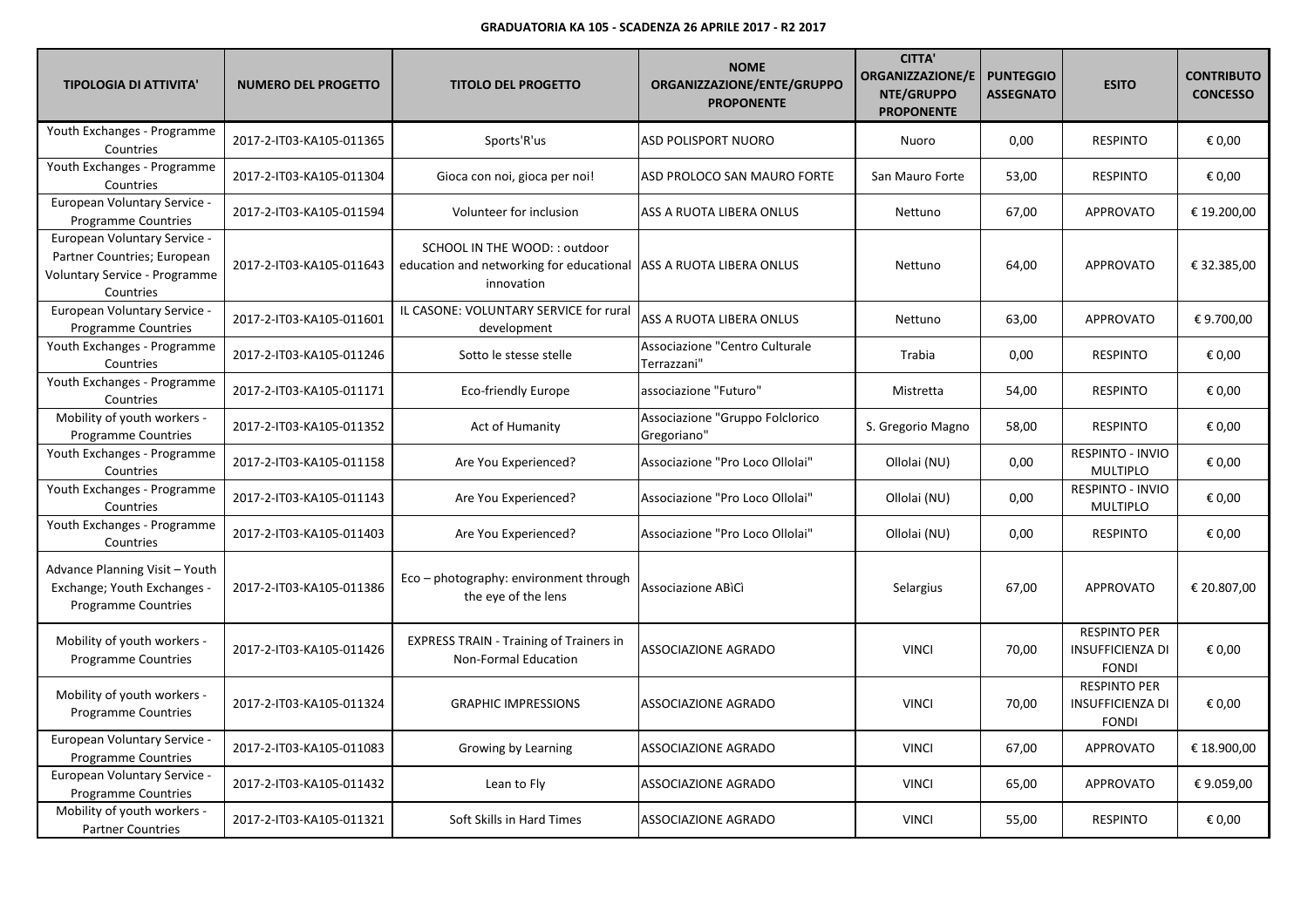**GRADUATORIA KA 105 - SCADENZA 26 APRILE 2017 - R2 2017**

| TIPOLOGIA DI ATTIVITA' | NUMERO DEL PROGETTO | TITOLO DEL PROGETTO | NOME ORGANIZZAZIONE/ENTE/GRUPPO PROPONENTE | CITTA' ORGANIZZAZIONE/ENTE/GRUPPO PROPONENTE | PUNTEGGIO ASSEGNATO | ESITO | CONTRIBUTO CONCESSO |
|---|---|---|---|---|---|---|---|
| Youth Exchanges - Programme Countries | 2017-2-IT03-KA105-011365 | Sports'R'us | ASD POLISPORT NUORO | Nuoro | 0,00 | RESPINTO | € 0,00 |
| Youth Exchanges - Programme Countries | 2017-2-IT03-KA105-011304 | Gioca con noi, gioca per noi! | ASD PROLOCO SAN MAURO FORTE | San Mauro Forte | 53,00 | RESPINTO | € 0,00 |
| European Voluntary Service - Programme Countries | 2017-2-IT03-KA105-011594 | Volunteer for inclusion | ASS A RUOTA LIBERA ONLUS | Nettuno | 67,00 | APPROVATO | € 19.200,00 |
| European Voluntary Service - Partner Countries; European Voluntary Service - Programme Countries | 2017-2-IT03-KA105-011643 | SCHOOL IN THE WOOD: : outdoor education and networking for educational innovation | ASS A RUOTA LIBERA ONLUS | Nettuno | 64,00 | APPROVATO | € 32.385,00 |
| European Voluntary Service - Programme Countries | 2017-2-IT03-KA105-011601 | IL CASONE: VOLUNTARY SERVICE for rural development | ASS A RUOTA LIBERA ONLUS | Nettuno | 63,00 | APPROVATO | € 9.700,00 |
| Youth Exchanges - Programme Countries | 2017-2-IT03-KA105-011246 | Sotto le stesse stelle | Associazione "Centro Culturale Terrazzani" | Trabia | 0,00 | RESPINTO | € 0,00 |
| Youth Exchanges - Programme Countries | 2017-2-IT03-KA105-011171 | Eco-friendly Europe | associazione "Futuro" | Mistretta | 54,00 | RESPINTO | € 0,00 |
| Mobility of youth workers - Programme Countries | 2017-2-IT03-KA105-011352 | Act of Humanity | Associazione "Gruppo Folclorico Gregoriano" | S. Gregorio Magno | 58,00 | RESPINTO | € 0,00 |
| Youth Exchanges - Programme Countries | 2017-2-IT03-KA105-011158 | Are You Experienced? | Associazione "Pro Loco Ollolai" | Ollolai (NU) | 0,00 | RESPINTO - INVIO MULTIPLO | € 0,00 |
| Youth Exchanges - Programme Countries | 2017-2-IT03-KA105-011143 | Are You Experienced? | Associazione "Pro Loco Ollolai" | Ollolai (NU) | 0,00 | RESPINTO - INVIO MULTIPLO | € 0,00 |
| Youth Exchanges - Programme Countries | 2017-2-IT03-KA105-011403 | Are You Experienced? | Associazione "Pro Loco Ollolai" | Ollolai (NU) | 0,00 | RESPINTO | € 0,00 |
| Advance Planning Visit – Youth Exchange; Youth Exchanges - Programme Countries | 2017-2-IT03-KA105-011386 | Eco – photography: environment through the eye of the lens | Associazione ABiCi | Selargius | 67,00 | APPROVATO | € 20.807,00 |
| Mobility of youth workers - Programme Countries | 2017-2-IT03-KA105-011426 | EXPRESS TRAIN - Training of Trainers in Non-Formal Education | ASSOCIAZIONE AGRADO | VINCI | 70,00 | RESPINTO PER INSUFFICIENZA DI FONDI | € 0,00 |
| Mobility of youth workers - Programme Countries | 2017-2-IT03-KA105-011324 | GRAPHIC IMPRESSIONS | ASSOCIAZIONE AGRADO | VINCI | 70,00 | RESPINTO PER INSUFFICIENZA DI FONDI | € 0,00 |
| European Voluntary Service - Programme Countries | 2017-2-IT03-KA105-011083 | Growing by Learning | ASSOCIAZIONE AGRADO | VINCI | 67,00 | APPROVATO | € 18.900,00 |
| European Voluntary Service - Programme Countries | 2017-2-IT03-KA105-011432 | Lean to Fly | ASSOCIAZIONE AGRADO | VINCI | 65,00 | APPROVATO | € 9.059,00 |
| Mobility of youth workers - Partner Countries | 2017-2-IT03-KA105-011321 | Soft Skills in Hard Times | ASSOCIAZIONE AGRADO | VINCI | 55,00 | RESPINTO | € 0,00 |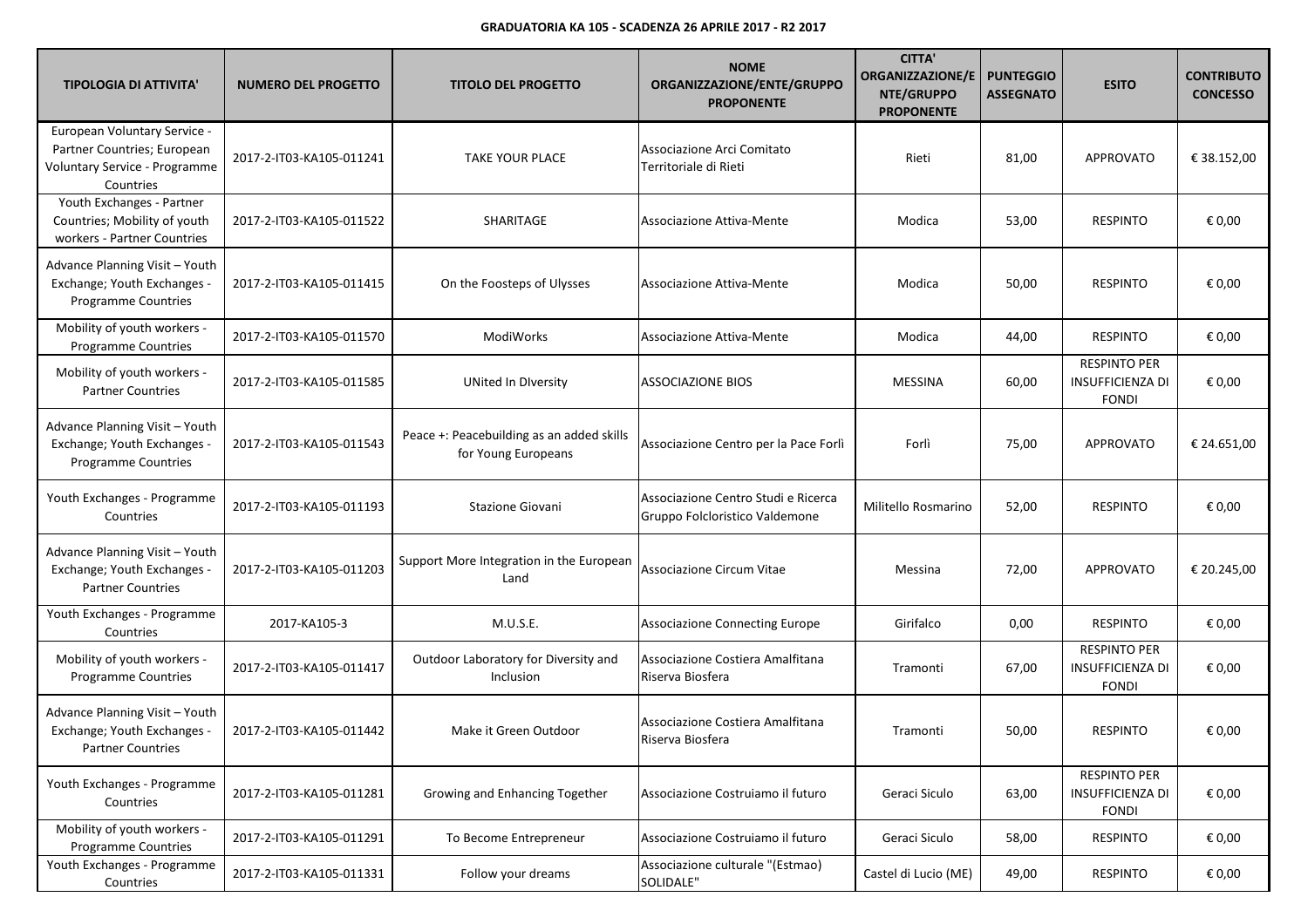**GRADUATORIA KA 105 - SCADENZA 26 APRILE 2017 - R2 2017**

| TIPOLOGIA DI ATTIVITA' | NUMERO DEL PROGETTO | TITOLO DEL PROGETTO | NOME ORGANIZZAZIONE/ENTE/GRUPPO PROPONENTE | CITTA' ORGANIZZAZIONE/ENTE/GRUPPO PROPONENTE | PUNTEGGIO ASSEGNATO | ESITO | CONTRIBUTO CONCESSO |
|---|---|---|---|---|---|---|---|
| European Voluntary Service - Partner Countries; European Voluntary Service - Programme Countries | 2017-2-IT03-KA105-011241 | TAKE YOUR PLACE | Associazione Arci Comitato Territoriale di Rieti | Rieti | 81,00 | APPROVATO | € 38.152,00 |
| Youth Exchanges - Partner Countries; Mobility of youth workers - Partner Countries | 2017-2-IT03-KA105-011522 | SHARITAGE | Associazione Attiva-Mente | Modica | 53,00 | RESPINTO | € 0,00 |
| Advance Planning Visit – Youth Exchange; Youth Exchanges - Programme Countries | 2017-2-IT03-KA105-011415 | On the Foosteps of Ulysses | Associazione Attiva-Mente | Modica | 50,00 | RESPINTO | € 0,00 |
| Mobility of youth workers - Programme Countries | 2017-2-IT03-KA105-011570 | ModiWorks | Associazione Attiva-Mente | Modica | 44,00 | RESPINTO | € 0,00 |
| Mobility of youth workers - Partner Countries | 2017-2-IT03-KA105-011585 | UNited In DIversity | ASSOCIAZIONE BIOS | MESSINA | 60,00 | RESPINTO PER INSUFFICIENZA DI FONDI | € 0,00 |
| Advance Planning Visit – Youth Exchange; Youth Exchanges - Programme Countries | 2017-2-IT03-KA105-011543 | Peace +: Peacebuilding as an added skills for Young Europeans | Associazione Centro per la Pace Forlì | Forlì | 75,00 | APPROVATO | € 24.651,00 |
| Youth Exchanges - Programme Countries | 2017-2-IT03-KA105-011193 | Stazione Giovani | Associazione Centro Studi e Ricerca Gruppo Folcloristico Valdemone | Militello Rosmarino | 52,00 | RESPINTO | € 0,00 |
| Advance Planning Visit – Youth Exchange; Youth Exchanges - Partner Countries | 2017-2-IT03-KA105-011203 | Support More Integration in the European Land | Associazione Circum Vitae | Messina | 72,00 | APPROVATO | € 20.245,00 |
| Youth Exchanges - Programme Countries | 2017-KA105-3 | M.U.S.E. | Associazione Connecting Europe | Girifalco | 0,00 | RESPINTO | € 0,00 |
| Mobility of youth workers - Programme Countries | 2017-2-IT03-KA105-011417 | Outdoor Laboratory for Diversity and Inclusion | Associazione Costiera Amalfitana Riserva Biosfera | Tramonti | 67,00 | RESPINTO PER INSUFFICIENZA DI FONDI | € 0,00 |
| Advance Planning Visit – Youth Exchange; Youth Exchanges - Partner Countries | 2017-2-IT03-KA105-011442 | Make it Green Outdoor | Associazione Costiera Amalfitana Riserva Biosfera | Tramonti | 50,00 | RESPINTO | € 0,00 |
| Youth Exchanges - Programme Countries | 2017-2-IT03-KA105-011281 | Growing and Enhancing Together | Associazione Costruiamo il futuro | Geraci Siculo | 63,00 | RESPINTO PER INSUFFICIENZA DI FONDI | € 0,00 |
| Mobility of youth workers - Programme Countries | 2017-2-IT03-KA105-011291 | To Become Entrepreneur | Associazione Costruiamo il futuro | Geraci Siculo | 58,00 | RESPINTO | € 0,00 |
| Youth Exchanges - Programme Countries | 2017-2-IT03-KA105-011331 | Follow your dreams | Associazione culturale "(Estmao) SOLIDALE" | Castel di Lucio (ME) | 49,00 | RESPINTO | € 0,00 |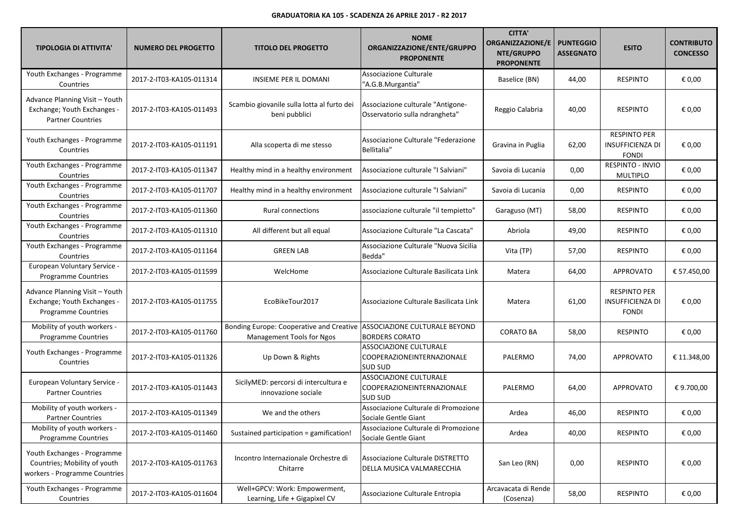**GRADUATORIA KA 105 - SCADENZA 26 APRILE 2017 - R2 2017**

| TIPOLOGIA DI ATTIVITA' | NUMERO DEL PROGETTO | TITOLO DEL PROGETTO | NOME ORGANIZZAZIONE/ENTE/GRUPPO PROPONENTE | CITTA' ORGANIZZAZIONE/ENTE/GRUPPO PROPONENTE | PUNTEGGIO ASSEGNATO | ESITO | CONTRIBUTO CONCESSO |
|---|---|---|---|---|---|---|---|
| Youth Exchanges - Programme Countries | 2017-2-IT03-KA105-011314 | INSIEME PER IL DOMANI | Associazione Culturale "A.G.B.Murgantia" | Baselice (BN) | 44,00 | RESPINTO | € 0,00 |
| Advance Planning Visit – Youth Exchange; Youth Exchanges - Partner Countries | 2017-2-IT03-KA105-011493 | Scambio giovanile sulla lotta al furto dei beni pubblici | Associazione culturale "Antigone-Osservatorio sulla ndrangheta" | Reggio Calabria | 40,00 | RESPINTO | € 0,00 |
| Youth Exchanges - Programme Countries | 2017-2-IT03-KA105-011191 | Alla scoperta di me stesso | Associazione Culturale "Federazione Bellitalia" | Gravina in Puglia | 62,00 | RESPINTO PER INSUFFICIENZA DI FONDI | € 0,00 |
| Youth Exchanges - Programme Countries | 2017-2-IT03-KA105-011347 | Healthy mind in a healthy environment | Associazione culturale "I Salviani" | Savoia di Lucania | 0,00 | RESPINTO - INVIO MULTIPLO | € 0,00 |
| Youth Exchanges - Programme Countries | 2017-2-IT03-KA105-011707 | Healthy mind in a healthy environment | Associazione culturale "I Salviani" | Savoia di Lucania | 0,00 | RESPINTO | € 0,00 |
| Youth Exchanges - Programme Countries | 2017-2-IT03-KA105-011360 | Rural connections | associazione culturale "il tempietto" | Garaguso (MT) | 58,00 | RESPINTO | € 0,00 |
| Youth Exchanges - Programme Countries | 2017-2-IT03-KA105-011310 | All different but all equal | Associazione Culturale "La Cascata" | Abriola | 49,00 | RESPINTO | € 0,00 |
| Youth Exchanges - Programme Countries | 2017-2-IT03-KA105-011164 | GREEN LAB | Associazione Culturale "Nuova Sicilia Bedda" | Vita (TP) | 57,00 | RESPINTO | € 0,00 |
| European Voluntary Service - Programme Countries | 2017-2-IT03-KA105-011599 | WelcHome | Associazione Culturale Basilicata Link | Matera | 64,00 | APPROVATO | € 57.450,00 |
| Advance Planning Visit – Youth Exchange; Youth Exchanges - Programme Countries | 2017-2-IT03-KA105-011755 | EcoBikeTour2017 | Associazione Culturale Basilicata Link | Matera | 61,00 | RESPINTO PER INSUFFICIENZA DI FONDI | € 0,00 |
| Mobility of youth workers - Programme Countries | 2017-2-IT03-KA105-011760 | Bonding Europe: Cooperative and Creative Management Tools for Ngos | ASSOCIAZIONE CULTURALE BEYOND BORDERS CORATO | CORATO BA | 58,00 | RESPINTO | € 0,00 |
| Youth Exchanges - Programme Countries | 2017-2-IT03-KA105-011326 | Up Down & Rights | ASSOCIAZIONE CULTURALE COOPERAZIONEINTERNAZIONALE SUD SUD | PALERMO | 74,00 | APPROVATO | € 11.348,00 |
| European Voluntary Service - Partner Countries | 2017-2-IT03-KA105-011443 | SicilyMED: percorsi di intercultura e innovazione sociale | ASSOCIAZIONE CULTURALE COOPERAZIONEINTERNAZIONALE SUD SUD | PALERMO | 64,00 | APPROVATO | € 9.700,00 |
| Mobility of youth workers - Partner Countries | 2017-2-IT03-KA105-011349 | We and the others | Associazione Culturale di Promozione Sociale Gentle Giant | Ardea | 46,00 | RESPINTO | € 0,00 |
| Mobility of youth workers - Programme Countries | 2017-2-IT03-KA105-011460 | Sustained participation = gamification! | Associazione Culturale di Promozione Sociale Gentle Giant | Ardea | 40,00 | RESPINTO | € 0,00 |
| Youth Exchanges - Programme Countries; Mobility of youth workers - Programme Countries | 2017-2-IT03-KA105-011763 | Incontro Internazionale Orchestre di Chitarre | Associazione Culturale DISTRETTO DELLA MUSICA VALMARECCHIA | San Leo (RN) | 0,00 | RESPINTO | € 0,00 |
| Youth Exchanges - Programme Countries | 2017-2-IT03-KA105-011604 | Well+GPCV: Work: Empowerment, Learning, Life + Gigapixel CV | Associazione Culturale Entropia | Arcavacata di Rende (Cosenza) | 58,00 | RESPINTO | € 0,00 |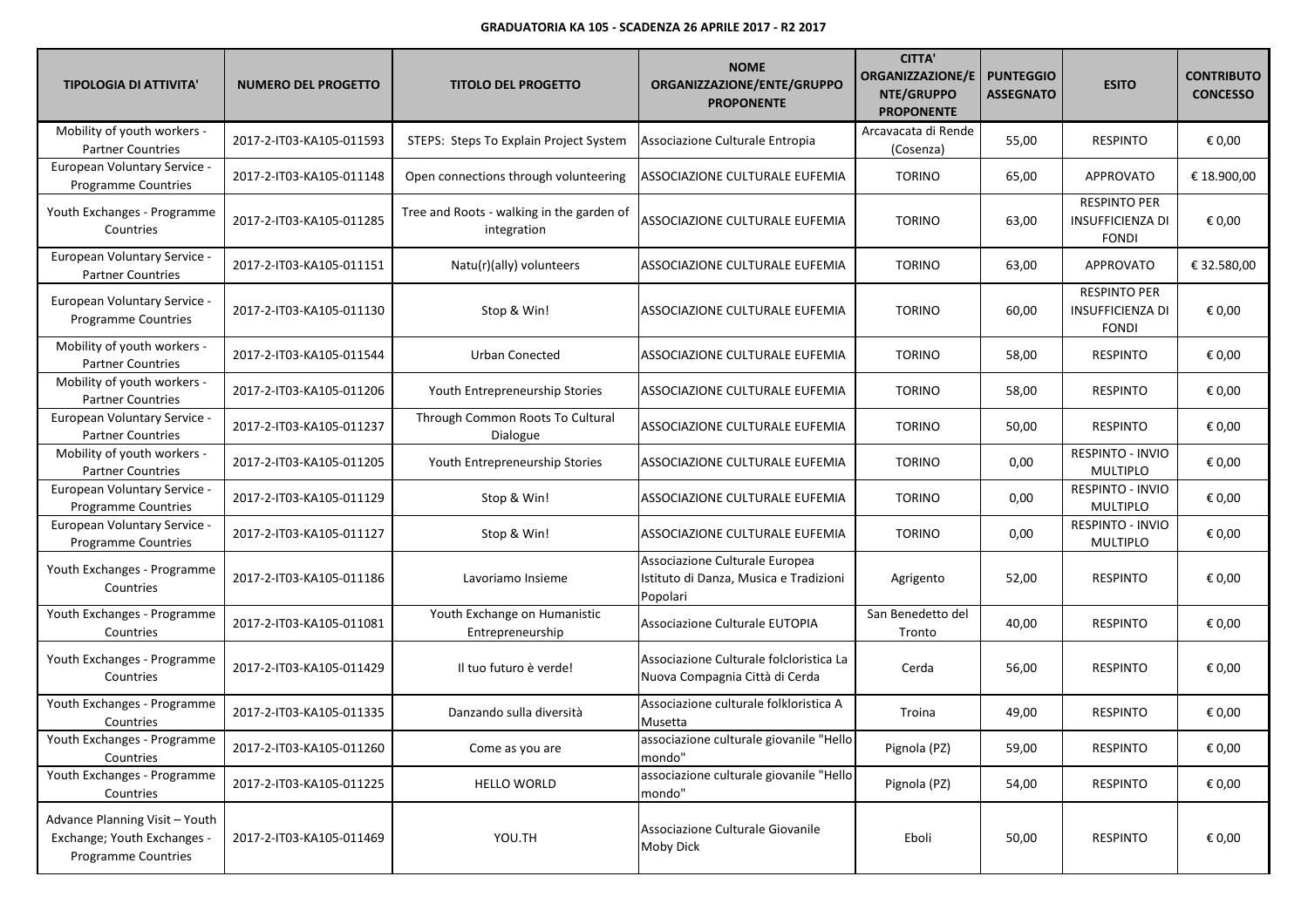**GRADUATORIA KA 105 - SCADENZA 26 APRILE 2017 - R2 2017**

| TIPOLOGIA DI ATTIVITA' | NUMERO DEL PROGETTO | TITOLO DEL PROGETTO | NOME ORGANIZZAZIONE/ENTE/GRUPPO PROPONENTE | CITTA' ORGANIZZAZIONE/ENTE/GRUPPO PROPONENTE | PUNTEGGIO ASSEGNATO | ESITO | CONTRIBUTO CONCESSO |
|---|---|---|---|---|---|---|---|
| Mobility of youth workers - Partner Countries | 2017-2-IT03-KA105-011593 | STEPS: Steps To Explain Project System | Associazione Culturale Entropia | Arcavacata di Rende (Cosenza) | 55,00 | RESPINTO | € 0,00 |
| European Voluntary Service - Programme Countries | 2017-2-IT03-KA105-011148 | Open connections through volunteering | ASSOCIAZIONE CULTURALE EUFEMIA | TORINO | 65,00 | APPROVATO | € 18.900,00 |
| Youth Exchanges - Programme Countries | 2017-2-IT03-KA105-011285 | Tree and Roots - walking in the garden of integration | ASSOCIAZIONE CULTURALE EUFEMIA | TORINO | 63,00 | RESPINTO PER INSUFFICIENZA DI FONDI | € 0,00 |
| European Voluntary Service - Partner Countries | 2017-2-IT03-KA105-011151 | Natu(r)(ally) volunteers | ASSOCIAZIONE CULTURALE EUFEMIA | TORINO | 63,00 | APPROVATO | € 32.580,00 |
| European Voluntary Service - Programme Countries | 2017-2-IT03-KA105-011130 | Stop & Win! | ASSOCIAZIONE CULTURALE EUFEMIA | TORINO | 60,00 | RESPINTO PER INSUFFICIENZA DI FONDI | € 0,00 |
| Mobility of youth workers - Partner Countries | 2017-2-IT03-KA105-011544 | Urban Conected | ASSOCIAZIONE CULTURALE EUFEMIA | TORINO | 58,00 | RESPINTO | € 0,00 |
| Mobility of youth workers - Partner Countries | 2017-2-IT03-KA105-011206 | Youth Entrepreneurship Stories | ASSOCIAZIONE CULTURALE EUFEMIA | TORINO | 58,00 | RESPINTO | € 0,00 |
| European Voluntary Service - Partner Countries | 2017-2-IT03-KA105-011237 | Through Common Roots To Cultural Dialogue | ASSOCIAZIONE CULTURALE EUFEMIA | TORINO | 50,00 | RESPINTO | € 0,00 |
| Mobility of youth workers - Partner Countries | 2017-2-IT03-KA105-011205 | Youth Entrepreneurship Stories | ASSOCIAZIONE CULTURALE EUFEMIA | TORINO | 0,00 | RESPINTO - INVIO MULTIPLO | € 0,00 |
| European Voluntary Service - Programme Countries | 2017-2-IT03-KA105-011129 | Stop & Win! | ASSOCIAZIONE CULTURALE EUFEMIA | TORINO | 0,00 | RESPINTO - INVIO MULTIPLO | € 0,00 |
| European Voluntary Service - Programme Countries | 2017-2-IT03-KA105-011127 | Stop & Win! | ASSOCIAZIONE CULTURALE EUFEMIA | TORINO | 0,00 | RESPINTO - INVIO MULTIPLO | € 0,00 |
| Youth Exchanges - Programme Countries | 2017-2-IT03-KA105-011186 | Lavoriamo Insieme | Associazione Culturale Europea Istituto di Danza, Musica e Tradizioni Popolari | Agrigento | 52,00 | RESPINTO | € 0,00 |
| Youth Exchanges - Programme Countries | 2017-2-IT03-KA105-011081 | Youth Exchange on Humanistic Entrepreneurship | Associazione Culturale EUTOPIA | San Benedetto del Tronto | 40,00 | RESPINTO | € 0,00 |
| Youth Exchanges - Programme Countries | 2017-2-IT03-KA105-011429 | Il tuo futuro è verde! | Associazione Culturale folcloristica La Nuova Compagnia Città di Cerda | Cerda | 56,00 | RESPINTO | € 0,00 |
| Youth Exchanges - Programme Countries | 2017-2-IT03-KA105-011335 | Danzando sulla diversità | Associazione culturale folkloristica A Musetta | Troina | 49,00 | RESPINTO | € 0,00 |
| Youth Exchanges - Programme Countries | 2017-2-IT03-KA105-011260 | Come as you are | associazione culturale giovanile "Hello mondo" | Pignola (PZ) | 59,00 | RESPINTO | € 0,00 |
| Youth Exchanges - Programme Countries | 2017-2-IT03-KA105-011225 | HELLO WORLD | associazione culturale giovanile "Hello mondo" | Pignola (PZ) | 54,00 | RESPINTO | € 0,00 |
| Advance Planning Visit – Youth Exchange; Youth Exchanges - Programme Countries | 2017-2-IT03-KA105-011469 | YOU.TH | Associazione Culturale Giovanile Moby Dick | Eboli | 50,00 | RESPINTO | € 0,00 |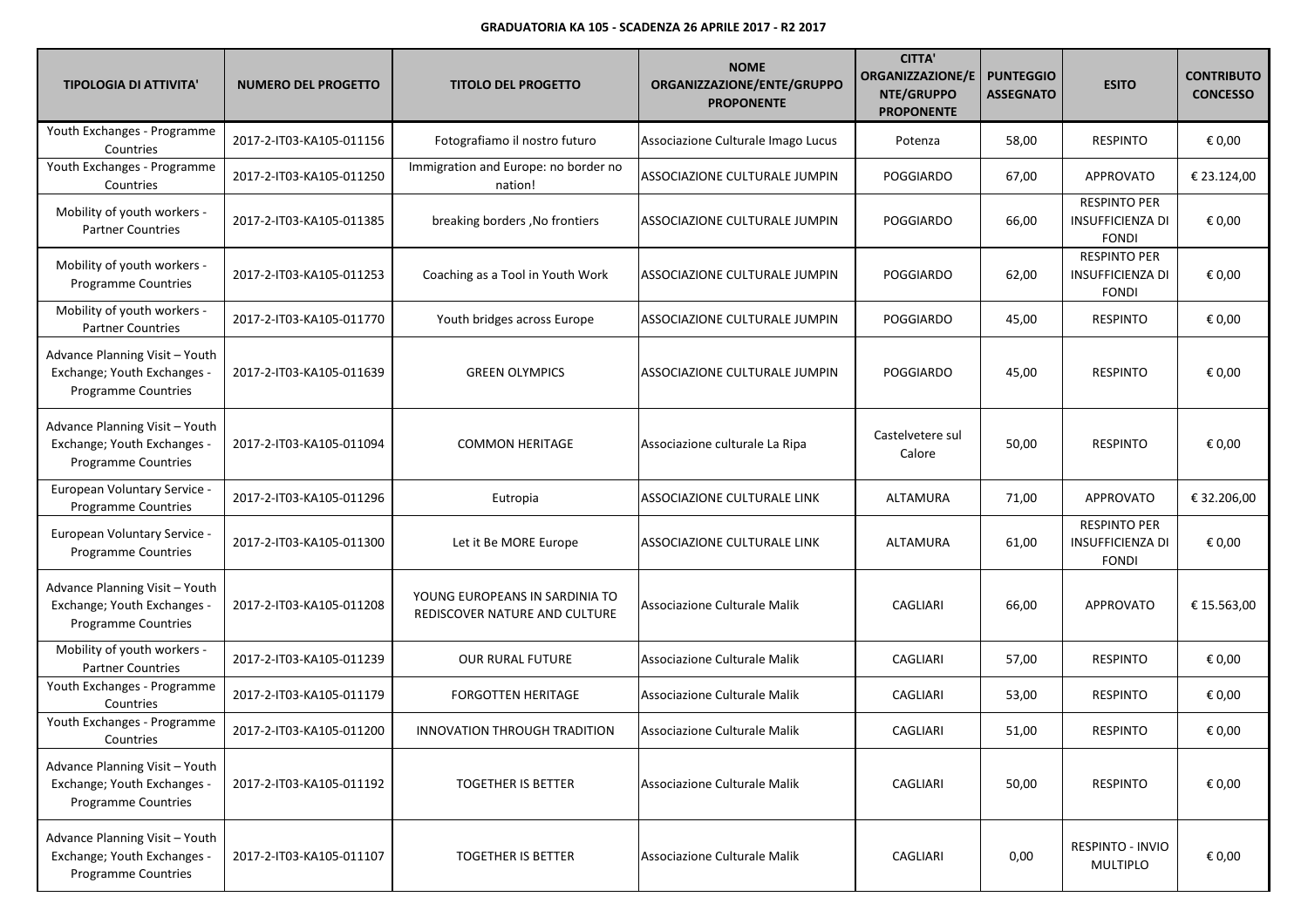**GRADUATORIA KA 105 - SCADENZA 26 APRILE 2017 - R2 2017**

| TIPOLOGIA DI ATTIVITA' | NUMERO DEL PROGETTO | TITOLO DEL PROGETTO | NOME ORGANIZZAZIONE/ENTE/GRUPPO PROPONENTE | CITTA' ORGANIZZAZIONE/ENTE/GRUPPO PROPONENTE | PUNTEGGIO ASSEGNATO | ESITO | CONTRIBUTO CONCESSO |
|---|---|---|---|---|---|---|---|
| Youth Exchanges - Programme Countries | 2017-2-IT03-KA105-011156 | Fotografiamo il nostro futuro | Associazione Culturale Imago Lucus | Potenza | 58,00 | RESPINTO | € 0,00 |
| Youth Exchanges - Programme Countries | 2017-2-IT03-KA105-011250 | Immigration and Europe: no border no nation! | ASSOCIAZIONE CULTURALE JUMPIN | POGGIARDO | 67,00 | APPROVATO | € 23.124,00 |
| Mobility of youth workers - Partner Countries | 2017-2-IT03-KA105-011385 | breaking borders ,No frontiers | ASSOCIAZIONE CULTURALE JUMPIN | POGGIARDO | 66,00 | RESPINTO PER INSUFFICIENZA DI FONDI | € 0,00 |
| Mobility of youth workers - Programme Countries | 2017-2-IT03-KA105-011253 | Coaching as a Tool in Youth Work | ASSOCIAZIONE CULTURALE JUMPIN | POGGIARDO | 62,00 | RESPINTO PER INSUFFICIENZA DI FONDI | € 0,00 |
| Mobility of youth workers - Partner Countries | 2017-2-IT03-KA105-011770 | Youth bridges across Europe | ASSOCIAZIONE CULTURALE JUMPIN | POGGIARDO | 45,00 | RESPINTO | € 0,00 |
| Advance Planning Visit – Youth Exchange; Youth Exchanges - Programme Countries | 2017-2-IT03-KA105-011639 | GREEN OLYMPICS | ASSOCIAZIONE CULTURALE JUMPIN | POGGIARDO | 45,00 | RESPINTO | € 0,00 |
| Advance Planning Visit – Youth Exchange; Youth Exchanges - Programme Countries | 2017-2-IT03-KA105-011094 | COMMON HERITAGE | Associazione culturale La Ripa | Castelvetere sul Calore | 50,00 | RESPINTO | € 0,00 |
| European Voluntary Service - Programme Countries | 2017-2-IT03-KA105-011296 | Eutropia | ASSOCIAZIONE CULTURALE LINK | ALTAMURA | 71,00 | APPROVATO | € 32.206,00 |
| European Voluntary Service - Programme Countries | 2017-2-IT03-KA105-011300 | Let it Be MORE Europe | ASSOCIAZIONE CULTURALE LINK | ALTAMURA | 61,00 | RESPINTO PER INSUFFICIENZA DI FONDI | € 0,00 |
| Advance Planning Visit – Youth Exchange; Youth Exchanges - Programme Countries | 2017-2-IT03-KA105-011208 | YOUNG EUROPEANS IN SARDINIA TO REDISCOVER NATURE AND CULTURE | Associazione Culturale Malik | CAGLIARI | 66,00 | APPROVATO | € 15.563,00 |
| Mobility of youth workers - Partner Countries | 2017-2-IT03-KA105-011239 | OUR RURAL FUTURE | Associazione Culturale Malik | CAGLIARI | 57,00 | RESPINTO | € 0,00 |
| Youth Exchanges - Programme Countries | 2017-2-IT03-KA105-011179 | FORGOTTEN HERITAGE | Associazione Culturale Malik | CAGLIARI | 53,00 | RESPINTO | € 0,00 |
| Youth Exchanges - Programme Countries | 2017-2-IT03-KA105-011200 | INNOVATION THROUGH TRADITION | Associazione Culturale Malik | CAGLIARI | 51,00 | RESPINTO | € 0,00 |
| Advance Planning Visit – Youth Exchange; Youth Exchanges - Programme Countries | 2017-2-IT03-KA105-011192 | TOGETHER IS BETTER | Associazione Culturale Malik | CAGLIARI | 50,00 | RESPINTO | € 0,00 |
| Advance Planning Visit – Youth Exchange; Youth Exchanges - Programme Countries | 2017-2-IT03-KA105-011107 | TOGETHER IS BETTER | Associazione Culturale Malik | CAGLIARI | 0,00 | RESPINTO - INVIO MULTIPLO | € 0,00 |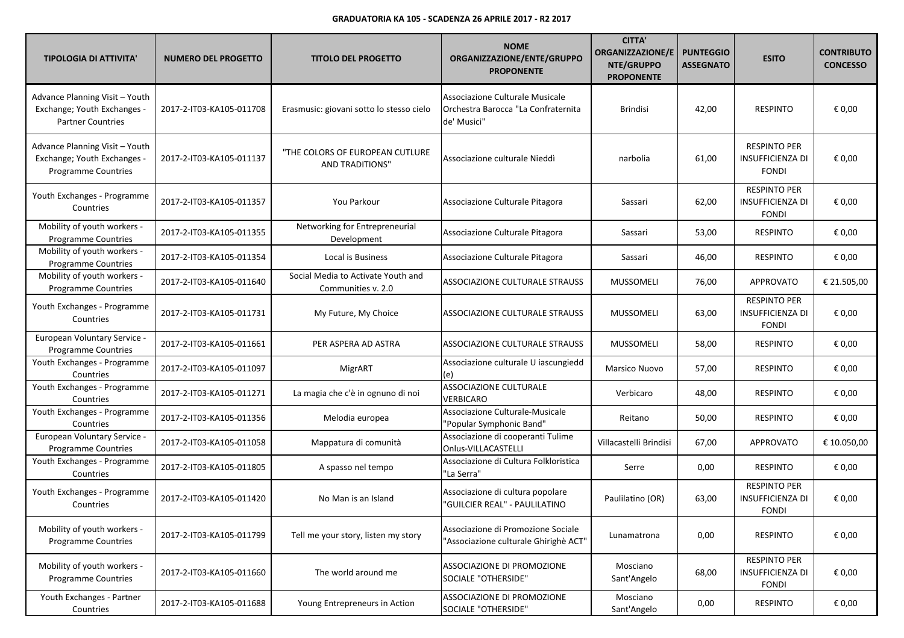**GRADUATORIA KA 105 - SCADENZA 26 APRILE 2017 - R2 2017**

| TIPOLOGIA DI ATTIVITA' | NUMERO DEL PROGETTO | TITOLO DEL PROGETTO | NOME ORGANIZZAZIONE/ENTE/GRUPPO PROPONENTE | CITTA' ORGANIZZAZIONE/ENTE/GRUPPO PROPONENTE | PUNTEGGIO ASSEGNATO | ESITO | CONTRIBUTO CONCESSO |
|---|---|---|---|---|---|---|---|
| Advance Planning Visit – Youth Exchange; Youth Exchanges - Partner Countries | 2017-2-IT03-KA105-011708 | Erasmusic: giovani sotto lo stesso cielo | Associazione Culturale Musicale Orchestra Barocca "La Confraternita de' Musici" | Brindisi | 42,00 | RESPINTO | € 0,00 |
| Advance Planning Visit – Youth Exchange; Youth Exchanges - Programme Countries | 2017-2-IT03-KA105-011137 | "THE COLORS OF EUROPEAN CUTLURE AND TRADITIONS" | Associazione culturale Nieddì | narbolia | 61,00 | RESPINTO PER INSUFFICIENZA DI FONDI | € 0,00 |
| Youth Exchanges - Programme Countries | 2017-2-IT03-KA105-011357 | You Parkour | Associazione Culturale Pitagora | Sassari | 62,00 | RESPINTO PER INSUFFICIENZA DI FONDI | € 0,00 |
| Mobility of youth workers - Programme Countries | 2017-2-IT03-KA105-011355 | Networking for Entrepreneurial Development | Associazione Culturale Pitagora | Sassari | 53,00 | RESPINTO | € 0,00 |
| Mobility of youth workers - Programme Countries | 2017-2-IT03-KA105-011354 | Local is Business | Associazione Culturale Pitagora | Sassari | 46,00 | RESPINTO | € 0,00 |
| Mobility of youth workers - Programme Countries | 2017-2-IT03-KA105-011640 | Social Media to Activate Youth and Communities v. 2.0 | ASSOCIAZIONE CULTURALE STRAUSS | MUSSOMELI | 76,00 | APPROVATO | € 21.505,00 |
| Youth Exchanges - Programme Countries | 2017-2-IT03-KA105-011731 | My Future, My Choice | ASSOCIAZIONE CULTURALE STRAUSS | MUSSOMELI | 63,00 | RESPINTO PER INSUFFICIENZA DI FONDI | € 0,00 |
| European Voluntary Service - Programme Countries | 2017-2-IT03-KA105-011661 | PER ASPERA AD ASTRA | ASSOCIAZIONE CULTURALE STRAUSS | MUSSOMELI | 58,00 | RESPINTO | € 0,00 |
| Youth Exchanges - Programme Countries | 2017-2-IT03-KA105-011097 | MigrART | Associazione culturale U iascungiedd (e) | Marsico Nuovo | 57,00 | RESPINTO | € 0,00 |
| Youth Exchanges - Programme Countries | 2017-2-IT03-KA105-011271 | La magia che c'è in ognuno di noi | ASSOCIAZIONE CULTURALE VERBICARO | Verbicaro | 48,00 | RESPINTO | € 0,00 |
| Youth Exchanges - Programme Countries | 2017-2-IT03-KA105-011356 | Melodia europea | Associazione Culturale-Musicale "Popular Symphonic Band" | Reitano | 50,00 | RESPINTO | € 0,00 |
| European Voluntary Service - Programme Countries | 2017-2-IT03-KA105-011058 | Mappatura di comunità | Associazione di cooperanti Tulime Onlus-VILLACASTELLI | Villacastelli Brindisi | 67,00 | APPROVATO | € 10.050,00 |
| Youth Exchanges - Programme Countries | 2017-2-IT03-KA105-011805 | A spasso nel tempo | Associazione di Cultura Folkloristica "La Serra" | Serre | 0,00 | RESPINTO | € 0,00 |
| Youth Exchanges - Programme Countries | 2017-2-IT03-KA105-011420 | No Man is an Island | Associazione di cultura popolare "GUILCIER REAL" - PAULILATINO | Paulilatino (OR) | 63,00 | RESPINTO PER INSUFFICIENZA DI FONDI | € 0,00 |
| Mobility of youth workers - Programme Countries | 2017-2-IT03-KA105-011799 | Tell me your story, listen my story | Associazione di Promozione Sociale "Associazione culturale Ghirighè ACT" | Lunamatrona | 0,00 | RESPINTO | € 0,00 |
| Mobility of youth workers - Programme Countries | 2017-2-IT03-KA105-011660 | The world around me | ASSOCIAZIONE DI PROMOZIONE SOCIALE "OTHERSIDE" | Mosciano Sant'Angelo | 68,00 | RESPINTO PER INSUFFICIENZA DI FONDI | € 0,00 |
| Youth Exchanges - Partner Countries | 2017-2-IT03-KA105-011688 | Young Entrepreneurs in Action | ASSOCIAZIONE DI PROMOZIONE SOCIALE "OTHERSIDE" | Mosciano Sant'Angelo | 0,00 | RESPINTO | € 0,00 |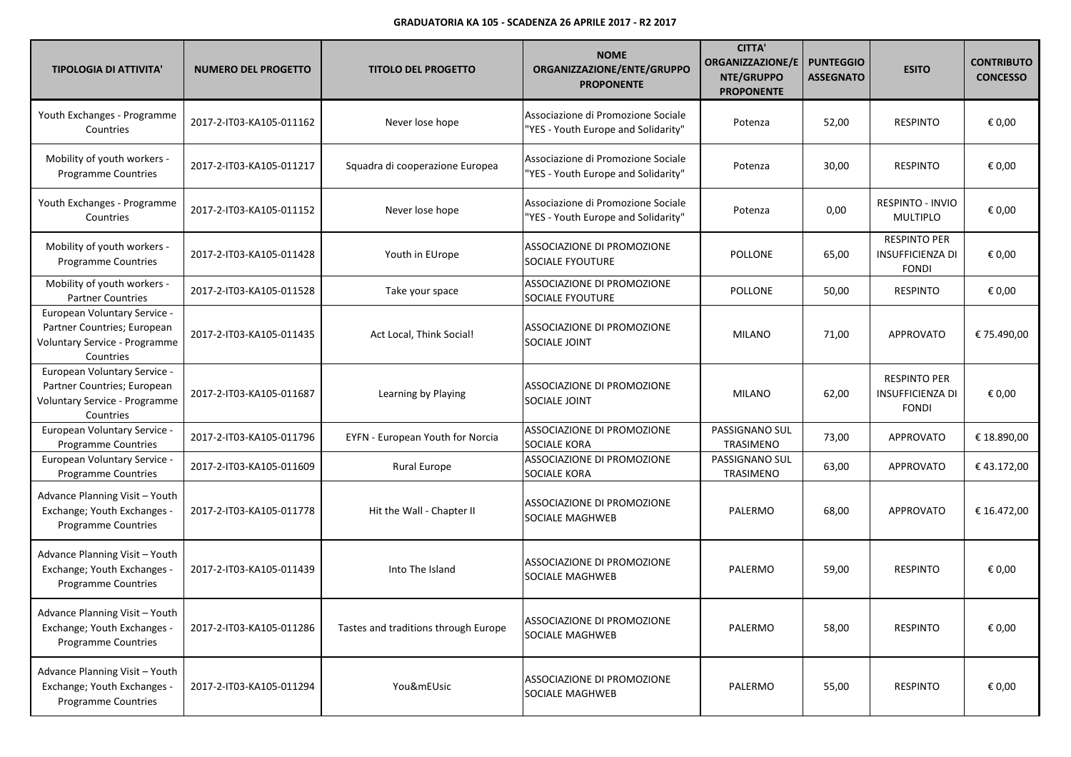**GRADUATORIA KA 105 - SCADENZA 26 APRILE 2017 - R2 2017**

| TIPOLOGIA DI ATTIVITA' | NUMERO DEL PROGETTO | TITOLO DEL PROGETTO | NOME ORGANIZZAZIONE/ENTE/GRUPPO PROPONENTE | CITTA' ORGANIZZAZIONE/ENTE/GRUPPO PROPONENTE | PUNTEGGIO ASSEGNATO | ESITO | CONTRIBUTO CONCESSO |
|---|---|---|---|---|---|---|---|
| Youth Exchanges - Programme Countries | 2017-2-IT03-KA105-011162 | Never lose hope | Associazione di Promozione Sociale "YES - Youth Europe and Solidarity" | Potenza | 52,00 | RESPINTO | € 0,00 |
| Mobility of youth workers - Programme Countries | 2017-2-IT03-KA105-011217 | Squadra di cooperazione Europea | Associazione di Promozione Sociale "YES - Youth Europe and Solidarity" | Potenza | 30,00 | RESPINTO | € 0,00 |
| Youth Exchanges - Programme Countries | 2017-2-IT03-KA105-011152 | Never lose hope | Associazione di Promozione Sociale "YES - Youth Europe and Solidarity" | Potenza | 0,00 | RESPINTO - INVIO MULTIPLO | € 0,00 |
| Mobility of youth workers - Programme Countries | 2017-2-IT03-KA105-011428 | Youth in EUrope | ASSOCIAZIONE DI PROMOZIONE SOCIALE FYOUTURE | POLLONE | 65,00 | RESPINTO PER INSUFFICIENZA DI FONDI | € 0,00 |
| Mobility of youth workers - Partner Countries | 2017-2-IT03-KA105-011528 | Take your space | ASSOCIAZIONE DI PROMOZIONE SOCIALE FYOUTURE | POLLONE | 50,00 | RESPINTO | € 0,00 |
| European Voluntary Service - Partner Countries; European Voluntary Service - Programme Countries | 2017-2-IT03-KA105-011435 | Act Local, Think Social! | ASSOCIAZIONE DI PROMOZIONE SOCIALE JOINT | MILANO | 71,00 | APPROVATO | € 75.490,00 |
| European Voluntary Service - Partner Countries; European Voluntary Service - Programme Countries | 2017-2-IT03-KA105-011687 | Learning by Playing | ASSOCIAZIONE DI PROMOZIONE SOCIALE JOINT | MILANO | 62,00 | RESPINTO PER INSUFFICIENZA DI FONDI | € 0,00 |
| European Voluntary Service - Programme Countries | 2017-2-IT03-KA105-011796 | EYFN - European Youth for Norcia | ASSOCIAZIONE DI PROMOZIONE SOCIALE KORA | PASSIGNANO SUL TRASIMENO | 73,00 | APPROVATO | € 18.890,00 |
| European Voluntary Service - Programme Countries | 2017-2-IT03-KA105-011609 | Rural Europe | ASSOCIAZIONE DI PROMOZIONE SOCIALE KORA | PASSIGNANO SUL TRASIMENO | 63,00 | APPROVATO | € 43.172,00 |
| Advance Planning Visit – Youth Exchange; Youth Exchanges - Programme Countries | 2017-2-IT03-KA105-011778 | Hit the Wall - Chapter II | ASSOCIAZIONE DI PROMOZIONE SOCIALE MAGHWEB | PALERMO | 68,00 | APPROVATO | € 16.472,00 |
| Advance Planning Visit – Youth Exchange; Youth Exchanges - Programme Countries | 2017-2-IT03-KA105-011439 | Into The Island | ASSOCIAZIONE DI PROMOZIONE SOCIALE MAGHWEB | PALERMO | 59,00 | RESPINTO | € 0,00 |
| Advance Planning Visit – Youth Exchange; Youth Exchanges - Programme Countries | 2017-2-IT03-KA105-011286 | Tastes and traditions through Europe | ASSOCIAZIONE DI PROMOZIONE SOCIALE MAGHWEB | PALERMO | 58,00 | RESPINTO | € 0,00 |
| Advance Planning Visit – Youth Exchange; Youth Exchanges - Programme Countries | 2017-2-IT03-KA105-011294 | You&mEUsic | ASSOCIAZIONE DI PROMOZIONE SOCIALE MAGHWEB | PALERMO | 55,00 | RESPINTO | € 0,00 |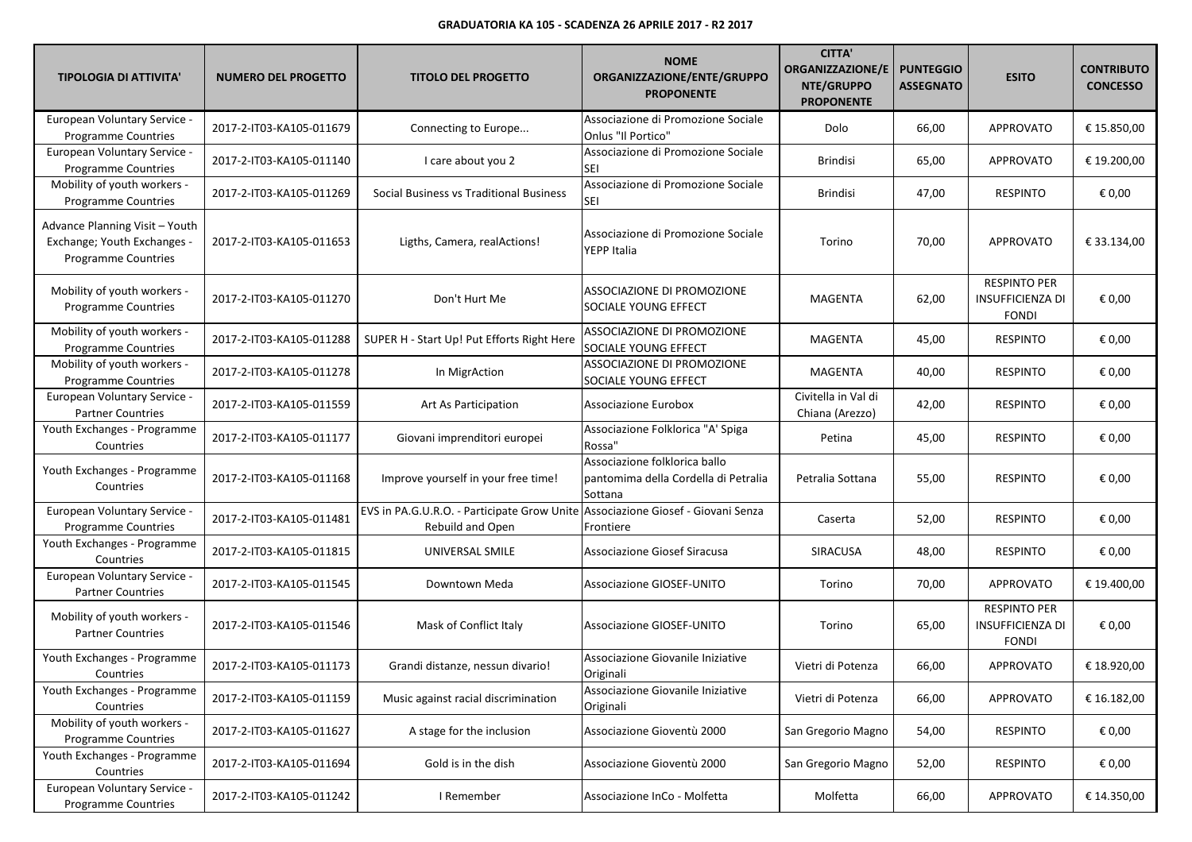**GRADUATORIA KA 105 - SCADENZA 26 APRILE 2017 - R2 2017**

| TIPOLOGIA DI ATTIVITA' | NUMERO DEL PROGETTO | TITOLO DEL PROGETTO | NOME ORGANIZZAZIONE/ENTE/GRUPPO PROPONENTE | CITTA' ORGANIZZAZIONE/ENTE/GRUPPO PROPONENTE | PUNTEGGIO ASSEGNATO | ESITO | CONTRIBUTO CONCESSO |
|---|---|---|---|---|---|---|---|
| European Voluntary Service - Programme Countries | 2017-2-IT03-KA105-011679 | Connecting to Europe... | Associazione di Promozione Sociale Onlus "Il Portico" | Dolo | 66,00 | APPROVATO | € 15.850,00 |
| European Voluntary Service - Programme Countries | 2017-2-IT03-KA105-011140 | I care about you 2 | Associazione di Promozione Sociale SEI | Brindisi | 65,00 | APPROVATO | € 19.200,00 |
| Mobility of youth workers - Programme Countries | 2017-2-IT03-KA105-011269 | Social Business vs Traditional Business | Associazione di Promozione Sociale SEI | Brindisi | 47,00 | RESPINTO | € 0,00 |
| Advance Planning Visit – Youth Exchange; Youth Exchanges - Programme Countries | 2017-2-IT03-KA105-011653 | Ligths, Camera, realActions! | Associazione di Promozione Sociale YEPP Italia | Torino | 70,00 | APPROVATO | € 33.134,00 |
| Mobility of youth workers - Programme Countries | 2017-2-IT03-KA105-011270 | Don't Hurt Me | ASSOCIAZIONE DI PROMOZIONE SOCIALE YOUNG EFFECT | MAGENTA | 62,00 | RESPINTO PER INSUFFICIENZA DI FONDI | € 0,00 |
| Mobility of youth workers - Programme Countries | 2017-2-IT03-KA105-011288 | SUPER H - Start Up! Put Efforts Right Here | ASSOCIAZIONE DI PROMOZIONE SOCIALE YOUNG EFFECT | MAGENTA | 45,00 | RESPINTO | € 0,00 |
| Mobility of youth workers - Programme Countries | 2017-2-IT03-KA105-011278 | In MigrAction | ASSOCIAZIONE DI PROMOZIONE SOCIALE YOUNG EFFECT | MAGENTA | 40,00 | RESPINTO | € 0,00 |
| European Voluntary Service - Partner Countries | 2017-2-IT03-KA105-011559 | Art As Participation | Associazione Eurobox | Civitella in Val di Chiana (Arezzo) | 42,00 | RESPINTO | € 0,00 |
| Youth Exchanges - Programme Countries | 2017-2-IT03-KA105-011177 | Giovani imprenditori europei | Associazione Folklorica "A' Spiga Rossa" | Petina | 45,00 | RESPINTO | € 0,00 |
| Youth Exchanges - Programme Countries | 2017-2-IT03-KA105-011168 | Improve yourself in your free time! | Associazione folklorica ballo pantomima della Cordella di Petralia Sottana | Petralia Sottana | 55,00 | RESPINTO | € 0,00 |
| European Voluntary Service - Programme Countries | 2017-2-IT03-KA105-011481 | EVS in PA.G.U.R.O. - Participate Grow Unite Rebuild and Open | Associazione Giosef - Giovani Senza Frontiere | Caserta | 52,00 | RESPINTO | € 0,00 |
| Youth Exchanges - Programme Countries | 2017-2-IT03-KA105-011815 | UNIVERSAL SMILE | Associazione Giosef Siracusa | SIRACUSA | 48,00 | RESPINTO | € 0,00 |
| European Voluntary Service - Partner Countries | 2017-2-IT03-KA105-011545 | Downtown Meda | Associazione GIOSEF-UNITO | Torino | 70,00 | APPROVATO | € 19.400,00 |
| Mobility of youth workers - Partner Countries | 2017-2-IT03-KA105-011546 | Mask of Conflict Italy | Associazione GIOSEF-UNITO | Torino | 65,00 | RESPINTO PER INSUFFICIENZA DI FONDI | € 0,00 |
| Youth Exchanges - Programme Countries | 2017-2-IT03-KA105-011173 | Grandi distanze, nessun divario! | Associazione Giovanile Iniziative Originali | Vietri di Potenza | 66,00 | APPROVATO | € 18.920,00 |
| Youth Exchanges - Programme Countries | 2017-2-IT03-KA105-011159 | Music against racial discrimination | Associazione Giovanile Iniziative Originali | Vietri di Potenza | 66,00 | APPROVATO | € 16.182,00 |
| Mobility of youth workers - Programme Countries | 2017-2-IT03-KA105-011627 | A stage for the inclusion | Associazione Gioventù 2000 | San Gregorio Magno | 54,00 | RESPINTO | € 0,00 |
| Youth Exchanges - Programme Countries | 2017-2-IT03-KA105-011694 | Gold is in the dish | Associazione Gioventù 2000 | San Gregorio Magno | 52,00 | RESPINTO | € 0,00 |
| European Voluntary Service - Programme Countries | 2017-2-IT03-KA105-011242 | I Remember | Associazione InCo - Molfetta | Molfetta | 66,00 | APPROVATO | € 14.350,00 |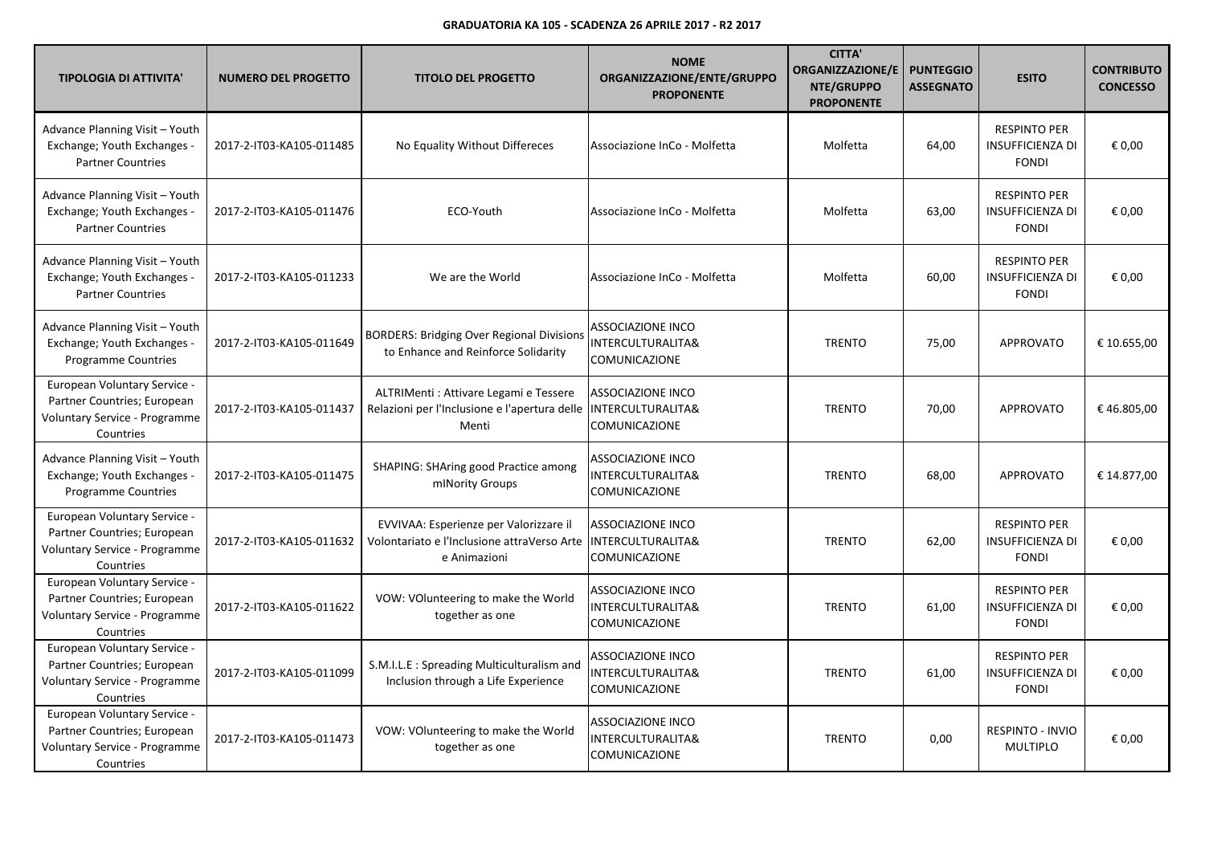**GRADUATORIA KA 105 - SCADENZA 26 APRILE 2017 - R2 2017**

| TIPOLOGIA DI ATTIVITA' | NUMERO DEL PROGETTO | TITOLO DEL PROGETTO | NOME ORGANIZZAZIONE/ENTE/GRUPPO PROPONENTE | CITTA' ORGANIZZAZIONE/ENTE/GRUPPO PROPONENTE | PUNTEGGIO ASSEGNATO | ESITO | CONTRIBUTO CONCESSO |
|---|---|---|---|---|---|---|---|
| Advance Planning Visit – Youth Exchange; Youth Exchanges - Partner Countries | 2017-2-IT03-KA105-011485 | No Equality Without Differeces | Associazione InCo - Molfetta | Molfetta | 64,00 | RESPINTO PER INSUFFICIENZA DI FONDI | € 0,00 |
| Advance Planning Visit – Youth Exchange; Youth Exchanges - Partner Countries | 2017-2-IT03-KA105-011476 | ECO-Youth | Associazione InCo - Molfetta | Molfetta | 63,00 | RESPINTO PER INSUFFICIENZA DI FONDI | € 0,00 |
| Advance Planning Visit – Youth Exchange; Youth Exchanges - Partner Countries | 2017-2-IT03-KA105-011233 | We are the World | Associazione InCo - Molfetta | Molfetta | 60,00 | RESPINTO PER INSUFFICIENZA DI FONDI | € 0,00 |
| Advance Planning Visit – Youth Exchange; Youth Exchanges - Programme Countries | 2017-2-IT03-KA105-011649 | BORDERS: Bridging Over Regional Divisions to Enhance and Reinforce Solidarity | ASSOCIAZIONE INCO INTERCULTURALITA& COMUNICAZIONE | TRENTO | 75,00 | APPROVATO | € 10.655,00 |
| European Voluntary Service - Partner Countries; European Voluntary Service - Programme Countries | 2017-2-IT03-KA105-011437 | ALTRIMenti : Attivare Legami e Tessere Relazioni per l'Inclusione e l'apertura delle Menti | ASSOCIAZIONE INCO INTERCULTURALITA& COMUNICAZIONE | TRENTO | 70,00 | APPROVATO | € 46.805,00 |
| Advance Planning Visit – Youth Exchange; Youth Exchanges - Programme Countries | 2017-2-IT03-KA105-011475 | SHAPING: SHAring good Practice among mINority Groups | ASSOCIAZIONE INCO INTERCULTURALITA& COMUNICAZIONE | TRENTO | 68,00 | APPROVATO | € 14.877,00 |
| European Voluntary Service - Partner Countries; European Voluntary Service - Programme Countries | 2017-2-IT03-KA105-011632 | EVVIVAA: Esperienze per Valorizzare il Volontariato e l'Inclusione attraVerso Arte e Animazioni | ASSOCIAZIONE INCO INTERCULTURALITA& COMUNICAZIONE | TRENTO | 62,00 | RESPINTO PER INSUFFICIENZA DI FONDI | € 0,00 |
| European Voluntary Service - Partner Countries; European Voluntary Service - Programme Countries | 2017-2-IT03-KA105-011622 | VOW: VOlunteering to make the World together as one | ASSOCIAZIONE INCO INTERCULTURALITA& COMUNICAZIONE | TRENTO | 61,00 | RESPINTO PER INSUFFICIENZA DI FONDI | € 0,00 |
| European Voluntary Service - Partner Countries; European Voluntary Service - Programme Countries | 2017-2-IT03-KA105-011099 | S.M.I.L.E : Spreading Multiculturalism and Inclusion through a Life Experience | ASSOCIAZIONE INCO INTERCULTURALITA& COMUNICAZIONE | TRENTO | 61,00 | RESPINTO PER INSUFFICIENZA DI FONDI | € 0,00 |
| European Voluntary Service - Partner Countries; European Voluntary Service - Programme Countries | 2017-2-IT03-KA105-011473 | VOW: VOlunteering to make the World together as one | ASSOCIAZIONE INCO INTERCULTURALITA& COMUNICAZIONE | TRENTO | 0,00 | RESPINTO - INVIO MULTIPLO | € 0,00 |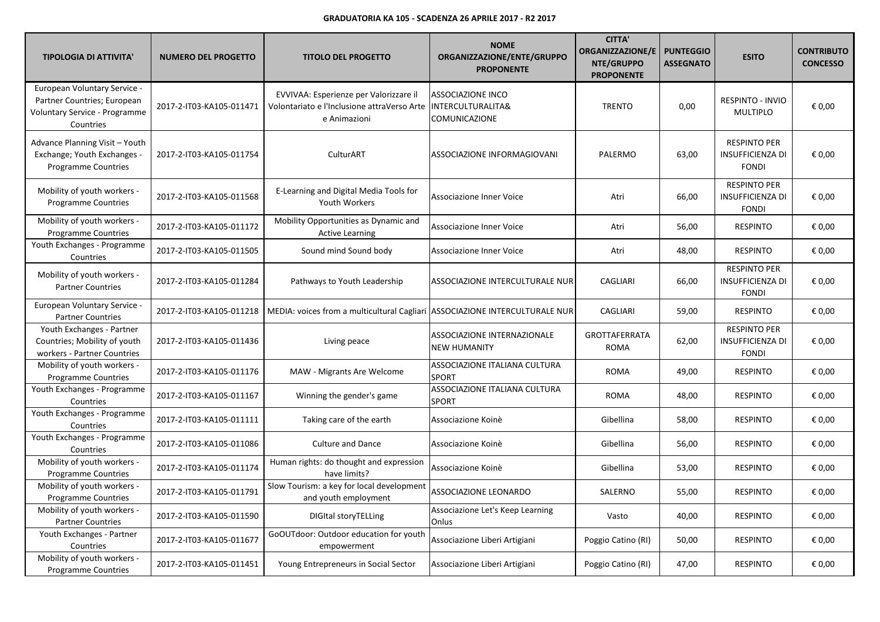**GRADUATORIA KA 105 - SCADENZA 26 APRILE 2017 - R2 2017**

| TIPOLOGIA DI ATTIVITA' | NUMERO DEL PROGETTO | TITOLO DEL PROGETTO | NOME ORGANIZZAZIONE/ENTE/GRUPPO PROPONENTE | CITTA' ORGANIZZAZIONE/ENTE/GRUPPO PROPONENTE | PUNTEGGIO ASSEGNATO | ESITO | CONTRIBUTO CONCESSO |
|---|---|---|---|---|---|---|---|
| European Voluntary Service - Partner Countries; European Voluntary Service - Programme Countries | 2017-2-IT03-KA105-011471 | EVVIVAA: Esperienze per Valorizzare il Volontariato e l'Inclusione attraVerso Arte e Animazioni | ASSOCIAZIONE INCO INTERCULTURALITA& COMUNICAZIONE | TRENTO | 0,00 | RESPINTO - INVIO MULTIPLO | € 0,00 |
| Advance Planning Visit – Youth Exchange; Youth Exchanges - Programme Countries | 2017-2-IT03-KA105-011754 | CulturART | ASSOCIAZIONE INFORMAGIOVANI | PALERMO | 63,00 | RESPINTO PER INSUFFICIENZA DI FONDI | € 0,00 |
| Mobility of youth workers - Programme Countries | 2017-2-IT03-KA105-011568 | E-Learning and Digital Media Tools for Youth Workers | Associazione Inner Voice | Atri | 66,00 | RESPINTO PER INSUFFICIENZA DI FONDI | € 0,00 |
| Mobility of youth workers - Programme Countries | 2017-2-IT03-KA105-011172 | Mobility Opportunities as Dynamic and Active Learning | Associazione Inner Voice | Atri | 56,00 | RESPINTO | € 0,00 |
| Youth Exchanges - Programme Countries | 2017-2-IT03-KA105-011505 | Sound mind Sound body | Associazione Inner Voice | Atri | 48,00 | RESPINTO | € 0,00 |
| Mobility of youth workers - Partner Countries | 2017-2-IT03-KA105-011284 | Pathways to Youth Leadership | ASSOCIAZIONE INTERCULTURALE NUR | CAGLIARI | 66,00 | RESPINTO PER INSUFFICIENZA DI FONDI | € 0,00 |
| European Voluntary Service - Partner Countries | 2017-2-IT03-KA105-011218 | MEDIA: voices from a multicultural Cagliari | ASSOCIAZIONE INTERCULTURALE NUR | CAGLIARI | 59,00 | RESPINTO | € 0,00 |
| Youth Exchanges - Partner Countries; Mobility of youth workers - Partner Countries | 2017-2-IT03-KA105-011436 | Living peace | ASSOCIAZIONE INTERNAZIONALE NEW HUMANITY | GROTTAFERRATA ROMA | 62,00 | RESPINTO PER INSUFFICIENZA DI FONDI | € 0,00 |
| Mobility of youth workers - Programme Countries | 2017-2-IT03-KA105-011176 | MAW - Migrants Are Welcome | ASSOCIAZIONE ITALIANA CULTURA SPORT | ROMA | 49,00 | RESPINTO | € 0,00 |
| Youth Exchanges - Programme Countries | 2017-2-IT03-KA105-011167 | Winning the gender's game | ASSOCIAZIONE ITALIANA CULTURA SPORT | ROMA | 48,00 | RESPINTO | € 0,00 |
| Youth Exchanges - Programme Countries | 2017-2-IT03-KA105-011111 | Taking care of the earth | Associazione Koinè | Gibellina | 58,00 | RESPINTO | € 0,00 |
| Youth Exchanges - Programme Countries | 2017-2-IT03-KA105-011086 | Culture and Dance | Associazione Koinè | Gibellina | 56,00 | RESPINTO | € 0,00 |
| Mobility of youth workers - Programme Countries | 2017-2-IT03-KA105-011174 | Human rights: do thought and expression have limits? | Associazione Koinè | Gibellina | 53,00 | RESPINTO | € 0,00 |
| Mobility of youth workers - Programme Countries | 2017-2-IT03-KA105-011791 | Slow Tourism: a key for local development and youth employment | ASSOCIAZIONE LEONARDO | SALERNO | 55,00 | RESPINTO | € 0,00 |
| Mobility of youth workers - Partner Countries | 2017-2-IT03-KA105-011590 | DIGItal storyTELLing | Associazione Let's Keep Learning Onlus | Vasto | 40,00 | RESPINTO | € 0,00 |
| Youth Exchanges - Partner Countries | 2017-2-IT03-KA105-011677 | GoOUTdoor: Outdoor education for youth empowerment | Associazione Liberi Artigiani | Poggio Catino (RI) | 50,00 | RESPINTO | € 0,00 |
| Mobility of youth workers - Programme Countries | 2017-2-IT03-KA105-011451 | Young Entrepreneurs in Social Sector | Associazione Liberi Artigiani | Poggio Catino (RI) | 47,00 | RESPINTO | € 0,00 |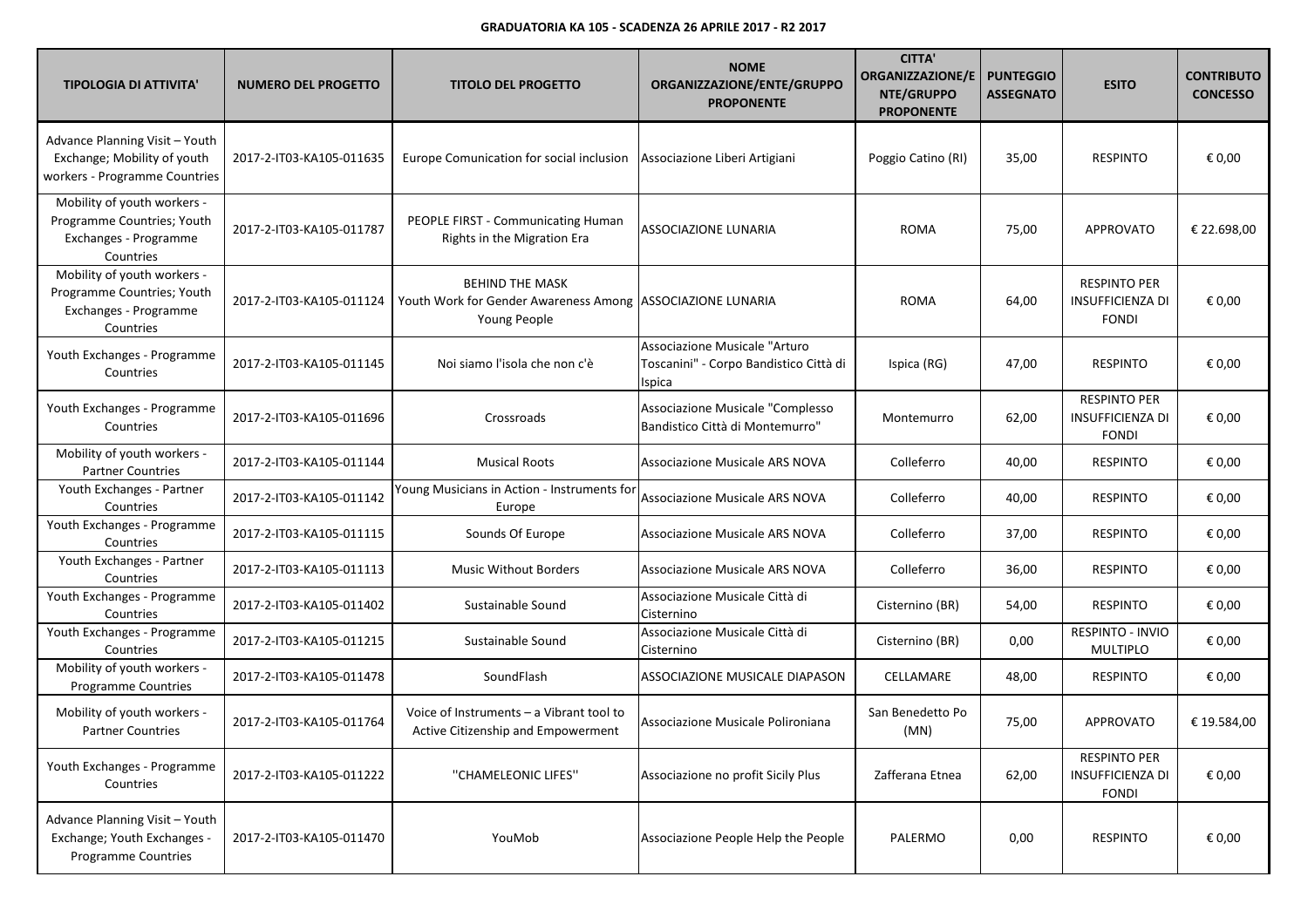**GRADUATORIA KA 105 - SCADENZA 26 APRILE 2017 - R2 2017**

| TIPOLOGIA DI ATTIVITA' | NUMERO DEL PROGETTO | TITOLO DEL PROGETTO | NOME ORGANIZZAZIONE/ENTE/GRUPPO PROPONENTE | CITTA' ORGANIZZAZIONE/ENTE/GRUPPO PROPONENTE | PUNTEGGIO ASSEGNATO | ESITO | CONTRIBUTO CONCESSO |
|---|---|---|---|---|---|---|---|
| Advance Planning Visit – Youth Exchange; Mobility of youth workers - Programme Countries | 2017-2-IT03-KA105-011635 | Europe Comunication for social inclusion | Associazione Liberi Artigiani | Poggio Catino (RI) | 35,00 | RESPINTO | € 0,00 |
| Mobility of youth workers - Programme Countries; Youth Exchanges - Programme Countries | 2017-2-IT03-KA105-011787 | PEOPLE FIRST - Communicating Human Rights in the Migration Era | ASSOCIAZIONE LUNARIA | ROMA | 75,00 | APPROVATO | € 22.698,00 |
| Mobility of youth workers - Programme Countries; Youth Exchanges - Programme Countries | 2017-2-IT03-KA105-011124 | BEHIND THE MASK Youth Work for Gender Awareness Among Young People | ASSOCIAZIONE LUNARIA | ROMA | 64,00 | RESPINTO PER INSUFFICIENZA DI FONDI | € 0,00 |
| Youth Exchanges - Programme Countries | 2017-2-IT03-KA105-011145 | Noi siamo l'isola che non c'è | Associazione Musicale "Arturo Toscanini" - Corpo Bandistico Città di Ispica | Ispica (RG) | 47,00 | RESPINTO | € 0,00 |
| Youth Exchanges - Programme Countries | 2017-2-IT03-KA105-011696 | Crossroads | Associazione Musicale "Complesso Bandistico Città di Montemurro" | Montemurro | 62,00 | RESPINTO PER INSUFFICIENZA DI FONDI | € 0,00 |
| Mobility of youth workers - Partner Countries | 2017-2-IT03-KA105-011144 | Musical Roots | Associazione Musicale ARS NOVA | Colleferro | 40,00 | RESPINTO | € 0,00 |
| Youth Exchanges - Partner Countries | 2017-2-IT03-KA105-011142 | Young Musicians in Action - Instruments for Europe | Associazione Musicale ARS NOVA | Colleferro | 40,00 | RESPINTO | € 0,00 |
| Youth Exchanges - Programme Countries | 2017-2-IT03-KA105-011115 | Sounds Of Europe | Associazione Musicale ARS NOVA | Colleferro | 37,00 | RESPINTO | € 0,00 |
| Youth Exchanges - Partner Countries | 2017-2-IT03-KA105-011113 | Music Without Borders | Associazione Musicale ARS NOVA | Colleferro | 36,00 | RESPINTO | € 0,00 |
| Youth Exchanges - Programme Countries | 2017-2-IT03-KA105-011402 | Sustainable Sound | Associazione Musicale Città di Cisternino | Cisternino (BR) | 54,00 | RESPINTO | € 0,00 |
| Youth Exchanges - Programme Countries | 2017-2-IT03-KA105-011215 | Sustainable Sound | Associazione Musicale Città di Cisternino | Cisternino (BR) | 0,00 | RESPINTO - INVIO MULTIPLO | € 0,00 |
| Mobility of youth workers - Programme Countries | 2017-2-IT03-KA105-011478 | SoundFlash | ASSOCIAZIONE MUSICALE DIAPASON | CELLAMARE | 48,00 | RESPINTO | € 0,00 |
| Mobility of youth workers - Partner Countries | 2017-2-IT03-KA105-011764 | Voice of Instruments – a Vibrant tool to Active Citizenship and Empowerment | Associazione Musicale Polironiana | San Benedetto Po (MN) | 75,00 | APPROVATO | € 19.584,00 |
| Youth Exchanges - Programme Countries | 2017-2-IT03-KA105-011222 | ''CHAMELEONIC LIFES'' | Associazione no profit Sicily Plus | Zafferana Etnea | 62,00 | RESPINTO PER INSUFFICIENZA DI FONDI | € 0,00 |
| Advance Planning Visit – Youth Exchange; Youth Exchanges - Programme Countries | 2017-2-IT03-KA105-011470 | YouMob | Associazione People Help the People | PALERMO | 0,00 | RESPINTO | € 0,00 |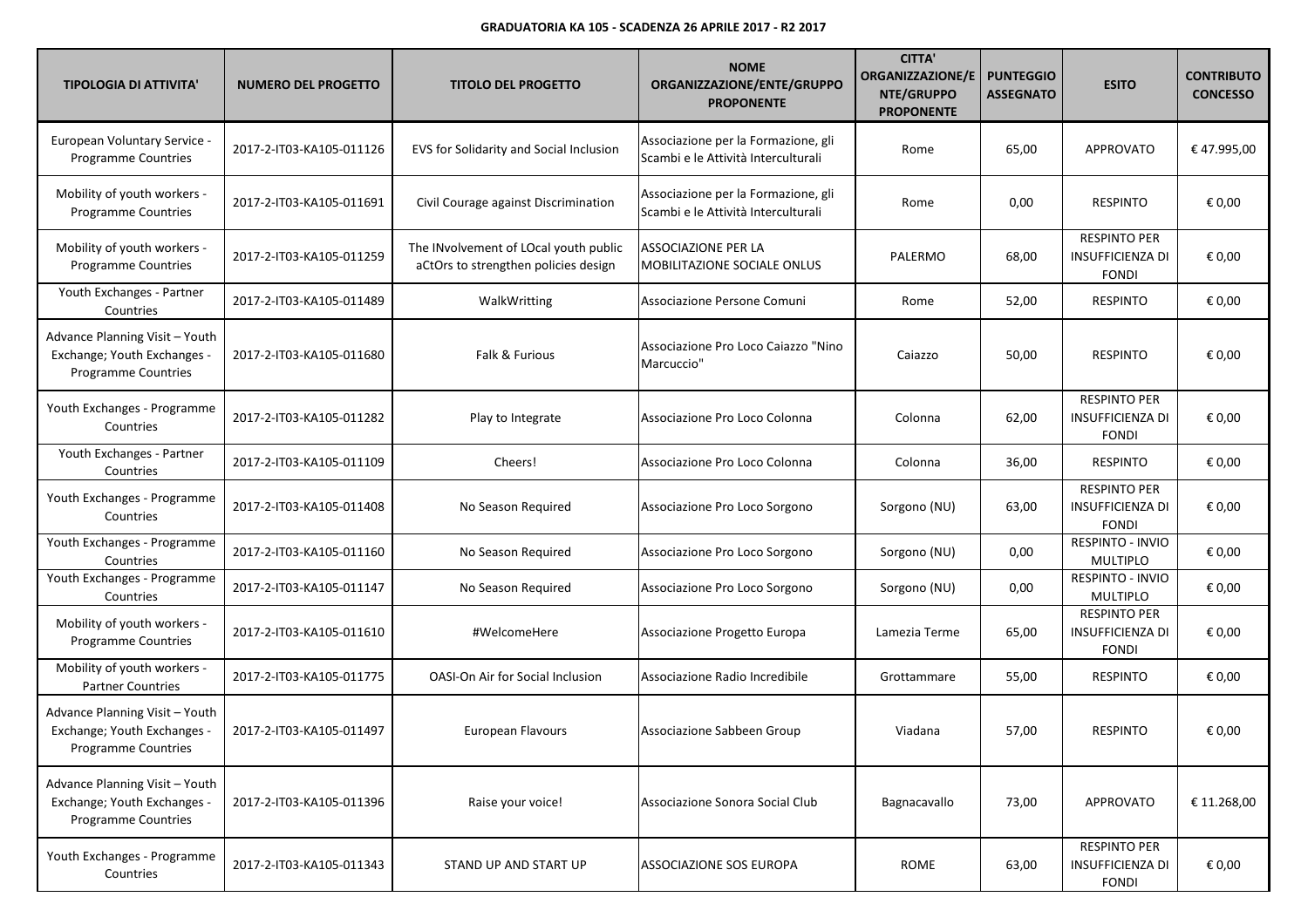**GRADUATORIA KA 105 - SCADENZA 26 APRILE 2017 - R2 2017**

| TIPOLOGIA DI ATTIVITA' | NUMERO DEL PROGETTO | TITOLO DEL PROGETTO | NOME ORGANIZZAZIONE/ENTE/GRUPPO PROPONENTE | CITTA' ORGANIZZAZIONE/ENTE/GRUPPO PROPONENTE | PUNTEGGIO ASSEGNATO | ESITO | CONTRIBUTO CONCESSO |
|---|---|---|---|---|---|---|---|
| European Voluntary Service - Programme Countries | 2017-2-IT03-KA105-011126 | EVS for Solidarity and Social Inclusion | Associazione per la Formazione, gli Scambi e le Attività Interculturali | Rome | 65,00 | APPROVATO | € 47.995,00 |
| Mobility of youth workers - Programme Countries | 2017-2-IT03-KA105-011691 | Civil Courage against Discrimination | Associazione per la Formazione, gli Scambi e le Attività Interculturali | Rome | 0,00 | RESPINTO | € 0,00 |
| Mobility of youth workers - Programme Countries | 2017-2-IT03-KA105-011259 | The INvolvement of LOcal youth public aCtOrs to strengthen policies design | ASSOCIAZIONE PER LA MOBILITAZIONE SOCIALE ONLUS | PALERMO | 68,00 | RESPINTO PER INSUFFICIENZA DI FONDI | € 0,00 |
| Youth Exchanges - Partner Countries | 2017-2-IT03-KA105-011489 | WalkWritting | Associazione Persone Comuni | Rome | 52,00 | RESPINTO | € 0,00 |
| Advance Planning Visit – Youth Exchange; Youth Exchanges - Programme Countries | 2017-2-IT03-KA105-011680 | Falk & Furious | Associazione Pro Loco Caiazzo "Nino Marcuccio" | Caiazzo | 50,00 | RESPINTO | € 0,00 |
| Youth Exchanges - Programme Countries | 2017-2-IT03-KA105-011282 | Play to Integrate | Associazione Pro Loco Colonna | Colonna | 62,00 | RESPINTO PER INSUFFICIENZA DI FONDI | € 0,00 |
| Youth Exchanges - Partner Countries | 2017-2-IT03-KA105-011109 | Cheers! | Associazione Pro Loco Colonna | Colonna | 36,00 | RESPINTO | € 0,00 |
| Youth Exchanges - Programme Countries | 2017-2-IT03-KA105-011408 | No Season Required | Associazione Pro Loco Sorgono | Sorgono (NU) | 63,00 | RESPINTO PER INSUFFICIENZA DI FONDI | € 0,00 |
| Youth Exchanges - Programme Countries | 2017-2-IT03-KA105-011160 | No Season Required | Associazione Pro Loco Sorgono | Sorgono (NU) | 0,00 | RESPINTO - INVIO MULTIPLO | € 0,00 |
| Youth Exchanges - Programme Countries | 2017-2-IT03-KA105-011147 | No Season Required | Associazione Pro Loco Sorgono | Sorgono (NU) | 0,00 | RESPINTO - INVIO MULTIPLO | € 0,00 |
| Mobility of youth workers - Programme Countries | 2017-2-IT03-KA105-011610 | #WelcomeHere | Associazione Progetto Europa | Lamezia Terme | 65,00 | RESPINTO PER INSUFFICIENZA DI FONDI | € 0,00 |
| Mobility of youth workers - Partner Countries | 2017-2-IT03-KA105-011775 | OASI-On Air for Social Inclusion | Associazione Radio Incredibile | Grottammare | 55,00 | RESPINTO | € 0,00 |
| Advance Planning Visit – Youth Exchange; Youth Exchanges - Programme Countries | 2017-2-IT03-KA105-011497 | European Flavours | Associazione Sabbeen Group | Viadana | 57,00 | RESPINTO | € 0,00 |
| Advance Planning Visit – Youth Exchange; Youth Exchanges - Programme Countries | 2017-2-IT03-KA105-011396 | Raise your voice! | Associazione Sonora Social Club | Bagnacavallo | 73,00 | APPROVATO | € 11.268,00 |
| Youth Exchanges - Programme Countries | 2017-2-IT03-KA105-011343 | STAND UP AND START UP | ASSOCIAZIONE SOS EUROPA | ROME | 63,00 | RESPINTO PER INSUFFICIENZA DI FONDI | € 0,00 |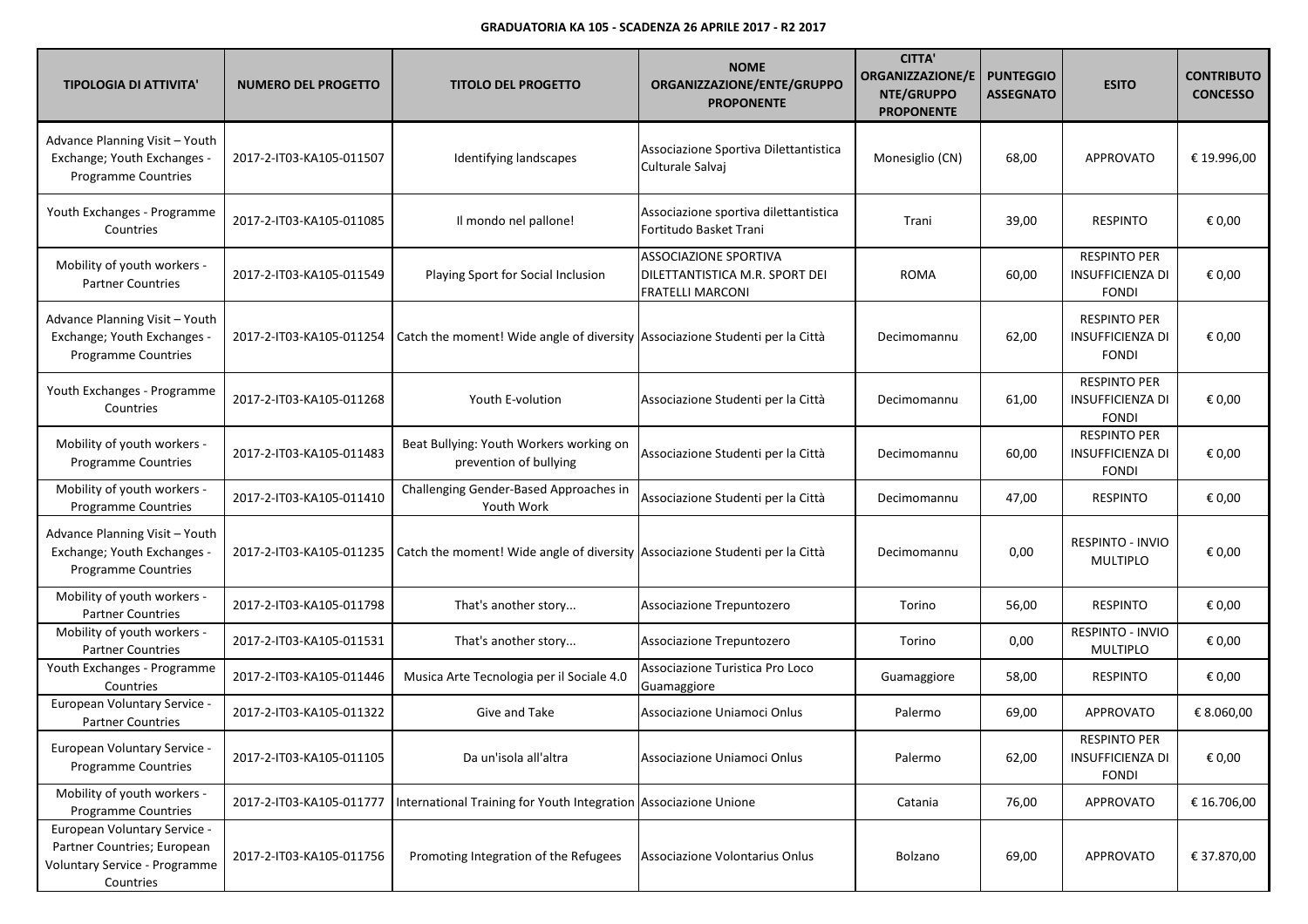**GRADUATORIA KA 105 - SCADENZA 26 APRILE 2017 - R2 2017**

| TIPOLOGIA DI ATTIVITA' | NUMERO DEL PROGETTO | TITOLO DEL PROGETTO | NOME ORGANIZZAZIONE/ENTE/GRUPPO PROPONENTE | CITTA' ORGANIZZAZIONE/ENTE/GRUPPO PROPONENTE | PUNTEGGIO ASSEGNATO | ESITO | CONTRIBUTO CONCESSO |
|---|---|---|---|---|---|---|---|
| Advance Planning Visit – Youth Exchange; Youth Exchanges - Programme Countries | 2017-2-IT03-KA105-011507 | Identifying landscapes | Associazione Sportiva Dilettantistica Culturale Salvaj | Monesiglio (CN) | 68,00 | APPROVATO | € 19.996,00 |
| Youth Exchanges - Programme Countries | 2017-2-IT03-KA105-011085 | Il mondo nel pallone! | Associazione sportiva dilettantistica Fortitudo Basket Trani | Trani | 39,00 | RESPINTO | € 0,00 |
| Mobility of youth workers - Partner Countries | 2017-2-IT03-KA105-011549 | Playing Sport for Social Inclusion | ASSOCIAZIONE SPORTIVA DILETTANTISTICA M.R. SPORT DEI FRATELLI MARCONI | ROMA | 60,00 | RESPINTO PER INSUFFICIENZA DI FONDI | € 0,00 |
| Advance Planning Visit – Youth Exchange; Youth Exchanges - Programme Countries | 2017-2-IT03-KA105-011254 | Catch the moment! Wide angle of diversity | Associazione Studenti per la Città | Decimomannu | 62,00 | RESPINTO PER INSUFFICIENZA DI FONDI | € 0,00 |
| Youth Exchanges - Programme Countries | 2017-2-IT03-KA105-011268 | Youth E-volution | Associazione Studenti per la Città | Decimomannu | 61,00 | RESPINTO PER INSUFFICIENZA DI FONDI | € 0,00 |
| Mobility of youth workers - Programme Countries | 2017-2-IT03-KA105-011483 | Beat Bullying: Youth Workers working on prevention of bullying | Associazione Studenti per la Città | Decimomannu | 60,00 | RESPINTO PER INSUFFICIENZA DI FONDI | € 0,00 |
| Mobility of youth workers - Programme Countries | 2017-2-IT03-KA105-011410 | Challenging Gender-Based Approaches in Youth Work | Associazione Studenti per la Città | Decimomannu | 47,00 | RESPINTO | € 0,00 |
| Advance Planning Visit – Youth Exchange; Youth Exchanges - Programme Countries | 2017-2-IT03-KA105-011235 | Catch the moment! Wide angle of diversity | Associazione Studenti per la Città | Decimomannu | 0,00 | RESPINTO - INVIO MULTIPLO | € 0,00 |
| Mobility of youth workers - Partner Countries | 2017-2-IT03-KA105-011798 | That's another story... | Associazione Trepuntozero | Torino | 56,00 | RESPINTO | € 0,00 |
| Mobility of youth workers - Partner Countries | 2017-2-IT03-KA105-011531 | That's another story... | Associazione Trepuntozero | Torino | 0,00 | RESPINTO - INVIO MULTIPLO | € 0,00 |
| Youth Exchanges - Programme Countries | 2017-2-IT03-KA105-011446 | Musica Arte Tecnologia per il Sociale 4.0 | Associazione Turistica Pro Loco Guamaggiore | Guamaggiore | 58,00 | RESPINTO | € 0,00 |
| European Voluntary Service - Partner Countries | 2017-2-IT03-KA105-011322 | Give and Take | Associazione Uniamoci Onlus | Palermo | 69,00 | APPROVATO | € 8.060,00 |
| European Voluntary Service - Programme Countries | 2017-2-IT03-KA105-011105 | Da un'isola all'altra | Associazione Uniamoci Onlus | Palermo | 62,00 | RESPINTO PER INSUFFICIENZA DI FONDI | € 0,00 |
| Mobility of youth workers - Programme Countries | 2017-2-IT03-KA105-011777 | International Training for Youth Integration | Associazione Unione | Catania | 76,00 | APPROVATO | € 16.706,00 |
| European Voluntary Service - Partner Countries; European Voluntary Service - Programme Countries | 2017-2-IT03-KA105-011756 | Promoting Integration of the Refugees | Associazione Volontarius Onlus | Bolzano | 69,00 | APPROVATO | € 37.870,00 |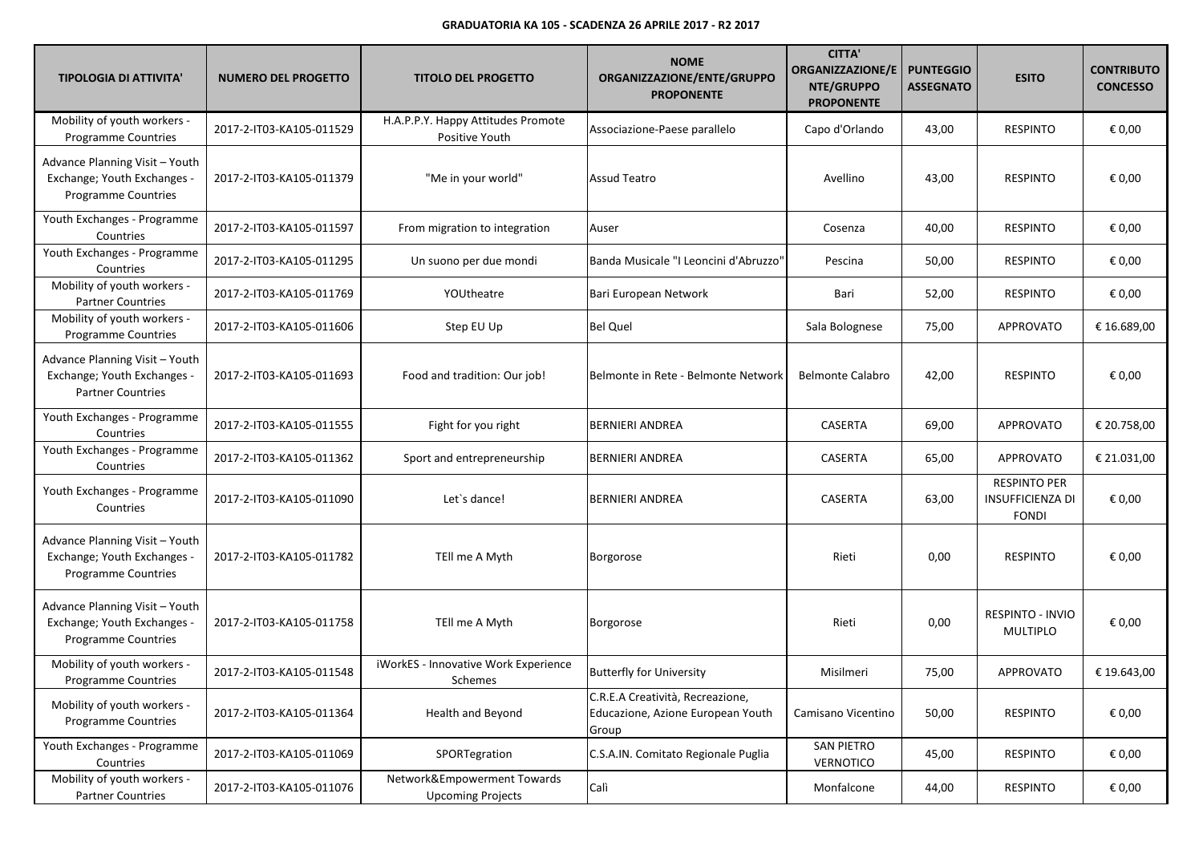**GRADUATORIA KA 105 - SCADENZA 26 APRILE 2017 - R2 2017**

| TIPOLOGIA DI ATTIVITA' | NUMERO DEL PROGETTO | TITOLO DEL PROGETTO | NOME ORGANIZZAZIONE/ENTE/GRUPPO PROPONENTE | CITTA' ORGANIZZAZIONE/ENTE/GRUPPO PROPONENTE | PUNTEGGIO ASSEGNATO | ESITO | CONTRIBUTO CONCESSO |
|---|---|---|---|---|---|---|---|
| Mobility of youth workers - Programme Countries | 2017-2-IT03-KA105-011529 | H.A.P.P.Y. Happy Attitudes Promote Positive Youth | Associazione-Paese parallelo | Capo d'Orlando | 43,00 | RESPINTO | € 0,00 |
| Advance Planning Visit – Youth Exchange; Youth Exchanges - Programme Countries | 2017-2-IT03-KA105-011379 | "Me in your world" | Assud Teatro | Avellino | 43,00 | RESPINTO | € 0,00 |
| Youth Exchanges - Programme Countries | 2017-2-IT03-KA105-011597 | From migration to integration | Auser | Cosenza | 40,00 | RESPINTO | € 0,00 |
| Youth Exchanges - Programme Countries | 2017-2-IT03-KA105-011295 | Un suono per due mondi | Banda Musicale "I Leoncini d'Abruzzo" | Pescina | 50,00 | RESPINTO | € 0,00 |
| Mobility of youth workers - Partner Countries | 2017-2-IT03-KA105-011769 | YOUtheatre | Bari European Network | Bari | 52,00 | RESPINTO | € 0,00 |
| Mobility of youth workers - Programme Countries | 2017-2-IT03-KA105-011606 | Step EU Up | Bel Quel | Sala Bolognese | 75,00 | APPROVATO | € 16.689,00 |
| Advance Planning Visit – Youth Exchange; Youth Exchanges - Partner Countries | 2017-2-IT03-KA105-011693 | Food and tradition: Our job! | Belmonte in Rete - Belmonte Network | Belmonte Calabro | 42,00 | RESPINTO | € 0,00 |
| Youth Exchanges - Programme Countries | 2017-2-IT03-KA105-011555 | Fight for you right | BERNIERI ANDREA | CASERTA | 69,00 | APPROVATO | € 20.758,00 |
| Youth Exchanges - Programme Countries | 2017-2-IT03-KA105-011362 | Sport and entrepreneurship | BERNIERI ANDREA | CASERTA | 65,00 | APPROVATO | € 21.031,00 |
| Youth Exchanges - Programme Countries | 2017-2-IT03-KA105-011090 | Let`s dance! | BERNIERI ANDREA | CASERTA | 63,00 | RESPINTO PER INSUFFICIENZA DI FONDI | € 0,00 |
| Advance Planning Visit – Youth Exchange; Youth Exchanges - Programme Countries | 2017-2-IT03-KA105-011782 | TEll me A Myth | Borgorose | Rieti | 0,00 | RESPINTO | € 0,00 |
| Advance Planning Visit – Youth Exchange; Youth Exchanges - Programme Countries | 2017-2-IT03-KA105-011758 | TEll me A Myth | Borgorose | Rieti | 0,00 | RESPINTO - INVIO MULTIPLO | € 0,00 |
| Mobility of youth workers - Programme Countries | 2017-2-IT03-KA105-011548 | iWorkES - Innovative Work Experience Schemes | Butterfly for University | Misilmeri | 75,00 | APPROVATO | € 19.643,00 |
| Mobility of youth workers - Programme Countries | 2017-2-IT03-KA105-011364 | Health and Beyond | C.R.E.A Creatività, Recreazione, Educazione, Azione European Youth Group | Camisano Vicentino | 50,00 | RESPINTO | € 0,00 |
| Youth Exchanges - Programme Countries | 2017-2-IT03-KA105-011069 | SPORTegration | C.S.A.IN. Comitato Regionale Puglia | SAN PIETRO VERNOTICO | 45,00 | RESPINTO | € 0,00 |
| Mobility of youth workers - Partner Countries | 2017-2-IT03-KA105-011076 | Network&Empowerment Towards Upcoming Projects | Calì | Monfalcone | 44,00 | RESPINTO | € 0,00 |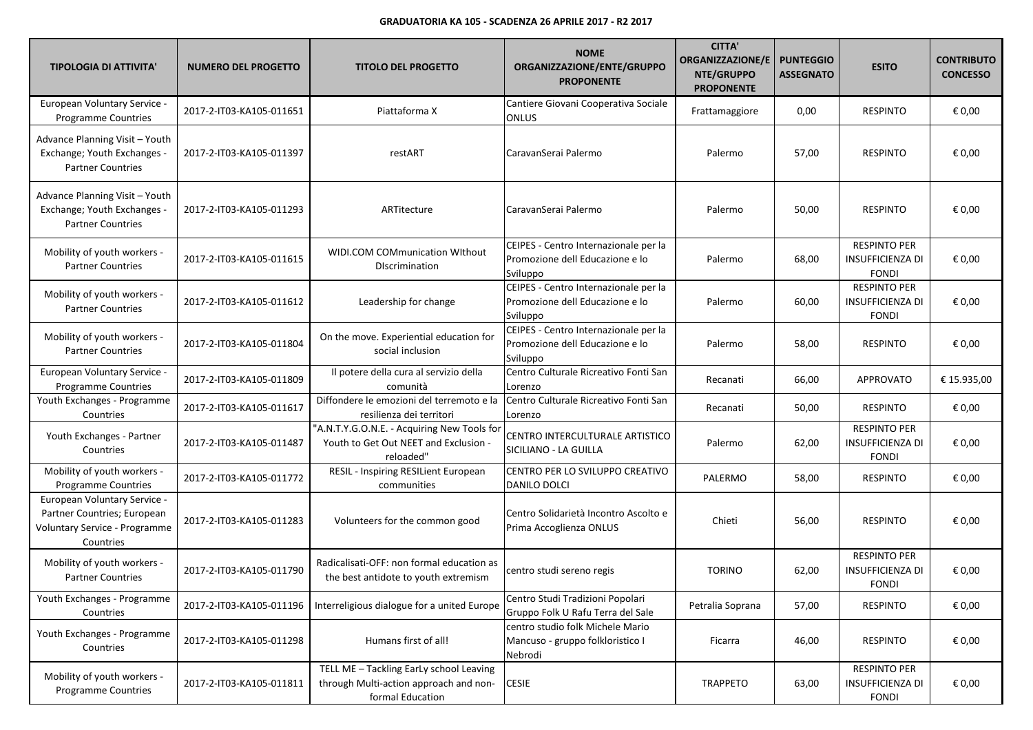**GRADUATORIA KA 105 - SCADENZA 26 APRILE 2017 - R2 2017**

| TIPOLOGIA DI ATTIVITA' | NUMERO DEL PROGETTO | TITOLO DEL PROGETTO | NOME ORGANIZZAZIONE/ENTE/GRUPPO PROPONENTE | CITTA' ORGANIZZAZIONE/ENTE/GRUPPO PROPONENTE | PUNTEGGIO ASSEGNATO | ESITO | CONTRIBUTO CONCESSO |
|---|---|---|---|---|---|---|---|
| European Voluntary Service - Programme Countries | 2017-2-IT03-KA105-011651 | Piattaforma X | Cantiere Giovani Cooperativa Sociale ONLUS | Frattamaggiore | 0,00 | RESPINTO | € 0,00 |
| Advance Planning Visit – Youth Exchange; Youth Exchanges - Partner Countries | 2017-2-IT03-KA105-011397 | restART | CaravanSerai Palermo | Palermo | 57,00 | RESPINTO | € 0,00 |
| Advance Planning Visit – Youth Exchange; Youth Exchanges - Partner Countries | 2017-2-IT03-KA105-011293 | ARTitecture | CaravanSerai Palermo | Palermo | 50,00 | RESPINTO | € 0,00 |
| Mobility of youth workers - Partner Countries | 2017-2-IT03-KA105-011615 | WIDI.COM COMmunication WIthout DIscrimination | CEIPES - Centro Internazionale per la Promozione dell Educazione e lo Sviluppo | Palermo | 68,00 | RESPINTO PER INSUFFICIENZA DI FONDI | € 0,00 |
| Mobility of youth workers - Partner Countries | 2017-2-IT03-KA105-011612 | Leadership for change | CEIPES - Centro Internazionale per la Promozione dell Educazione e lo Sviluppo | Palermo | 60,00 | RESPINTO PER INSUFFICIENZA DI FONDI | € 0,00 |
| Mobility of youth workers - Partner Countries | 2017-2-IT03-KA105-011804 | On the move. Experiential education for social inclusion | CEIPES - Centro Internazionale per la Promozione dell Educazione e lo Sviluppo | Palermo | 58,00 | RESPINTO | € 0,00 |
| European Voluntary Service - Programme Countries | 2017-2-IT03-KA105-011809 | Il potere della cura al servizio della comunità | Centro Culturale Ricreativo Fonti San Lorenzo | Recanati | 66,00 | APPROVATO | € 15.935,00 |
| Youth Exchanges - Programme Countries | 2017-2-IT03-KA105-011617 | Diffondere le emozioni del terremoto e la resilienza dei territori | Centro Culturale Ricreativo Fonti San Lorenzo | Recanati | 50,00 | RESPINTO | € 0,00 |
| Youth Exchanges - Partner Countries | 2017-2-IT03-KA105-011487 | "A.N.T.Y.G.O.N.E. - Acquiring New Tools for Youth to Get Out NEET and Exclusion - reloaded" | CENTRO INTERCULTURALE ARTISTICO SICILIANO - LA GUILLA | Palermo | 62,00 | RESPINTO PER INSUFFICIENZA DI FONDI | € 0,00 |
| Mobility of youth workers - Programme Countries | 2017-2-IT03-KA105-011772 | RESIL - Inspiring RESILient European communities | CENTRO PER LO SVILUPPO CREATIVO DANILO DOLCI | PALERMO | 58,00 | RESPINTO | € 0,00 |
| European Voluntary Service - Partner Countries; European Voluntary Service - Programme Countries | 2017-2-IT03-KA105-011283 | Volunteers for the common good | Centro Solidarietà Incontro Ascolto e Prima Accoglienza ONLUS | Chieti | 56,00 | RESPINTO | € 0,00 |
| Mobility of youth workers - Partner Countries | 2017-2-IT03-KA105-011790 | Radicalisati-OFF: non formal education as the best antidote to youth extremism | centro studi sereno regis | TORINO | 62,00 | RESPINTO PER INSUFFICIENZA DI FONDI | € 0,00 |
| Youth Exchanges - Programme Countries | 2017-2-IT03-KA105-011196 | Interreligious dialogue for a united Europe | Centro Studi Tradizioni Popolari Gruppo Folk U Rafu Terra del Sale | Petralia Soprana | 57,00 | RESPINTO | € 0,00 |
| Youth Exchanges - Programme Countries | 2017-2-IT03-KA105-011298 | Humans first of all! | centro studio folk Michele Mario Mancuso - gruppo folkloristico I Nebrodi | Ficarra | 46,00 | RESPINTO | € 0,00 |
| Mobility of youth workers - Programme Countries | 2017-2-IT03-KA105-011811 | TELL ME – Tackling EarLy school Leaving through Multi-action approach and non-formal Education | CESIE | TRAPPETO | 63,00 | RESPINTO PER INSUFFICIENZA DI FONDI | € 0,00 |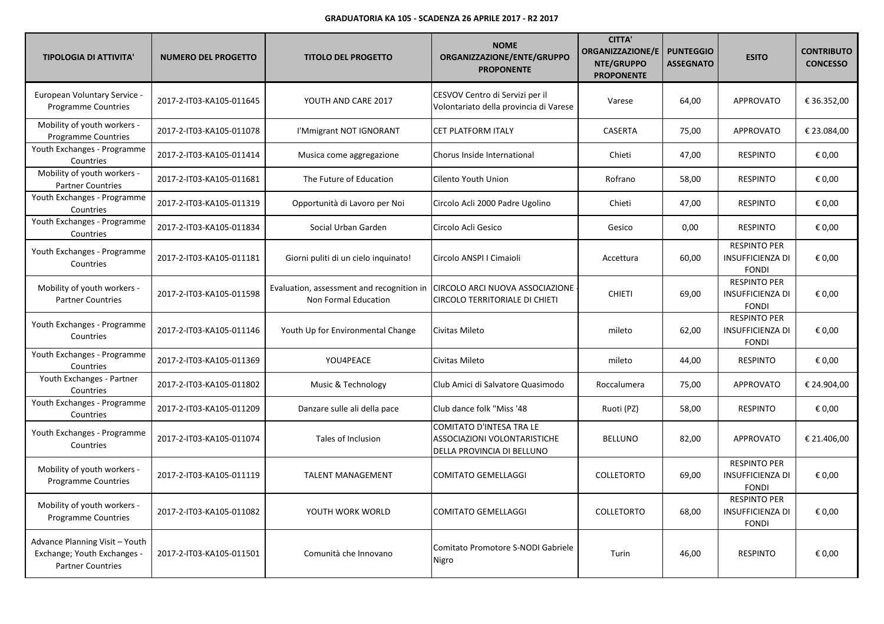**GRADUATORIA KA 105 - SCADENZA 26 APRILE 2017 - R2 2017**

| TIPOLOGIA DI ATTIVITA' | NUMERO DEL PROGETTO | TITOLO DEL PROGETTO | NOME ORGANIZZAZIONE/ENTE/GRUPPO PROPONENTE | CITTA' ORGANIZZAZIONE/ENTE/GRUPPO PROPONENTE | PUNTEGGIO ASSEGNATO | ESITO | CONTRIBUTO CONCESSO |
|---|---|---|---|---|---|---|---|
| European Voluntary Service - Programme Countries | 2017-2-IT03-KA105-011645 | YOUTH AND CARE 2017 | CESVOV Centro di Servizi per il Volontariato della provincia di Varese | Varese | 64,00 | APPROVATO | € 36.352,00 |
| Mobility of youth workers - Programme Countries | 2017-2-IT03-KA105-011078 | I'Mmigrant NOT IGNORANT | CET PLATFORM ITALY | CASERTA | 75,00 | APPROVATO | € 23.084,00 |
| Youth Exchanges - Programme Countries | 2017-2-IT03-KA105-011414 | Musica come aggregazione | Chorus Inside International | Chieti | 47,00 | RESPINTO | € 0,00 |
| Mobility of youth workers - Partner Countries | 2017-2-IT03-KA105-011681 | The Future of Education | Cilento Youth Union | Rofrano | 58,00 | RESPINTO | € 0,00 |
| Youth Exchanges - Programme Countries | 2017-2-IT03-KA105-011319 | Opportunità di Lavoro per Noi | Circolo Acli 2000 Padre Ugolino | Chieti | 47,00 | RESPINTO | € 0,00 |
| Youth Exchanges - Programme Countries | 2017-2-IT03-KA105-011834 | Social Urban Garden | Circolo Acli Gesico | Gesico | 0,00 | RESPINTO | € 0,00 |
| Youth Exchanges - Programme Countries | 2017-2-IT03-KA105-011181 | Giorni puliti di un cielo inquinato! | Circolo ANSPI I Cimaioli | Accettura | 60,00 | RESPINTO PER INSUFFICIENZA DI FONDI | € 0,00 |
| Mobility of youth workers - Partner Countries | 2017-2-IT03-KA105-011598 | Evaluation, assessment and recognition in Non Formal Education | CIRCOLO ARCI NUOVA ASSOCIAZIONE - CIRCOLO TERRITORIALE DI CHIETI | CHIETI | 69,00 | RESPINTO PER INSUFFICIENZA DI FONDI | € 0,00 |
| Youth Exchanges - Programme Countries | 2017-2-IT03-KA105-011146 | Youth Up for Environmental Change | Civitas Mileto | mileto | 62,00 | RESPINTO PER INSUFFICIENZA DI FONDI | € 0,00 |
| Youth Exchanges - Programme Countries | 2017-2-IT03-KA105-011369 | YOU4PEACE | Civitas Mileto | mileto | 44,00 | RESPINTO | € 0,00 |
| Youth Exchanges - Partner Countries | 2017-2-IT03-KA105-011802 | Music & Technology | Club Amici di Salvatore Quasimodo | Roccalumera | 75,00 | APPROVATO | € 24.904,00 |
| Youth Exchanges - Programme Countries | 2017-2-IT03-KA105-011209 | Danzare sulle ali della pace | Club dance folk "Miss '48 | Ruoti (PZ) | 58,00 | RESPINTO | € 0,00 |
| Youth Exchanges - Programme Countries | 2017-2-IT03-KA105-011074 | Tales of Inclusion | COMITATO D'INTESA TRA LE ASSOCIAZIONI VOLONTARISTICHE DELLA PROVINCIA DI BELLUNO | BELLUNO | 82,00 | APPROVATO | € 21.406,00 |
| Mobility of youth workers - Programme Countries | 2017-2-IT03-KA105-011119 | TALENT MANAGEMENT | COMITATO GEMELLAGGI | COLLETORTO | 69,00 | RESPINTO PER INSUFFICIENZA DI FONDI | € 0,00 |
| Mobility of youth workers - Programme Countries | 2017-2-IT03-KA105-011082 | YOUTH WORK WORLD | COMITATO GEMELLAGGI | COLLETORTO | 68,00 | RESPINTO PER INSUFFICIENZA DI FONDI | € 0,00 |
| Advance Planning Visit – Youth Exchange; Youth Exchanges - Partner Countries | 2017-2-IT03-KA105-011501 | Comunità che Innovano | Comitato Promotore S-NODI Gabriele Nigro | Turin | 46,00 | RESPINTO | € 0,00 |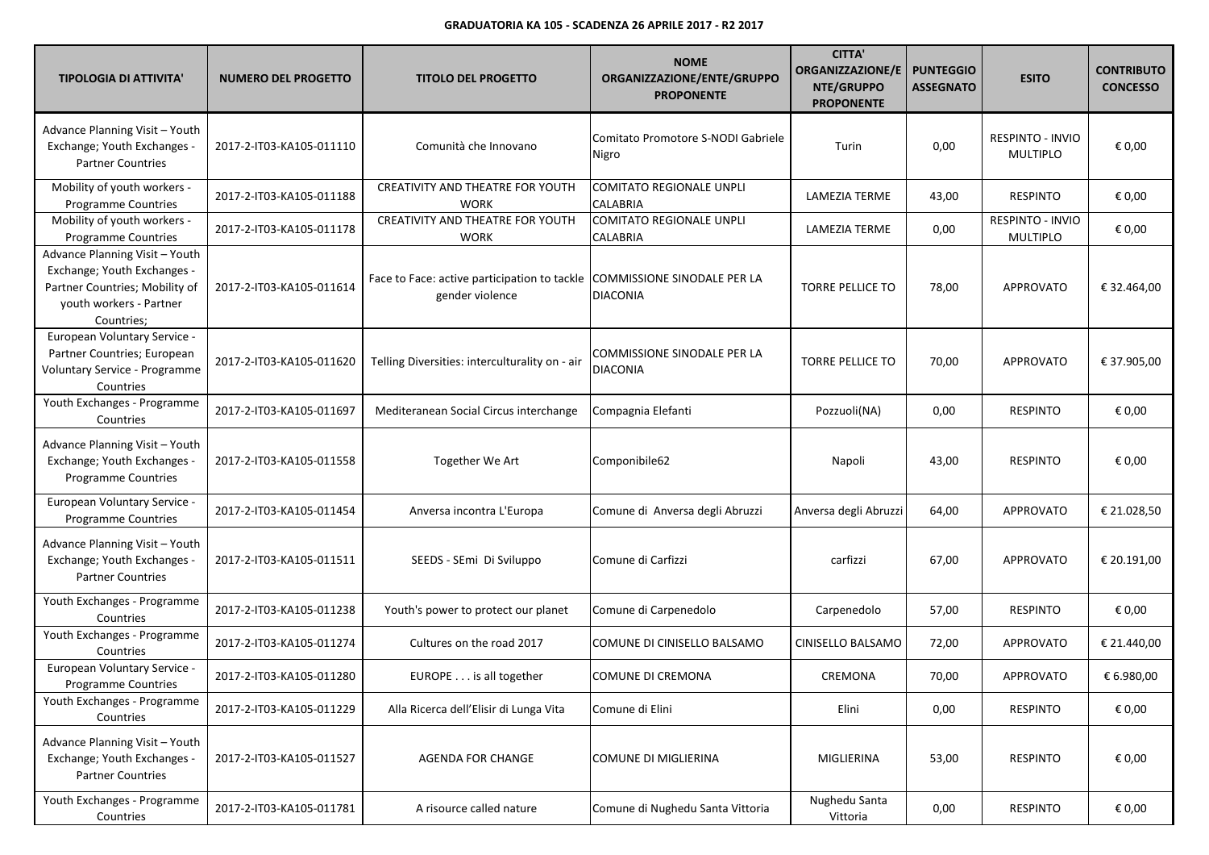**GRADUATORIA KA 105 - SCADENZA 26 APRILE 2017 - R2 2017**

| TIPOLOGIA DI ATTIVITA' | NUMERO DEL PROGETTO | TITOLO DEL PROGETTO | NOME ORGANIZZAZIONE/ENTE/GRUPPO PROPONENTE | CITTA' ORGANIZZAZIONE/ENTE/GRUPPO PROPONENTE | PUNTEGGIO ASSEGNATO | ESITO | CONTRIBUTO CONCESSO |
|---|---|---|---|---|---|---|---|
| Advance Planning Visit – Youth Exchange; Youth Exchanges - Partner Countries | 2017-2-IT03-KA105-011110 | Comunità che Innovano | Comitato Promotore S-NODI Gabriele Nigro | Turin | 0,00 | RESPINTO - INVIO MULTIPLO | € 0,00 |
| Mobility of youth workers - Programme Countries | 2017-2-IT03-KA105-011188 | CREATIVITY AND THEATRE FOR YOUTH WORK | COMITATO REGIONALE UNPLI CALABRIA | LAMEZIA TERME | 43,00 | RESPINTO | € 0,00 |
| Mobility of youth workers - Programme Countries | 2017-2-IT03-KA105-011178 | CREATIVITY AND THEATRE FOR YOUTH WORK | COMITATO REGIONALE UNPLI CALABRIA | LAMEZIA TERME | 0,00 | RESPINTO - INVIO MULTIPLO | € 0,00 |
| Advance Planning Visit – Youth Exchange; Youth Exchanges - Partner Countries; Mobility of youth workers - Partner Countries; | 2017-2-IT03-KA105-011614 | Face to Face: active participation to tackle gender violence | COMMISSIONE SINODALE PER LA DIACONIA | TORRE PELLICE TO | 78,00 | APPROVATO | € 32.464,00 |
| European Voluntary Service - Partner Countries; European Voluntary Service - Programme Countries | 2017-2-IT03-KA105-011620 | Telling Diversities: interculturality on - air | COMMISSIONE SINODALE PER LA DIACONIA | TORRE PELLICE TO | 70,00 | APPROVATO | € 37.905,00 |
| Youth Exchanges - Programme Countries | 2017-2-IT03-KA105-011697 | Mediteranean Social Circus interchange | Compagnia Elefanti | Pozzuoli(NA) | 0,00 | RESPINTO | € 0,00 |
| Advance Planning Visit – Youth Exchange; Youth Exchanges - Programme Countries | 2017-2-IT03-KA105-011558 | Together We Art | Componibile62 | Napoli | 43,00 | RESPINTO | € 0,00 |
| European Voluntary Service - Programme Countries | 2017-2-IT03-KA105-011454 | Anversa incontra L'Europa | Comune di Anversa degli Abruzzi | Anversa degli Abruzzi | 64,00 | APPROVATO | € 21.028,50 |
| Advance Planning Visit – Youth Exchange; Youth Exchanges - Partner Countries | 2017-2-IT03-KA105-011511 | SEEDS - SEmi Di Sviluppo | Comune di Carfizzi | carfizzi | 67,00 | APPROVATO | € 20.191,00 |
| Youth Exchanges - Programme Countries | 2017-2-IT03-KA105-011238 | Youth's power to protect our planet | Comune di Carpenedolo | Carpenedolo | 57,00 | RESPINTO | € 0,00 |
| Youth Exchanges - Programme Countries | 2017-2-IT03-KA105-011274 | Cultures on the road 2017 | COMUNE DI CINISELLO BALSAMO | CINISELLO BALSAMO | 72,00 | APPROVATO | € 21.440,00 |
| European Voluntary Service - Programme Countries | 2017-2-IT03-KA105-011280 | EUROPE . . . is all together | COMUNE DI CREMONA | CREMONA | 70,00 | APPROVATO | € 6.980,00 |
| Youth Exchanges - Programme Countries | 2017-2-IT03-KA105-011229 | Alla Ricerca dell'Elisir di Lunga Vita | Comune di Elini | Elini | 0,00 | RESPINTO | € 0,00 |
| Advance Planning Visit – Youth Exchange; Youth Exchanges - Partner Countries | 2017-2-IT03-KA105-011527 | AGENDA FOR CHANGE | COMUNE DI MIGLIERINA | MIGLIERINA | 53,00 | RESPINTO | € 0,00 |
| Youth Exchanges - Programme Countries | 2017-2-IT03-KA105-011781 | A risource called nature | Comune di Nughedu Santa Vittoria | Nughedu Santa Vittoria | 0,00 | RESPINTO | € 0,00 |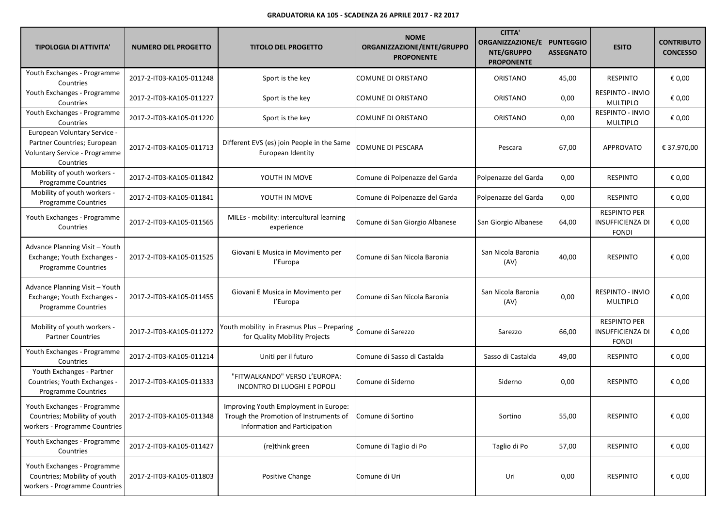**GRADUATORIA KA 105 - SCADENZA 26 APRILE 2017 - R2 2017**

| TIPOLOGIA DI ATTIVITA' | NUMERO DEL PROGETTO | TITOLO DEL PROGETTO | NOME ORGANIZZAZIONE/ENTE/GRUPPO PROPONENTE | CITTA' ORGANIZZAZIONE/ENTE/GRUPPO PROPONENTE | PUNTEGGIO ASSEGNATO | ESITO | CONTRIBUTO CONCESSO |
|---|---|---|---|---|---|---|---|
| Youth Exchanges - Programme Countries | 2017-2-IT03-KA105-011248 | Sport is the key | COMUNE DI ORISTANO | ORISTANO | 45,00 | RESPINTO | € 0,00 |
| Youth Exchanges - Programme Countries | 2017-2-IT03-KA105-011227 | Sport is the key | COMUNE DI ORISTANO | ORISTANO | 0,00 | RESPINTO - INVIO MULTIPLO | € 0,00 |
| Youth Exchanges - Programme Countries | 2017-2-IT03-KA105-011220 | Sport is the key | COMUNE DI ORISTANO | ORISTANO | 0,00 | RESPINTO - INVIO MULTIPLO | € 0,00 |
| European Voluntary Service - Partner Countries; European Voluntary Service - Programme Countries | 2017-2-IT03-KA105-011713 | Different EVS (es) join People in the Same European Identity | COMUNE DI PESCARA | Pescara | 67,00 | APPROVATO | € 37.970,00 |
| Mobility of youth workers - Programme Countries | 2017-2-IT03-KA105-011842 | YOUTH IN MOVE | Comune di Polpenazze del Garda | Polpenazze del Garda | 0,00 | RESPINTO | € 0,00 |
| Mobility of youth workers - Programme Countries | 2017-2-IT03-KA105-011841 | YOUTH IN MOVE | Comune di Polpenazze del Garda | Polpenazze del Garda | 0,00 | RESPINTO | € 0,00 |
| Youth Exchanges - Programme Countries | 2017-2-IT03-KA105-011565 | MILEs - mobility: intercultural learning experience | Comune di San Giorgio Albanese | San Giorgio Albanese | 64,00 | RESPINTO PER INSUFFICIENZA DI FONDI | € 0,00 |
| Advance Planning Visit – Youth Exchange; Youth Exchanges - Programme Countries | 2017-2-IT03-KA105-011525 | Giovani E Musica in Movimento per l'Europa | Comune di San Nicola Baronia | San Nicola Baronia (AV) | 40,00 | RESPINTO | € 0,00 |
| Advance Planning Visit – Youth Exchange; Youth Exchanges - Programme Countries | 2017-2-IT03-KA105-011455 | Giovani E Musica in Movimento per l'Europa | Comune di San Nicola Baronia | San Nicola Baronia (AV) | 0,00 | RESPINTO - INVIO MULTIPLO | € 0,00 |
| Mobility of youth workers - Partner Countries | 2017-2-IT03-KA105-011272 | Youth mobility in Erasmus Plus – Preparing for Quality Mobility Projects | Comune di Sarezzo | Sarezzo | 66,00 | RESPINTO PER INSUFFICIENZA DI FONDI | € 0,00 |
| Youth Exchanges - Programme Countries | 2017-2-IT03-KA105-011214 | Uniti per il futuro | Comune di Sasso di Castalda | Sasso di Castalda | 49,00 | RESPINTO | € 0,00 |
| Youth Exchanges - Partner Countries; Youth Exchanges - Programme Countries | 2017-2-IT03-KA105-011333 | "FITWALKANDO" VERSO L'EUROPA: INCONTRO DI LUOGHI E POPOLI | Comune di Siderno | Siderno | 0,00 | RESPINTO | € 0,00 |
| Youth Exchanges - Programme Countries; Mobility of youth workers - Programme Countries | 2017-2-IT03-KA105-011348 | Improving Youth Employment in Europe: Trough the Promotion of Instruments of Information and Participation | Comune di Sortino | Sortino | 55,00 | RESPINTO | € 0,00 |
| Youth Exchanges - Programme Countries | 2017-2-IT03-KA105-011427 | (re)think green | Comune di Taglio di Po | Taglio di Po | 57,00 | RESPINTO | € 0,00 |
| Youth Exchanges - Programme Countries; Mobility of youth workers - Programme Countries | 2017-2-IT03-KA105-011803 | Positive Change | Comune di Uri | Uri | 0,00 | RESPINTO | € 0,00 |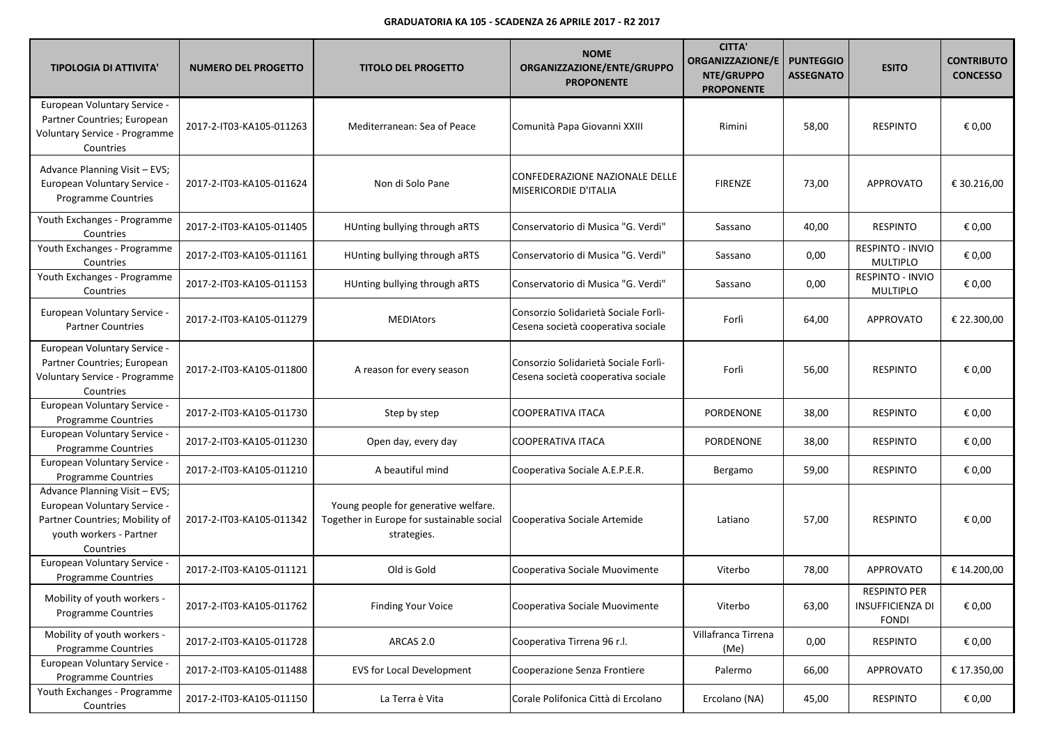**GRADUATORIA KA 105 - SCADENZA 26 APRILE 2017 - R2 2017**

| TIPOLOGIA DI ATTIVITA' | NUMERO DEL PROGETTO | TITOLO DEL PROGETTO | NOME ORGANIZZAZIONE/ENTE/GRUPPO PROPONENTE | CITTA' ORGANIZZAZIONE/ENTE/GRUPPO PROPONENTE | PUNTEGGIO ASSEGNATO | ESITO | CONTRIBUTO CONCESSO |
|---|---|---|---|---|---|---|---|
| European Voluntary Service - Partner Countries; European Voluntary Service - Programme Countries | 2017-2-IT03-KA105-011263 | Mediterranean: Sea of Peace | Comunità Papa Giovanni XXIII | Rimini | 58,00 | RESPINTO | € 0,00 |
| Advance Planning Visit – EVS; European Voluntary Service - Programme Countries | 2017-2-IT03-KA105-011624 | Non di Solo Pane | CONFEDERAZIONE NAZIONALE DELLE MISERICORDIE D'ITALIA | FIRENZE | 73,00 | APPROVATO | € 30.216,00 |
| Youth Exchanges - Programme Countries | 2017-2-IT03-KA105-011405 | HUnting bullying through aRTS | Conservatorio di Musica "G. Verdi" | Sassano | 40,00 | RESPINTO | € 0,00 |
| Youth Exchanges - Programme Countries | 2017-2-IT03-KA105-011161 | HUnting bullying through aRTS | Conservatorio di Musica "G. Verdi" | Sassano | 0,00 | RESPINTO - INVIO MULTIPLO | € 0,00 |
| Youth Exchanges - Programme Countries | 2017-2-IT03-KA105-011153 | HUnting bullying through aRTS | Conservatorio di Musica "G. Verdi" | Sassano | 0,00 | RESPINTO - INVIO MULTIPLO | € 0,00 |
| European Voluntary Service - Partner Countries | 2017-2-IT03-KA105-011279 | MEDIAtors | Consorzio Solidarietà Sociale Forlì-Cesena società cooperativa sociale | Forlì | 64,00 | APPROVATO | € 22.300,00 |
| European Voluntary Service - Partner Countries; European Voluntary Service - Programme Countries | 2017-2-IT03-KA105-011800 | A reason for every season | Consorzio Solidarietà Sociale Forlì-Cesena società cooperativa sociale | Forlì | 56,00 | RESPINTO | € 0,00 |
| European Voluntary Service - Programme Countries | 2017-2-IT03-KA105-011730 | Step by step | COOPERATIVA ITACA | PORDENONE | 38,00 | RESPINTO | € 0,00 |
| European Voluntary Service - Programme Countries | 2017-2-IT03-KA105-011230 | Open day, every day | COOPERATIVA ITACA | PORDENONE | 38,00 | RESPINTO | € 0,00 |
| European Voluntary Service - Programme Countries | 2017-2-IT03-KA105-011210 | A beautiful mind | Cooperativa Sociale A.E.P.E.R. | Bergamo | 59,00 | RESPINTO | € 0,00 |
| Advance Planning Visit – EVS; European Voluntary Service - Partner Countries; Mobility of youth workers - Partner Countries | 2017-2-IT03-KA105-011342 | Young people for generative welfare. Together in Europe for sustainable social strategies. | Cooperativa Sociale Artemide | Latiano | 57,00 | RESPINTO | € 0,00 |
| European Voluntary Service - Programme Countries | 2017-2-IT03-KA105-011121 | Old is Gold | Cooperativa Sociale Muovimente | Viterbo | 78,00 | APPROVATO | € 14.200,00 |
| Mobility of youth workers - Programme Countries | 2017-2-IT03-KA105-011762 | Finding Your Voice | Cooperativa Sociale Muovimente | Viterbo | 63,00 | RESPINTO PER INSUFFICIENZA DI FONDI | € 0,00 |
| Mobility of youth workers - Programme Countries | 2017-2-IT03-KA105-011728 | ARCAS 2.0 | Cooperativa Tirrena 96 r.l. | Villafranca Tirrena (Me) | 0,00 | RESPINTO | € 0,00 |
| European Voluntary Service - Programme Countries | 2017-2-IT03-KA105-011488 | EVS for Local Development | Cooperazione Senza Frontiere | Palermo | 66,00 | APPROVATO | € 17.350,00 |
| Youth Exchanges - Programme Countries | 2017-2-IT03-KA105-011150 | La Terra è Vita | Corale Polifonica Città di Ercolano | Ercolano (NA) | 45,00 | RESPINTO | € 0,00 |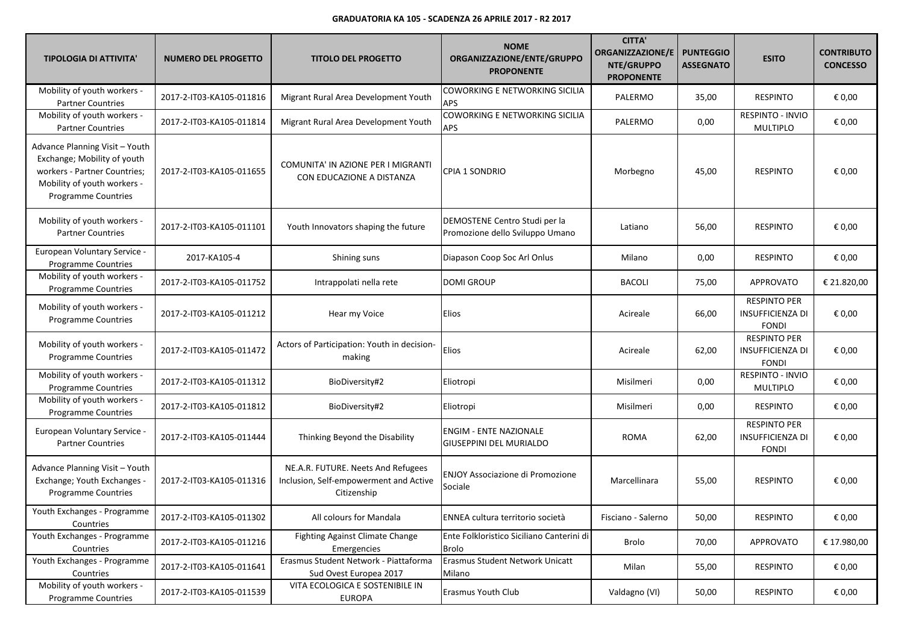**GRADUATORIA KA 105 - SCADENZA 26 APRILE 2017 - R2 2017**

| TIPOLOGIA DI ATTIVITA' | NUMERO DEL PROGETTO | TITOLO DEL PROGETTO | NOME ORGANIZZAZIONE/ENTE/GRUPPO PROPONENTE | CITTA' ORGANIZZAZIONE/ENTE/GRUPPO PROPONENTE | PUNTEGGIO ASSEGNATO | ESITO | CONTRIBUTO CONCESSO |
|---|---|---|---|---|---|---|---|
| Mobility of youth workers - Partner Countries | 2017-2-IT03-KA105-011816 | Migrant Rural Area Development Youth | COWORKING E NETWORKING SICILIA APS | PALERMO | 35,00 | RESPINTO | € 0,00 |
| Mobility of youth workers - Partner Countries | 2017-2-IT03-KA105-011814 | Migrant Rural Area Development Youth | COWORKING E NETWORKING SICILIA APS | PALERMO | 0,00 | RESPINTO - INVIO MULTIPLO | € 0,00 |
| Advance Planning Visit – Youth Exchange; Mobility of youth workers - Partner Countries; Mobility of youth workers - Programme Countries | 2017-2-IT03-KA105-011655 | COMUNITA' IN AZIONE PER I MIGRANTI CON EDUCAZIONE A DISTANZA | CPIA 1 SONDRIO | Morbegno | 45,00 | RESPINTO | € 0,00 |
| Mobility of youth workers - Partner Countries | 2017-2-IT03-KA105-011101 | Youth Innovators shaping the future | DEMOSTENE Centro Studi per la Promozione dello Sviluppo Umano | Latiano | 56,00 | RESPINTO | € 0,00 |
| European Voluntary Service - Programme Countries | 2017-KA105-4 | Shining suns | Diapason Coop Soc Arl Onlus | Milano | 0,00 | RESPINTO | € 0,00 |
| Mobility of youth workers - Programme Countries | 2017-2-IT03-KA105-011752 | Intrappolati nella rete | DOMI GROUP | BACOLI | 75,00 | APPROVATO | € 21.820,00 |
| Mobility of youth workers - Programme Countries | 2017-2-IT03-KA105-011212 | Hear my Voice | Elios | Acireale | 66,00 | RESPINTO PER INSUFFICIENZA DI FONDI | € 0,00 |
| Mobility of youth workers - Programme Countries | 2017-2-IT03-KA105-011472 | Actors of Participation: Youth in decision-making | Elios | Acireale | 62,00 | RESPINTO PER INSUFFICIENZA DI FONDI | € 0,00 |
| Mobility of youth workers - Programme Countries | 2017-2-IT03-KA105-011312 | BioDiversity#2 | Eliotropi | Misilmeri | 0,00 | RESPINTO - INVIO MULTIPLO | € 0,00 |
| Mobility of youth workers - Programme Countries | 2017-2-IT03-KA105-011812 | BioDiversity#2 | Eliotropi | Misilmeri | 0,00 | RESPINTO | € 0,00 |
| European Voluntary Service - Partner Countries | 2017-2-IT03-KA105-011444 | Thinking Beyond the Disability | ENGIM - ENTE NAZIONALE GIUSEPPINI DEL MURIALDO | ROMA | 62,00 | RESPINTO PER INSUFFICIENZA DI FONDI | € 0,00 |
| Advance Planning Visit – Youth Exchange; Youth Exchanges - Programme Countries | 2017-2-IT03-KA105-011316 | NE.A.R. FUTURE. Neets And Refugees Inclusion, Self-empowerment and Active Citizenship | ENJOY Associazione di Promozione Sociale | Marcellinara | 55,00 | RESPINTO | € 0,00 |
| Youth Exchanges - Programme Countries | 2017-2-IT03-KA105-011302 | All colours for Mandala | ENNEA cultura territorio società | Fisciano - Salerno | 50,00 | RESPINTO | € 0,00 |
| Youth Exchanges - Programme Countries | 2017-2-IT03-KA105-011216 | Fighting Against Climate Change Emergencies | Ente Folkloristico Siciliano Canterini di Brolo | Brolo | 70,00 | APPROVATO | € 17.980,00 |
| Youth Exchanges - Programme Countries | 2017-2-IT03-KA105-011641 | Erasmus Student Network - Piattaforma Sud Ovest Europea 2017 | Erasmus Student Network Unicatt Milano | Milan | 55,00 | RESPINTO | € 0,00 |
| Mobility of youth workers - Programme Countries | 2017-2-IT03-KA105-011539 | VITA ECOLOGICA E SOSTENIBILE IN EUROPA | Erasmus Youth Club | Valdagno (VI) | 50,00 | RESPINTO | € 0,00 |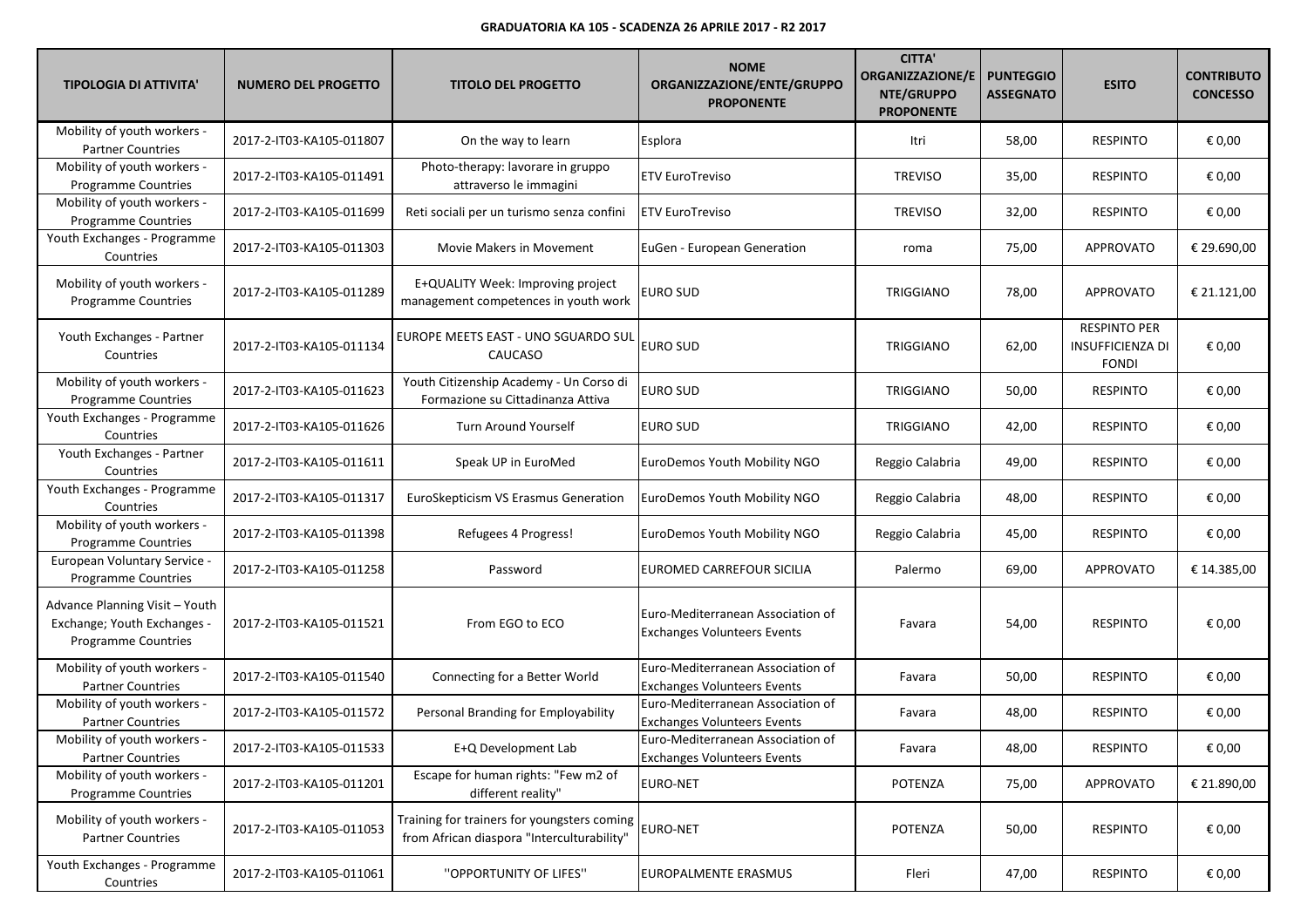**GRADUATORIA KA 105 - SCADENZA 26 APRILE 2017 - R2 2017**

| TIPOLOGIA DI ATTIVITA' | NUMERO DEL PROGETTO | TITOLO DEL PROGETTO | NOME ORGANIZZAZIONE/ENTE/GRUPPO PROPONENTE | CITTA' ORGANIZZAZIONE/ENTE/GRUPPO PROPONENTE | PUNTEGGIO ASSEGNATO | ESITO | CONTRIBUTO CONCESSO |
|---|---|---|---|---|---|---|---|
| Mobility of youth workers - Partner Countries | 2017-2-IT03-KA105-011807 | On the way to learn | Esplora | Itri | 58,00 | RESPINTO | € 0,00 |
| Mobility of youth workers - Programme Countries | 2017-2-IT03-KA105-011491 | Photo-therapy: lavorare in gruppo attraverso le immagini | ETV EuroTreviso | TREVISO | 35,00 | RESPINTO | € 0,00 |
| Mobility of youth workers - Programme Countries | 2017-2-IT03-KA105-011699 | Reti sociali per un turismo senza confini | ETV EuroTreviso | TREVISO | 32,00 | RESPINTO | € 0,00 |
| Youth Exchanges - Programme Countries | 2017-2-IT03-KA105-011303 | Movie Makers in Movement | EuGen - European Generation | roma | 75,00 | APPROVATO | € 29.690,00 |
| Mobility of youth workers - Programme Countries | 2017-2-IT03-KA105-011289 | E+QUALITY Week: Improving project management competences in youth work | EURO SUD | TRIGGIANO | 78,00 | APPROVATO | € 21.121,00 |
| Youth Exchanges - Partner Countries | 2017-2-IT03-KA105-011134 | EUROPE MEETS EAST - UNO SGUARDO SUL CAUCASO | EURO SUD | TRIGGIANO | 62,00 | RESPINTO PER INSUFFICIENZA DI FONDI | € 0,00 |
| Mobility of youth workers - Programme Countries | 2017-2-IT03-KA105-011623 | Youth Citizenship Academy - Un Corso di Formazione su Cittadinanza Attiva | EURO SUD | TRIGGIANO | 50,00 | RESPINTO | € 0,00 |
| Youth Exchanges - Programme Countries | 2017-2-IT03-KA105-011626 | Turn Around Yourself | EURO SUD | TRIGGIANO | 42,00 | RESPINTO | € 0,00 |
| Youth Exchanges - Partner Countries | 2017-2-IT03-KA105-011611 | Speak UP in EuroMed | EuroDemos Youth Mobility NGO | Reggio Calabria | 49,00 | RESPINTO | € 0,00 |
| Youth Exchanges - Programme Countries | 2017-2-IT03-KA105-011317 | EuroSkepticism VS Erasmus Generation | EuroDemos Youth Mobility NGO | Reggio Calabria | 48,00 | RESPINTO | € 0,00 |
| Mobility of youth workers - Programme Countries | 2017-2-IT03-KA105-011398 | Refugees 4 Progress! | EuroDemos Youth Mobility NGO | Reggio Calabria | 45,00 | RESPINTO | € 0,00 |
| European Voluntary Service - Programme Countries | 2017-2-IT03-KA105-011258 | Password | EUROMED CARREFOUR SICILIA | Palermo | 69,00 | APPROVATO | € 14.385,00 |
| Advance Planning Visit – Youth Exchange; Youth Exchanges - Programme Countries | 2017-2-IT03-KA105-011521 | From EGO to ECO | Euro-Mediterranean Association of Exchanges Volunteers Events | Favara | 54,00 | RESPINTO | € 0,00 |
| Mobility of youth workers - Partner Countries | 2017-2-IT03-KA105-011540 | Connecting for a Better World | Euro-Mediterranean Association of Exchanges Volunteers Events | Favara | 50,00 | RESPINTO | € 0,00 |
| Mobility of youth workers - Partner Countries | 2017-2-IT03-KA105-011572 | Personal Branding for Employability | Euro-Mediterranean Association of Exchanges Volunteers Events | Favara | 48,00 | RESPINTO | € 0,00 |
| Mobility of youth workers - Partner Countries | 2017-2-IT03-KA105-011533 | E+Q Development Lab | Euro-Mediterranean Association of Exchanges Volunteers Events | Favara | 48,00 | RESPINTO | € 0,00 |
| Mobility of youth workers - Programme Countries | 2017-2-IT03-KA105-011201 | Escape for human rights: "Few m2 of different reality" | EURO-NET | POTENZA | 75,00 | APPROVATO | € 21.890,00 |
| Mobility of youth workers - Partner Countries | 2017-2-IT03-KA105-011053 | Training for trainers for youngsters coming from African diaspora "Interculturability" | EURO-NET | POTENZA | 50,00 | RESPINTO | € 0,00 |
| Youth Exchanges - Programme Countries | 2017-2-IT03-KA105-011061 | ''OPPORTUNITY OF LIFES'' | EUROPALMENTE ERASMUS | Fleri | 47,00 | RESPINTO | € 0,00 |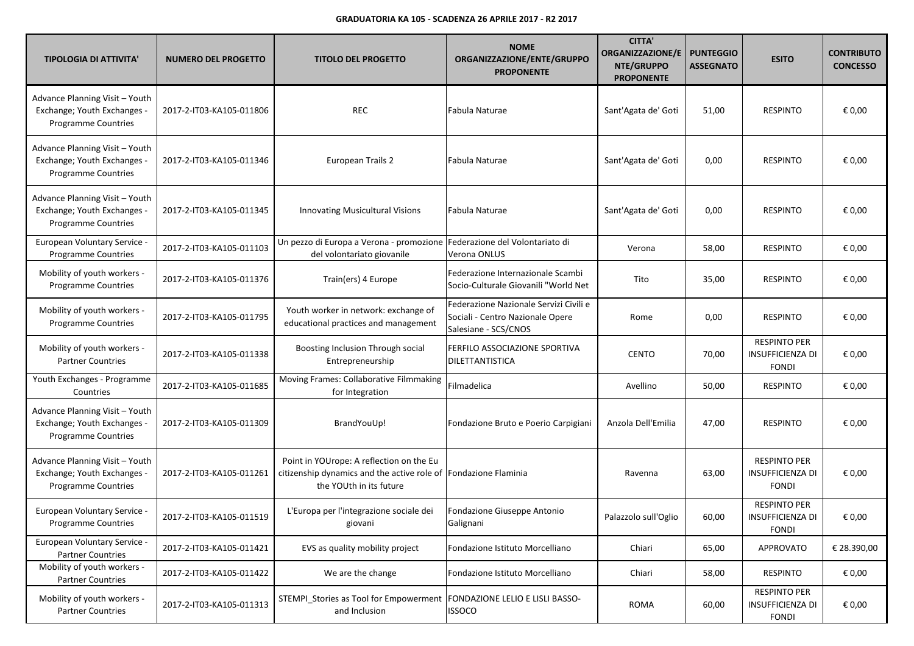**GRADUATORIA KA 105 - SCADENZA 26 APRILE 2017 - R2 2017**

| TIPOLOGIA DI ATTIVITA' | NUMERO DEL PROGETTO | TITOLO DEL PROGETTO | NOME ORGANIZZAZIONE/ENTE/GRUPPO PROPONENTE | CITTA' ORGANIZZAZIONE/ENTE/GRUPPO PROPONENTE | PUNTEGGIO ASSEGNATO | ESITO | CONTRIBUTO CONCESSO |
|---|---|---|---|---|---|---|---|
| Advance Planning Visit – Youth Exchange; Youth Exchanges - Programme Countries | 2017-2-IT03-KA105-011806 | REC | Fabula Naturae | Sant'Agata de' Goti | 51,00 | RESPINTO | € 0,00 |
| Advance Planning Visit – Youth Exchange; Youth Exchanges - Programme Countries | 2017-2-IT03-KA105-011346 | European Trails 2 | Fabula Naturae | Sant'Agata de' Goti | 0,00 | RESPINTO | € 0,00 |
| Advance Planning Visit – Youth Exchange; Youth Exchanges - Programme Countries | 2017-2-IT03-KA105-011345 | Innovating Musicultural Visions | Fabula Naturae | Sant'Agata de' Goti | 0,00 | RESPINTO | € 0,00 |
| European Voluntary Service - Programme Countries | 2017-2-IT03-KA105-011103 | Un pezzo di Europa a Verona - promozione del volontariato giovanile | Federazione del Volontariato di Verona ONLUS | Verona | 58,00 | RESPINTO | € 0,00 |
| Mobility of youth workers - Programme Countries | 2017-2-IT03-KA105-011376 | Train(ers) 4 Europe | Federazione Internazionale Scambi Socio-Culturale Giovanili "World Net | Tito | 35,00 | RESPINTO | € 0,00 |
| Mobility of youth workers - Programme Countries | 2017-2-IT03-KA105-011795 | Youth worker in network: exchange of educational practices and management | Federazione Nazionale Servizi Civili e Sociali - Centro Nazionale Opere Salesiane - SCS/CNOS | Rome | 0,00 | RESPINTO | € 0,00 |
| Mobility of youth workers - Partner Countries | 2017-2-IT03-KA105-011338 | Boosting Inclusion Through social Entrepreneurship | FERFILO ASSOCIAZIONE SPORTIVA DILETTANTISTICA | CENTO | 70,00 | RESPINTO PER INSUFFICIENZA DI FONDI | € 0,00 |
| Youth Exchanges - Programme Countries | 2017-2-IT03-KA105-011685 | Moving Frames: Collaborative Filmmaking for Integration | Filmadelica | Avellino | 50,00 | RESPINTO | € 0,00 |
| Advance Planning Visit – Youth Exchange; Youth Exchanges - Programme Countries | 2017-2-IT03-KA105-011309 | BrandYouUp! | Fondazione Bruto e Poerio Carpigiani | Anzola Dell'Emilia | 47,00 | RESPINTO | € 0,00 |
| Advance Planning Visit – Youth Exchange; Youth Exchanges - Programme Countries | 2017-2-IT03-KA105-011261 | Point in YOUrope: A reflection on the Eu citizenship dynamics and the active role of the YOUth in its future | Fondazione Flaminia | Ravenna | 63,00 | RESPINTO PER INSUFFICIENZA DI FONDI | € 0,00 |
| European Voluntary Service - Programme Countries | 2017-2-IT03-KA105-011519 | L'Europa per l'integrazione sociale dei giovani | Fondazione Giuseppe Antonio Galignani | Palazzolo sull'Oglio | 60,00 | RESPINTO PER INSUFFICIENZA DI FONDI | € 0,00 |
| European Voluntary Service - Partner Countries | 2017-2-IT03-KA105-011421 | EVS as quality mobility project | Fondazione Istituto Morcelliano | Chiari | 65,00 | APPROVATO | € 28.390,00 |
| Mobility of youth workers - Partner Countries | 2017-2-IT03-KA105-011422 | We are the change | Fondazione Istituto Morcelliano | Chiari | 58,00 | RESPINTO | € 0,00 |
| Mobility of youth workers - Partner Countries | 2017-2-IT03-KA105-011313 | STEMPI_Stories as Tool for Empowerment and Inclusion | FONDAZIONE LELIO E LISLI BASSO-ISSOCO | ROMA | 60,00 | RESPINTO PER INSUFFICIENZA DI FONDI | € 0,00 |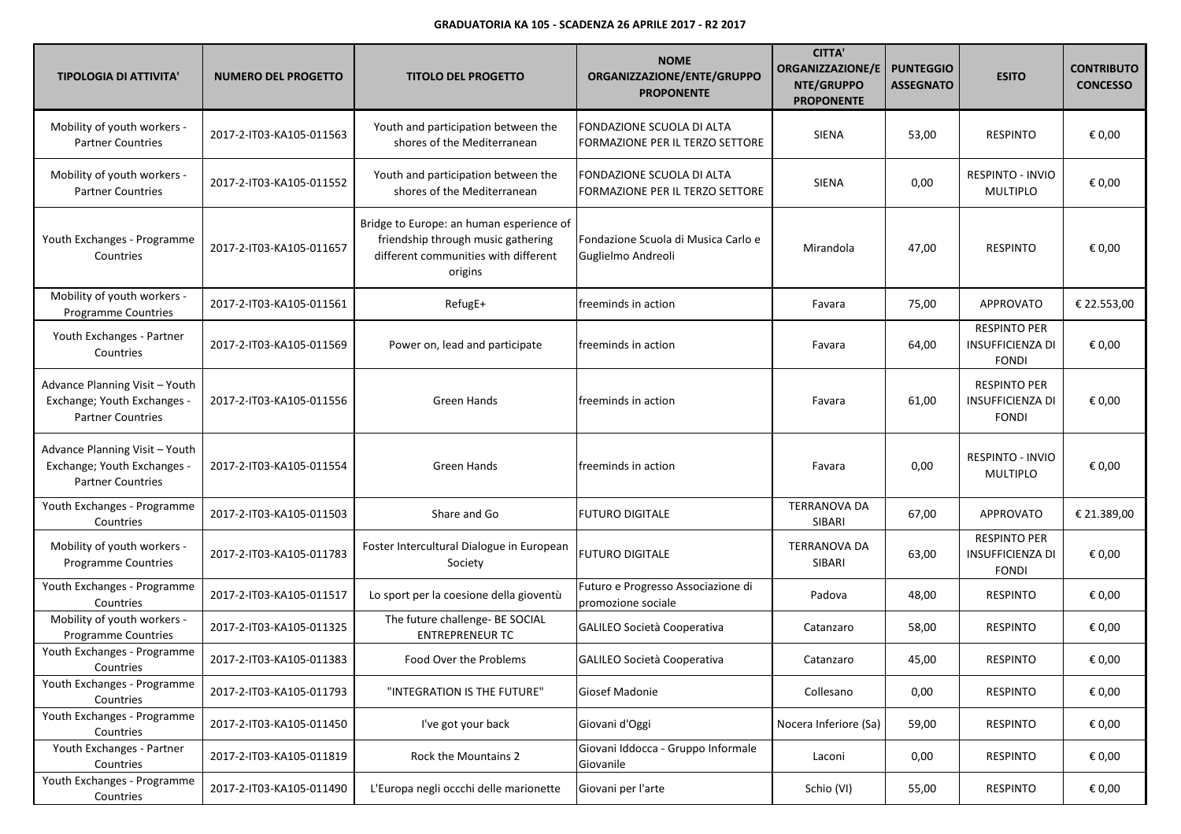**GRADUATORIA KA 105 - SCADENZA 26 APRILE 2017 - R2 2017**

| TIPOLOGIA DI ATTIVITA' | NUMERO DEL PROGETTO | TITOLO DEL PROGETTO | NOME ORGANIZZAZIONE/ENTE/GRUPPO PROPONENTE | CITTA' ORGANIZZAZIONE/ENTE/GRUPPO PROPONENTE | PUNTEGGIO ASSEGNATO | ESITO | CONTRIBUTO CONCESSO |
|---|---|---|---|---|---|---|---|
| Mobility of youth workers - Partner Countries | 2017-2-IT03-KA105-011563 | Youth and participation between the shores of the Mediterranean | FONDAZIONE SCUOLA DI ALTA FORMAZIONE PER IL TERZO SETTORE | SIENA | 53,00 | RESPINTO | € 0,00 |
| Mobility of youth workers - Partner Countries | 2017-2-IT03-KA105-011552 | Youth and participation between the shores of the Mediterranean | FONDAZIONE SCUOLA DI ALTA FORMAZIONE PER IL TERZO SETTORE | SIENA | 0,00 | RESPINTO - INVIO MULTIPLO | € 0,00 |
| Youth Exchanges - Programme Countries | 2017-2-IT03-KA105-011657 | Bridge to Europe: an human esperience of friendship through music gathering different communities with different origins | Fondazione Scuola di Musica Carlo e Guglielmo Andreoli | Mirandola | 47,00 | RESPINTO | € 0,00 |
| Mobility of youth workers - Programme Countries | 2017-2-IT03-KA105-011561 | RefugE+ | freeminds in action | Favara | 75,00 | APPROVATO | € 22.553,00 |
| Youth Exchanges - Partner Countries | 2017-2-IT03-KA105-011569 | Power on, lead and participate | freeminds in action | Favara | 64,00 | RESPINTO PER INSUFFICIENZA DI FONDI | € 0,00 |
| Advance Planning Visit – Youth Exchange; Youth Exchanges - Partner Countries | 2017-2-IT03-KA105-011556 | Green Hands | freeminds in action | Favara | 61,00 | RESPINTO PER INSUFFICIENZA DI FONDI | € 0,00 |
| Advance Planning Visit – Youth Exchange; Youth Exchanges - Partner Countries | 2017-2-IT03-KA105-011554 | Green Hands | freeminds in action | Favara | 0,00 | RESPINTO - INVIO MULTIPLO | € 0,00 |
| Youth Exchanges - Programme Countries | 2017-2-IT03-KA105-011503 | Share and Go | FUTURO DIGITALE | TERRANOVA DA SIBARI | 67,00 | APPROVATO | € 21.389,00 |
| Mobility of youth workers - Programme Countries | 2017-2-IT03-KA105-011783 | Foster Intercultural Dialogue in European Society | FUTURO DIGITALE | TERRANOVA DA SIBARI | 63,00 | RESPINTO PER INSUFFICIENZA DI FONDI | € 0,00 |
| Youth Exchanges - Programme Countries | 2017-2-IT03-KA105-011517 | Lo sport per la coesione della gioventù | Futuro e Progresso Associazione di promozione sociale | Padova | 48,00 | RESPINTO | € 0,00 |
| Mobility of youth workers - Programme Countries | 2017-2-IT03-KA105-011325 | The future challenge- BE SOCIAL ENTREPRENEUR TC | GALILEO Società Cooperativa | Catanzaro | 58,00 | RESPINTO | € 0,00 |
| Youth Exchanges - Programme Countries | 2017-2-IT03-KA105-011383 | Food Over the Problems | GALILEO Società Cooperativa | Catanzaro | 45,00 | RESPINTO | € 0,00 |
| Youth Exchanges - Programme Countries | 2017-2-IT03-KA105-011793 | "INTEGRATION IS THE FUTURE" | Giosef Madonie | Collesano | 0,00 | RESPINTO | € 0,00 |
| Youth Exchanges - Programme Countries | 2017-2-IT03-KA105-011450 | I've got your back | Giovani d'Oggi | Nocera Inferiore (Sa) | 59,00 | RESPINTO | € 0,00 |
| Youth Exchanges - Partner Countries | 2017-2-IT03-KA105-011819 | Rock the Mountains 2 | Giovani Iddocca - Gruppo Informale Giovanile | Laconi | 0,00 | RESPINTO | € 0,00 |
| Youth Exchanges - Programme Countries | 2017-2-IT03-KA105-011490 | L'Europa negli occchi delle marionette | Giovani per l'arte | Schio (VI) | 55,00 | RESPINTO | € 0,00 |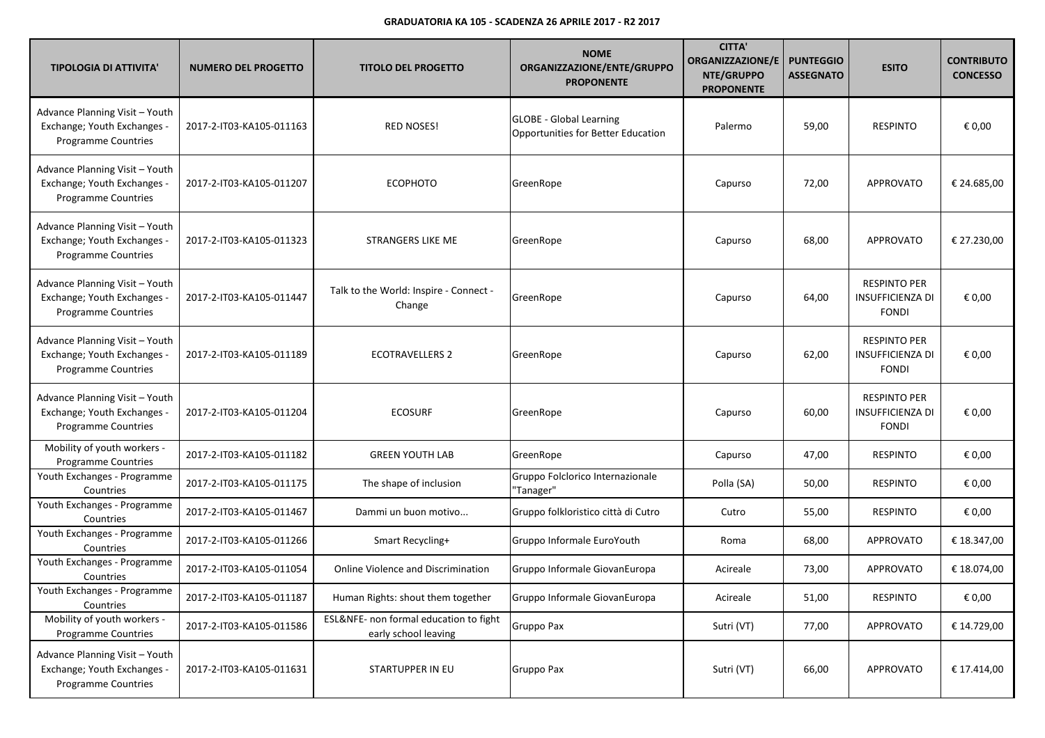**GRADUATORIA KA 105 - SCADENZA 26 APRILE 2017 - R2 2017**

| TIPOLOGIA DI ATTIVITA' | NUMERO DEL PROGETTO | TITOLO DEL PROGETTO | NOME ORGANIZZAZIONE/ENTE/GRUPPO PROPONENTE | CITTA' ORGANIZZAZIONE/ENTE/GRUPPO PROPONENTE | PUNTEGGIO ASSEGNATO | ESITO | CONTRIBUTO CONCESSO |
|---|---|---|---|---|---|---|---|
| Advance Planning Visit – Youth Exchange; Youth Exchanges - Programme Countries | 2017-2-IT03-KA105-011163 | RED NOSES! | GLOBE - Global Learning Opportunities for Better Education | Palermo | 59,00 | RESPINTO | € 0,00 |
| Advance Planning Visit – Youth Exchange; Youth Exchanges - Programme Countries | 2017-2-IT03-KA105-011207 | ECOPHOTO | GreenRope | Capurso | 72,00 | APPROVATO | € 24.685,00 |
| Advance Planning Visit – Youth Exchange; Youth Exchanges - Programme Countries | 2017-2-IT03-KA105-011323 | STRANGERS LIKE ME | GreenRope | Capurso | 68,00 | APPROVATO | € 27.230,00 |
| Advance Planning Visit – Youth Exchange; Youth Exchanges - Programme Countries | 2017-2-IT03-KA105-011447 | Talk to the World: Inspire - Connect - Change | GreenRope | Capurso | 64,00 | RESPINTO PER INSUFFICIENZA DI FONDI | € 0,00 |
| Advance Planning Visit – Youth Exchange; Youth Exchanges - Programme Countries | 2017-2-IT03-KA105-011189 | ECOTRAVELLERS 2 | GreenRope | Capurso | 62,00 | RESPINTO PER INSUFFICIENZA DI FONDI | € 0,00 |
| Advance Planning Visit – Youth Exchange; Youth Exchanges - Programme Countries | 2017-2-IT03-KA105-011204 | ECOSURF | GreenRope | Capurso | 60,00 | RESPINTO PER INSUFFICIENZA DI FONDI | € 0,00 |
| Mobility of youth workers - Programme Countries | 2017-2-IT03-KA105-011182 | GREEN YOUTH LAB | GreenRope | Capurso | 47,00 | RESPINTO | € 0,00 |
| Youth Exchanges - Programme Countries | 2017-2-IT03-KA105-011175 | The shape of inclusion | Gruppo Folclorico Internazionale "Tanager" | Polla (SA) | 50,00 | RESPINTO | € 0,00 |
| Youth Exchanges - Programme Countries | 2017-2-IT03-KA105-011467 | Dammi un buon motivo... | Gruppo folkloristico città di Cutro | Cutro | 55,00 | RESPINTO | € 0,00 |
| Youth Exchanges - Programme Countries | 2017-2-IT03-KA105-011266 | Smart Recycling+ | Gruppo Informale EuroYouth | Roma | 68,00 | APPROVATO | € 18.347,00 |
| Youth Exchanges - Programme Countries | 2017-2-IT03-KA105-011054 | Online Violence and Discrimination | Gruppo Informale GiovanEuropa | Acireale | 73,00 | APPROVATO | € 18.074,00 |
| Youth Exchanges - Programme Countries | 2017-2-IT03-KA105-011187 | Human Rights: shout them together | Gruppo Informale GiovanEuropa | Acireale | 51,00 | RESPINTO | € 0,00 |
| Mobility of youth workers - Programme Countries | 2017-2-IT03-KA105-011586 | ESL&NFE- non formal education to fight early school leaving | Gruppo Pax | Sutri (VT) | 77,00 | APPROVATO | € 14.729,00 |
| Advance Planning Visit – Youth Exchange; Youth Exchanges - Programme Countries | 2017-2-IT03-KA105-011631 | STARTUPPER IN EU | Gruppo Pax | Sutri (VT) | 66,00 | APPROVATO | € 17.414,00 |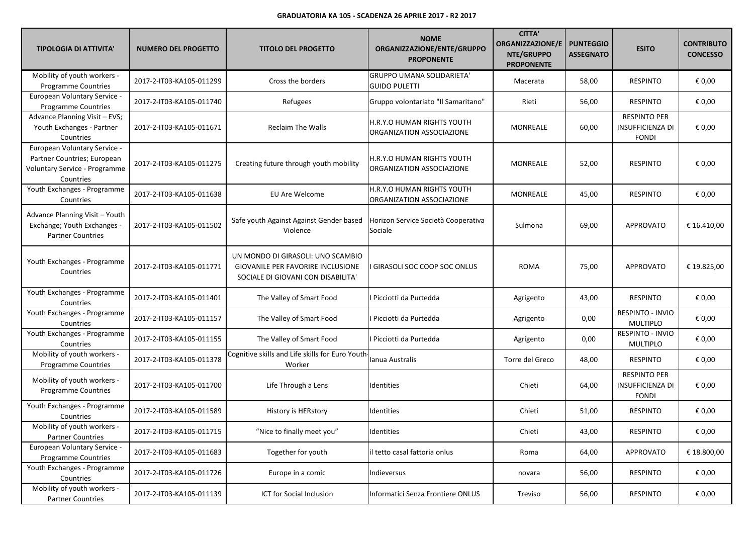**GRADUATORIA KA 105 - SCADENZA 26 APRILE 2017 - R2 2017**

| TIPOLOGIA DI ATTIVITA' | NUMERO DEL PROGETTO | TITOLO DEL PROGETTO | NOME ORGANIZZAZIONE/ENTE/GRUPPO PROPONENTE | CITTA' ORGANIZZAZIONE/ENTE/GRUPPO PROPONENTE | PUNTEGGIO ASSEGNATO | ESITO | CONTRIBUTO CONCESSO |
|---|---|---|---|---|---|---|---|
| Mobility of youth workers - Programme Countries | 2017-2-IT03-KA105-011299 | Cross the borders | GRUPPO UMANA SOLIDARIETA' GUIDO PULETTI | Macerata | 58,00 | RESPINTO | € 0,00 |
| European Voluntary Service - Programme Countries | 2017-2-IT03-KA105-011740 | Refugees | Gruppo volontariato "Il Samaritano" | Rieti | 56,00 | RESPINTO | € 0,00 |
| Advance Planning Visit – EVS; Youth Exchanges - Partner Countries | 2017-2-IT03-KA105-011671 | Reclaim The Walls | H.R.Y.O HUMAN RIGHTS YOUTH ORGANIZATION ASSOCIAZIONE | MONREALE | 60,00 | RESPINTO PER INSUFFICIENZA DI FONDI | € 0,00 |
| European Voluntary Service - Partner Countries; European Voluntary Service - Programme Countries | 2017-2-IT03-KA105-011275 | Creating future through youth mobility | H.R.Y.O HUMAN RIGHTS YOUTH ORGANIZATION ASSOCIAZIONE | MONREALE | 52,00 | RESPINTO | € 0,00 |
| Youth Exchanges - Programme Countries | 2017-2-IT03-KA105-011638 | EU Are Welcome | H.R.Y.O HUMAN RIGHTS YOUTH ORGANIZATION ASSOCIAZIONE | MONREALE | 45,00 | RESPINTO | € 0,00 |
| Advance Planning Visit – Youth Exchange; Youth Exchanges - Partner Countries | 2017-2-IT03-KA105-011502 | Safe youth Against Against Gender based Violence | Horizon Service Società Cooperativa Sociale | Sulmona | 69,00 | APPROVATO | € 16.410,00 |
| Youth Exchanges - Programme Countries | 2017-2-IT03-KA105-011771 | UN MONDO DI GIRASOLI: UNO SCAMBIO GIOVANILE PER FAVORIRE INCLUSIONE SOCIALE DI GIOVANI CON DISABILITA' | I GIRASOLI SOC COOP SOC ONLUS | ROMA | 75,00 | APPROVATO | € 19.825,00 |
| Youth Exchanges - Programme Countries | 2017-2-IT03-KA105-011401 | The Valley of Smart Food | I Picciotti da Purtedda | Agrigento | 43,00 | RESPINTO | € 0,00 |
| Youth Exchanges - Programme Countries | 2017-2-IT03-KA105-011157 | The Valley of Smart Food | I Picciotti da Purtedda | Agrigento | 0,00 | RESPINTO - INVIO MULTIPLO | € 0,00 |
| Youth Exchanges - Programme Countries | 2017-2-IT03-KA105-011155 | The Valley of Smart Food | I Picciotti da Purtedda | Agrigento | 0,00 | RESPINTO - INVIO MULTIPLO | € 0,00 |
| Mobility of youth workers - Programme Countries | 2017-2-IT03-KA105-011378 | Cognitive skills and Life skills for Euro Youth-Worker | Ianua Australis | Torre del Greco | 48,00 | RESPINTO | € 0,00 |
| Mobility of youth workers - Programme Countries | 2017-2-IT03-KA105-011700 | Life Through a Lens | Identities | Chieti | 64,00 | RESPINTO PER INSUFFICIENZA DI FONDI | € 0,00 |
| Youth Exchanges - Programme Countries | 2017-2-IT03-KA105-011589 | History is HERstory | Identities | Chieti | 51,00 | RESPINTO | € 0,00 |
| Mobility of youth workers - Partner Countries | 2017-2-IT03-KA105-011715 | "Nice to finally meet you" | Identities | Chieti | 43,00 | RESPINTO | € 0,00 |
| European Voluntary Service - Programme Countries | 2017-2-IT03-KA105-011683 | Together for youth | il tetto casal fattoria onlus | Roma | 64,00 | APPROVATO | € 18.800,00 |
| Youth Exchanges - Programme Countries | 2017-2-IT03-KA105-011726 | Europe in a comic | Indieversus | novara | 56,00 | RESPINTO | € 0,00 |
| Mobility of youth workers - Partner Countries | 2017-2-IT03-KA105-011139 | ICT for Social Inclusion | Informatici Senza Frontiere ONLUS | Treviso | 56,00 | RESPINTO | € 0,00 |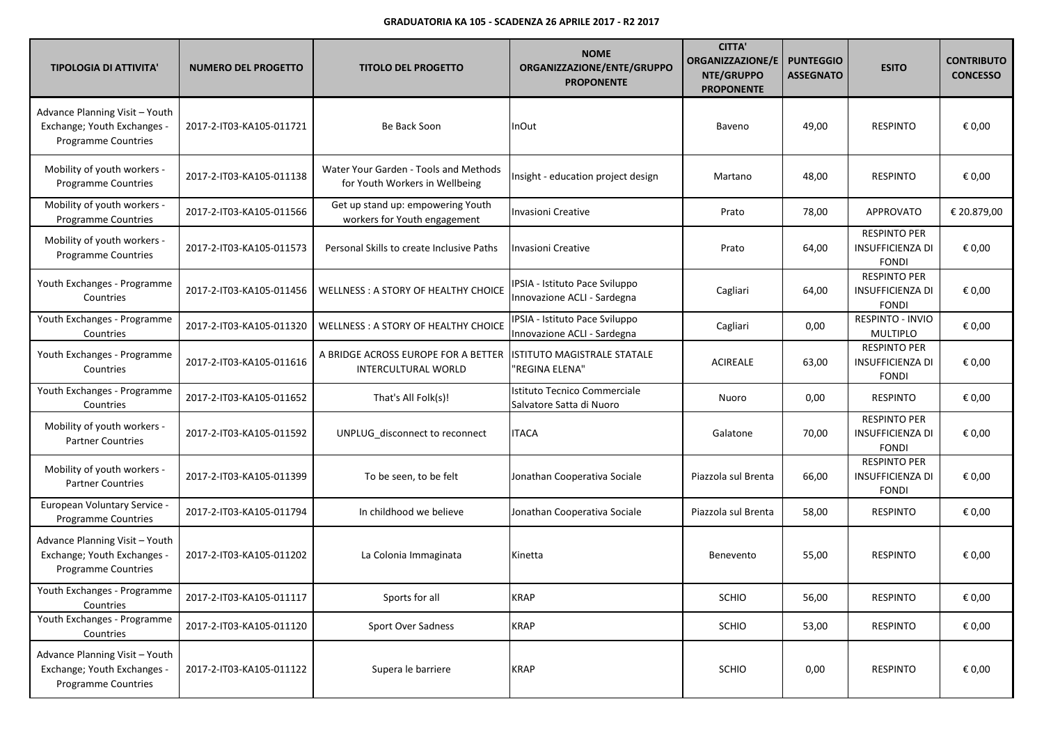**GRADUATORIA KA 105 - SCADENZA 26 APRILE 2017 - R2 2017**

| TIPOLOGIA DI ATTIVITA' | NUMERO DEL PROGETTO | TITOLO DEL PROGETTO | NOME ORGANIZZAZIONE/ENTE/GRUPPO PROPONENTE | CITTA' ORGANIZZAZIONE/ENTE/GRUPPO PROPONENTE | PUNTEGGIO ASSEGNATO | ESITO | CONTRIBUTO CONCESSO |
|---|---|---|---|---|---|---|---|
| Advance Planning Visit – Youth Exchange; Youth Exchanges - Programme Countries | 2017-2-IT03-KA105-011721 | Be Back Soon | InOut | Baveno | 49,00 | RESPINTO | € 0,00 |
| Mobility of youth workers - Programme Countries | 2017-2-IT03-KA105-011138 | Water Your Garden - Tools and Methods for Youth Workers in Wellbeing | Insight - education project design | Martano | 48,00 | RESPINTO | € 0,00 |
| Mobility of youth workers - Programme Countries | 2017-2-IT03-KA105-011566 | Get up stand up: empowering Youth workers for Youth engagement | Invasioni Creative | Prato | 78,00 | APPROVATO | € 20.879,00 |
| Mobility of youth workers - Programme Countries | 2017-2-IT03-KA105-011573 | Personal Skills to create Inclusive Paths | Invasioni Creative | Prato | 64,00 | RESPINTO PER INSUFFICIENZA DI FONDI | € 0,00 |
| Youth Exchanges - Programme Countries | 2017-2-IT03-KA105-011456 | WELLNESS : A STORY OF HEALTHY CHOICE | IPSIA - Istituto Pace Sviluppo Innovazione ACLI - Sardegna | Cagliari | 64,00 | RESPINTO PER INSUFFICIENZA DI FONDI | € 0,00 |
| Youth Exchanges - Programme Countries | 2017-2-IT03-KA105-011320 | WELLNESS : A STORY OF HEALTHY CHOICE | IPSIA - Istituto Pace Sviluppo Innovazione ACLI - Sardegna | Cagliari | 0,00 | RESPINTO - INVIO MULTIPLO | € 0,00 |
| Youth Exchanges - Programme Countries | 2017-2-IT03-KA105-011616 | A BRIDGE ACROSS EUROPE FOR A BETTER INTERCULTURAL WORLD | ISTITUTO MAGISTRALE STATALE "REGINA ELENA" | ACIREALE | 63,00 | RESPINTO PER INSUFFICIENZA DI FONDI | € 0,00 |
| Youth Exchanges - Programme Countries | 2017-2-IT03-KA105-011652 | That's All Folk(s)! | Istituto Tecnico Commerciale Salvatore Satta di Nuoro | Nuoro | 0,00 | RESPINTO | € 0,00 |
| Mobility of youth workers - Partner Countries | 2017-2-IT03-KA105-011592 | UNPLUG_disconnect to reconnect | ITACA | Galatone | 70,00 | RESPINTO PER INSUFFICIENZA DI FONDI | € 0,00 |
| Mobility of youth workers - Partner Countries | 2017-2-IT03-KA105-011399 | To be seen, to be felt | Jonathan Cooperativa Sociale | Piazzola sul Brenta | 66,00 | RESPINTO PER INSUFFICIENZA DI FONDI | € 0,00 |
| European Voluntary Service - Programme Countries | 2017-2-IT03-KA105-011794 | In childhood we believe | Jonathan Cooperativa Sociale | Piazzola sul Brenta | 58,00 | RESPINTO | € 0,00 |
| Advance Planning Visit – Youth Exchange; Youth Exchanges - Programme Countries | 2017-2-IT03-KA105-011202 | La Colonia Immaginata | Kinetta | Benevento | 55,00 | RESPINTO | € 0,00 |
| Youth Exchanges - Programme Countries | 2017-2-IT03-KA105-011117 | Sports for all | KRAP | SCHIO | 56,00 | RESPINTO | € 0,00 |
| Youth Exchanges - Programme Countries | 2017-2-IT03-KA105-011120 | Sport Over Sadness | KRAP | SCHIO | 53,00 | RESPINTO | € 0,00 |
| Advance Planning Visit – Youth Exchange; Youth Exchanges - Programme Countries | 2017-2-IT03-KA105-011122 | Supera le barriere | KRAP | SCHIO | 0,00 | RESPINTO | € 0,00 |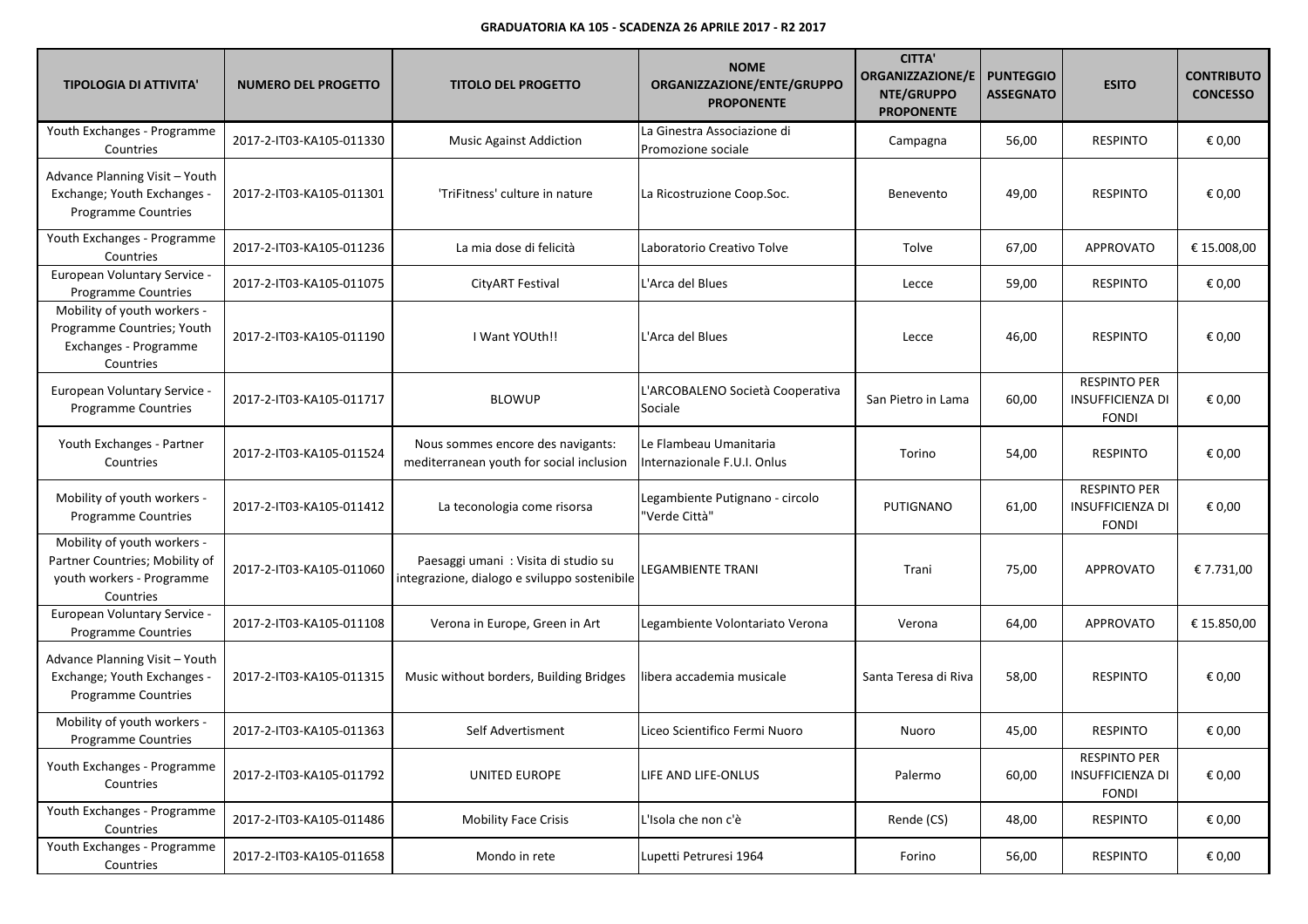**GRADUATORIA KA 105 - SCADENZA 26 APRILE 2017 - R2 2017**

| TIPOLOGIA DI ATTIVITA' | NUMERO DEL PROGETTO | TITOLO DEL PROGETTO | NOME ORGANIZZAZIONE/ENTE/GRUPPO PROPONENTE | CITTA' ORGANIZZAZIONE/ENTE/GRUPPO PROPONENTE | PUNTEGGIO ASSEGNATO | ESITO | CONTRIBUTO CONCESSO |
|---|---|---|---|---|---|---|---|
| Youth Exchanges - Programme Countries | 2017-2-IT03-KA105-011330 | Music Against Addiction | La Ginestra Associazione di Promozione sociale | Campagna | 56,00 | RESPINTO | € 0,00 |
| Advance Planning Visit – Youth Exchange; Youth Exchanges - Programme Countries | 2017-2-IT03-KA105-011301 | 'TriFitness' culture in nature | La Ricostruzione Coop.Soc. | Benevento | 49,00 | RESPINTO | € 0,00 |
| Youth Exchanges - Programme Countries | 2017-2-IT03-KA105-011236 | La mia dose di felicità | Laboratorio Creativo Tolve | Tolve | 67,00 | APPROVATO | € 15.008,00 |
| European Voluntary Service - Programme Countries | 2017-2-IT03-KA105-011075 | CityART Festival | L'Arca del Blues | Lecce | 59,00 | RESPINTO | € 0,00 |
| Mobility of youth workers - Programme Countries; Youth Exchanges - Programme Countries | 2017-2-IT03-KA105-011190 | I Want YOUth!! | L'Arca del Blues | Lecce | 46,00 | RESPINTO | € 0,00 |
| European Voluntary Service - Programme Countries | 2017-2-IT03-KA105-011717 | BLOWUP | L'ARCOBALENO Società Cooperativa Sociale | San Pietro in Lama | 60,00 | RESPINTO PER INSUFFICIENZA DI FONDI | € 0,00 |
| Youth Exchanges - Partner Countries | 2017-2-IT03-KA105-011524 | Nous sommes encore des navigants: mediterranean youth for social inclusion | Le Flambeau Umanitaria Internazionale F.U.I. Onlus | Torino | 54,00 | RESPINTO | € 0,00 |
| Mobility of youth workers - Programme Countries | 2017-2-IT03-KA105-011412 | La teconologia come risorsa | Legambiente Putignano - circolo "Verde Città" | PUTIGNANO | 61,00 | RESPINTO PER INSUFFICIENZA DI FONDI | € 0,00 |
| Mobility of youth workers - Partner Countries; Mobility of youth workers - Programme Countries | 2017-2-IT03-KA105-011060 | Paesaggi umani : Visita di studio su integrazione, dialogo e sviluppo sostenibile | LEGAMBIENTE TRANI | Trani | 75,00 | APPROVATO | € 7.731,00 |
| European Voluntary Service - Programme Countries | 2017-2-IT03-KA105-011108 | Verona in Europe, Green in Art | Legambiente Volontariato Verona | Verona | 64,00 | APPROVATO | € 15.850,00 |
| Advance Planning Visit – Youth Exchange; Youth Exchanges - Programme Countries | 2017-2-IT03-KA105-011315 | Music without borders, Building Bridges | libera accademia musicale | Santa Teresa di Riva | 58,00 | RESPINTO | € 0,00 |
| Mobility of youth workers - Programme Countries | 2017-2-IT03-KA105-011363 | Self Advertisment | Liceo Scientifico Fermi Nuoro | Nuoro | 45,00 | RESPINTO | € 0,00 |
| Youth Exchanges - Programme Countries | 2017-2-IT03-KA105-011792 | UNITED EUROPE | LIFE AND LIFE-ONLUS | Palermo | 60,00 | RESPINTO PER INSUFFICIENZA DI FONDI | € 0,00 |
| Youth Exchanges - Programme Countries | 2017-2-IT03-KA105-011486 | Mobility Face Crisis | L'Isola che non c'è | Rende (CS) | 48,00 | RESPINTO | € 0,00 |
| Youth Exchanges - Programme Countries | 2017-2-IT03-KA105-011658 | Mondo in rete | Lupetti Petruresi 1964 | Forino | 56,00 | RESPINTO | € 0,00 |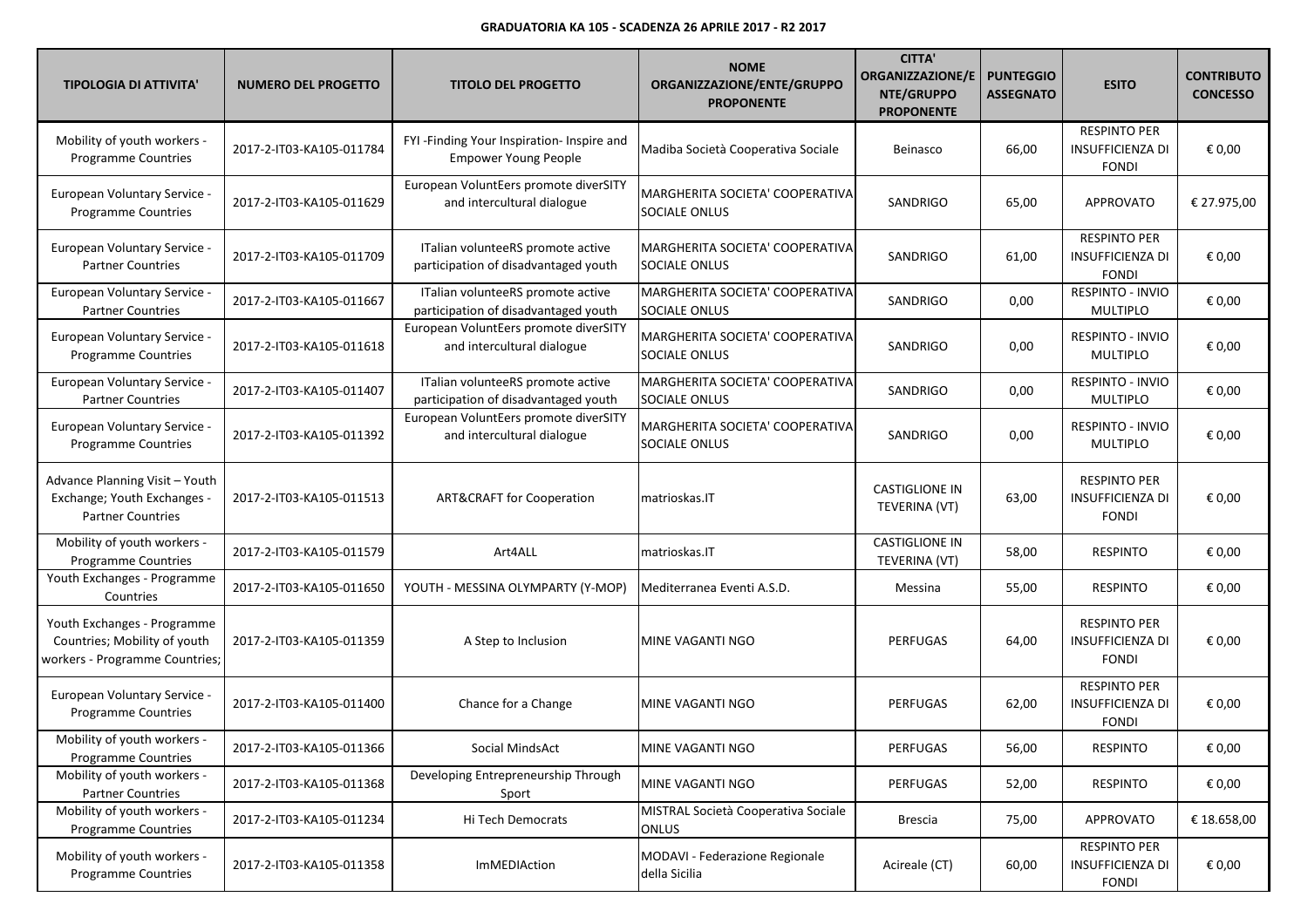**GRADUATORIA KA 105 - SCADENZA 26 APRILE 2017 - R2 2017**

| TIPOLOGIA DI ATTIVITA' | NUMERO DEL PROGETTO | TITOLO DEL PROGETTO | NOME ORGANIZZAZIONE/ENTE/GRUPPO PROPONENTE | CITTA' ORGANIZZAZIONE/ENTE/GRUPPO PROPONENTE | PUNTEGGIO ASSEGNATO | ESITO | CONTRIBUTO CONCESSO |
|---|---|---|---|---|---|---|---|
| Mobility of youth workers - Programme Countries | 2017-2-IT03-KA105-011784 | FYI -Finding Your Inspiration- Inspire and Empower Young People | Madiba Società Cooperativa Sociale | Beinasco | 66,00 | RESPINTO PER INSUFFICIENZA DI FONDI | € 0,00 |
| European Voluntary Service - Programme Countries | 2017-2-IT03-KA105-011629 | European VoluntEers promote diverSITY and intercultural dialogue | MARGHERITA SOCIETA' COOPERATIVA SOCIALE ONLUS | SANDRIGO | 65,00 | APPROVATO | € 27.975,00 |
| European Voluntary Service - Partner Countries | 2017-2-IT03-KA105-011709 | ITalian volunteeRS promote active participation of disadvantaged youth | MARGHERITA SOCIETA' COOPERATIVA SOCIALE ONLUS | SANDRIGO | 61,00 | RESPINTO PER INSUFFICIENZA DI FONDI | € 0,00 |
| European Voluntary Service - Partner Countries | 2017-2-IT03-KA105-011667 | ITalian volunteeRS promote active participation of disadvantaged youth | MARGHERITA SOCIETA' COOPERATIVA SOCIALE ONLUS | SANDRIGO | 0,00 | RESPINTO - INVIO MULTIPLO | € 0,00 |
| European Voluntary Service - Programme Countries | 2017-2-IT03-KA105-011618 | European VoluntEers promote diverSITY and intercultural dialogue | MARGHERITA SOCIETA' COOPERATIVA SOCIALE ONLUS | SANDRIGO | 0,00 | RESPINTO - INVIO MULTIPLO | € 0,00 |
| European Voluntary Service - Partner Countries | 2017-2-IT03-KA105-011407 | ITalian volunteeRS promote active participation of disadvantaged youth | MARGHERITA SOCIETA' COOPERATIVA SOCIALE ONLUS | SANDRIGO | 0,00 | RESPINTO - INVIO MULTIPLO | € 0,00 |
| European Voluntary Service - Programme Countries | 2017-2-IT03-KA105-011392 | European VoluntEers promote diverSITY and intercultural dialogue | MARGHERITA SOCIETA' COOPERATIVA SOCIALE ONLUS | SANDRIGO | 0,00 | RESPINTO - INVIO MULTIPLO | € 0,00 |
| Advance Planning Visit – Youth Exchange; Youth Exchanges - Partner Countries | 2017-2-IT03-KA105-011513 | ART&CRAFT for Cooperation | matrioskas.IT | CASTIGLIONE IN TEVERINA (VT) | 63,00 | RESPINTO PER INSUFFICIENZA DI FONDI | € 0,00 |
| Mobility of youth workers - Programme Countries | 2017-2-IT03-KA105-011579 | Art4ALL | matrioskas.IT | CASTIGLIONE IN TEVERINA (VT) | 58,00 | RESPINTO | € 0,00 |
| Youth Exchanges - Programme Countries | 2017-2-IT03-KA105-011650 | YOUTH - MESSINA OLYMPARTY (Y-MOP) | Mediterranea Eventi A.S.D. | Messina | 55,00 | RESPINTO | € 0,00 |
| Youth Exchanges - Programme Countries; Mobility of youth workers - Programme Countries; | 2017-2-IT03-KA105-011359 | A Step to Inclusion | MINE VAGANTI NGO | PERFUGAS | 64,00 | RESPINTO PER INSUFFICIENZA DI FONDI | € 0,00 |
| European Voluntary Service - Programme Countries | 2017-2-IT03-KA105-011400 | Chance for a Change | MINE VAGANTI NGO | PERFUGAS | 62,00 | RESPINTO PER INSUFFICIENZA DI FONDI | € 0,00 |
| Mobility of youth workers - Programme Countries | 2017-2-IT03-KA105-011366 | Social MindsAct | MINE VAGANTI NGO | PERFUGAS | 56,00 | RESPINTO | € 0,00 |
| Mobility of youth workers - Partner Countries | 2017-2-IT03-KA105-011368 | Developing Entrepreneurship Through Sport | MINE VAGANTI NGO | PERFUGAS | 52,00 | RESPINTO | € 0,00 |
| Mobility of youth workers - Programme Countries | 2017-2-IT03-KA105-011234 | Hi Tech Democrats | MISTRAL Società Cooperativa Sociale ONLUS | Brescia | 75,00 | APPROVATO | € 18.658,00 |
| Mobility of youth workers - Programme Countries | 2017-2-IT03-KA105-011358 | ImMEDIAction | MODAVI - Federazione Regionale della Sicilia | Acireale (CT) | 60,00 | RESPINTO PER INSUFFICIENZA DI FONDI | € 0,00 |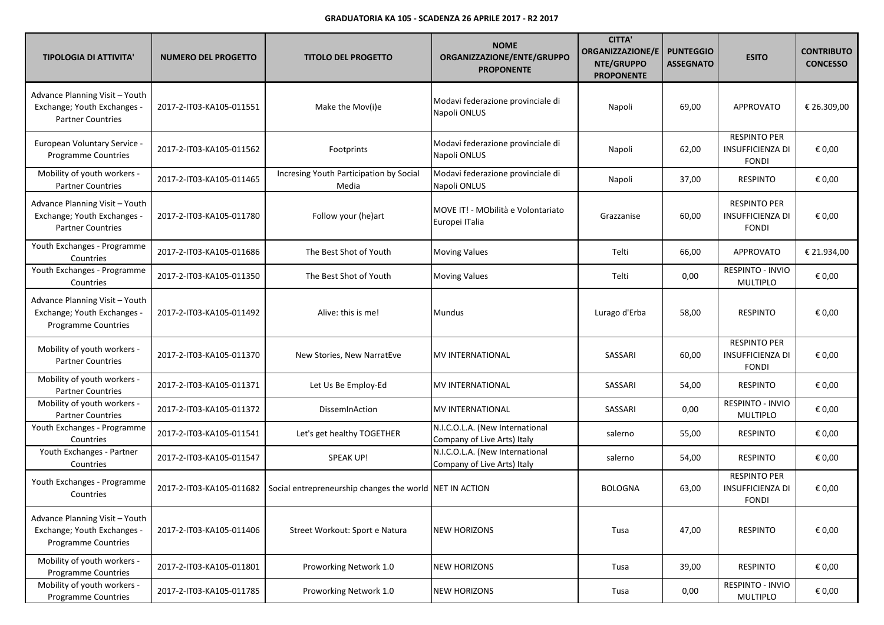**GRADUATORIA KA 105 - SCADENZA 26 APRILE 2017 - R2 2017**

| TIPOLOGIA DI ATTIVITA' | NUMERO DEL PROGETTO | TITOLO DEL PROGETTO | NOME ORGANIZZAZIONE/ENTE/GRUPPO PROPONENTE | CITTA' ORGANIZZAZIONE/ENTE/GRUPPO PROPONENTE | PUNTEGGIO ASSEGNATO | ESITO | CONTRIBUTO CONCESSO |
|---|---|---|---|---|---|---|---|
| Advance Planning Visit – Youth Exchange; Youth Exchanges - Partner Countries | 2017-2-IT03-KA105-011551 | Make the Mov(i)e | Modavi federazione provinciale di Napoli ONLUS | Napoli | 69,00 | APPROVATO | € 26.309,00 |
| European Voluntary Service - Programme Countries | 2017-2-IT03-KA105-011562 | Footprints | Modavi federazione provinciale di Napoli ONLUS | Napoli | 62,00 | RESPINTO PER INSUFFICIENZA DI FONDI | € 0,00 |
| Mobility of youth workers - Partner Countries | 2017-2-IT03-KA105-011465 | Incresing Youth Participation by Social Media | Modavi federazione provinciale di Napoli ONLUS | Napoli | 37,00 | RESPINTO | € 0,00 |
| Advance Planning Visit – Youth Exchange; Youth Exchanges - Partner Countries | 2017-2-IT03-KA105-011780 | Follow your (he)art | MOVE IT! - MObilità e Volontariato Europei ITalia | Grazzanise | 60,00 | RESPINTO PER INSUFFICIENZA DI FONDI | € 0,00 |
| Youth Exchanges - Programme Countries | 2017-2-IT03-KA105-011686 | The Best Shot of Youth | Moving Values | Telti | 66,00 | APPROVATO | € 21.934,00 |
| Youth Exchanges - Programme Countries | 2017-2-IT03-KA105-011350 | The Best Shot of Youth | Moving Values | Telti | 0,00 | RESPINTO - INVIO MULTIPLO | € 0,00 |
| Advance Planning Visit – Youth Exchange; Youth Exchanges - Programme Countries | 2017-2-IT03-KA105-011492 | Alive: this is me! | Mundus | Lurago d'Erba | 58,00 | RESPINTO | € 0,00 |
| Mobility of youth workers - Partner Countries | 2017-2-IT03-KA105-011370 | New Stories, New NarratEve | MV INTERNATIONAL | SASSARI | 60,00 | RESPINTO PER INSUFFICIENZA DI FONDI | € 0,00 |
| Mobility of youth workers - Partner Countries | 2017-2-IT03-KA105-011371 | Let Us Be Employ-Ed | MV INTERNATIONAL | SASSARI | 54,00 | RESPINTO | € 0,00 |
| Mobility of youth workers - Partner Countries | 2017-2-IT03-KA105-011372 | DissemInAction | MV INTERNATIONAL | SASSARI | 0,00 | RESPINTO - INVIO MULTIPLO | € 0,00 |
| Youth Exchanges - Programme Countries | 2017-2-IT03-KA105-011541 | Let's get healthy TOGETHER | N.I.C.O.L.A. (New International Company of Live Arts) Italy | salerno | 55,00 | RESPINTO | € 0,00 |
| Youth Exchanges - Partner Countries | 2017-2-IT03-KA105-011547 | SPEAK UP! | N.I.C.O.L.A. (New International Company of Live Arts) Italy | salerno | 54,00 | RESPINTO | € 0,00 |
| Youth Exchanges - Programme Countries | 2017-2-IT03-KA105-011682 | Social entrepreneurship changes the world | NET IN ACTION | BOLOGNA | 63,00 | RESPINTO PER INSUFFICIENZA DI FONDI | € 0,00 |
| Advance Planning Visit – Youth Exchange; Youth Exchanges - Programme Countries | 2017-2-IT03-KA105-011406 | Street Workout: Sport e Natura | NEW HORIZONS | Tusa | 47,00 | RESPINTO | € 0,00 |
| Mobility of youth workers - Programme Countries | 2017-2-IT03-KA105-011801 | Proworking Network 1.0 | NEW HORIZONS | Tusa | 39,00 | RESPINTO | € 0,00 |
| Mobility of youth workers - Programme Countries | 2017-2-IT03-KA105-011785 | Proworking Network 1.0 | NEW HORIZONS | Tusa | 0,00 | RESPINTO - INVIO MULTIPLO | € 0,00 |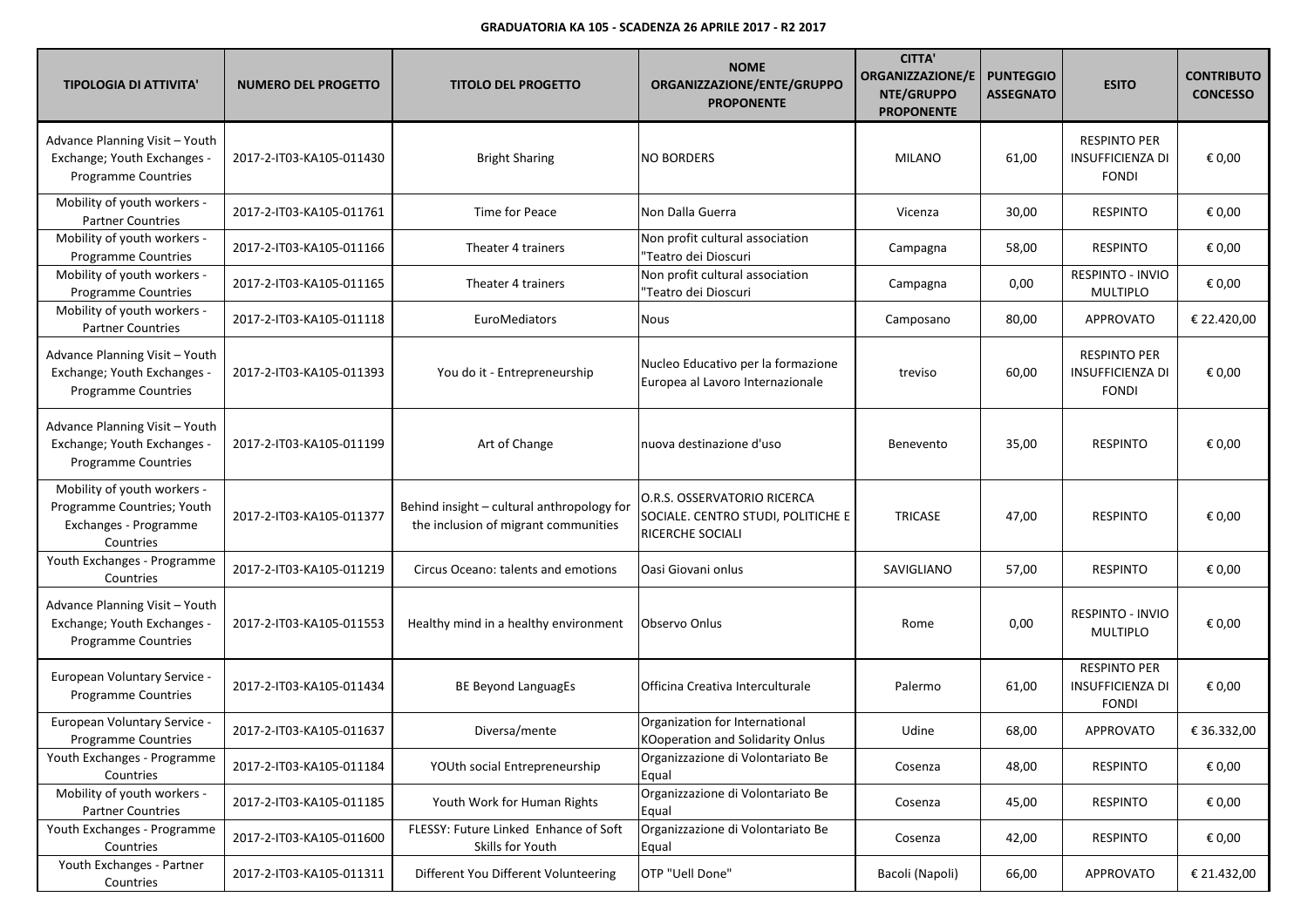**GRADUATORIA KA 105 - SCADENZA 26 APRILE 2017 - R2 2017**

| TIPOLOGIA DI ATTIVITA' | NUMERO DEL PROGETTO | TITOLO DEL PROGETTO | NOME ORGANIZZAZIONE/ENTE/GRUPPO PROPONENTE | CITTA' ORGANIZZAZIONE/ENTE/GRUPPO PROPONENTE | PUNTEGGIO ASSEGNATO | ESITO | CONTRIBUTO CONCESSO |
|---|---|---|---|---|---|---|---|
| Advance Planning Visit – Youth Exchange; Youth Exchanges - Programme Countries | 2017-2-IT03-KA105-011430 | Bright Sharing | NO BORDERS | MILANO | 61,00 | RESPINTO PER INSUFFICIENZA DI FONDI | € 0,00 |
| Mobility of youth workers - Partner Countries | 2017-2-IT03-KA105-011761 | Time for Peace | Non Dalla Guerra | Vicenza | 30,00 | RESPINTO | € 0,00 |
| Mobility of youth workers - Programme Countries | 2017-2-IT03-KA105-011166 | Theater 4 trainers | Non profit cultural association "Teatro dei Dioscuri | Campagna | 58,00 | RESPINTO | € 0,00 |
| Mobility of youth workers - Programme Countries | 2017-2-IT03-KA105-011165 | Theater 4 trainers | Non profit cultural association "Teatro dei Dioscuri | Campagna | 0,00 | RESPINTO - INVIO MULTIPLO | € 0,00 |
| Mobility of youth workers - Partner Countries | 2017-2-IT03-KA105-011118 | EuroMediators | Nous | Camposano | 80,00 | APPROVATO | € 22.420,00 |
| Advance Planning Visit – Youth Exchange; Youth Exchanges - Programme Countries | 2017-2-IT03-KA105-011393 | You do it - Entrepreneurship | Nucleo Educativo per la formazione Europea al Lavoro Internazionale | treviso | 60,00 | RESPINTO PER INSUFFICIENZA DI FONDI | € 0,00 |
| Advance Planning Visit – Youth Exchange; Youth Exchanges - Programme Countries | 2017-2-IT03-KA105-011199 | Art of Change | nuova destinazione d'uso | Benevento | 35,00 | RESPINTO | € 0,00 |
| Mobility of youth workers - Programme Countries; Youth Exchanges - Programme Countries | 2017-2-IT03-KA105-011377 | Behind insight – cultural anthropology for the inclusion of migrant communities | O.R.S. OSSERVATORIO RICERCA SOCIALE. CENTRO STUDI, POLITICHE E RICERCHE SOCIALI | TRICASE | 47,00 | RESPINTO | € 0,00 |
| Youth Exchanges - Programme Countries | 2017-2-IT03-KA105-011219 | Circus Oceano: talents and emotions | Oasi Giovani onlus | SAVIGLIANO | 57,00 | RESPINTO | € 0,00 |
| Advance Planning Visit – Youth Exchange; Youth Exchanges - Programme Countries | 2017-2-IT03-KA105-011553 | Healthy mind in a healthy environment | Observo Onlus | Rome | 0,00 | RESPINTO - INVIO MULTIPLO | € 0,00 |
| European Voluntary Service - Programme Countries | 2017-2-IT03-KA105-011434 | BE Beyond LanguagEs | Officina Creativa Interculturale | Palermo | 61,00 | RESPINTO PER INSUFFICIENZA DI FONDI | € 0,00 |
| European Voluntary Service - Programme Countries | 2017-2-IT03-KA105-011637 | Diversa/mente | Organization for International KOoperation and Solidarity Onlus | Udine | 68,00 | APPROVATO | € 36.332,00 |
| Youth Exchanges - Programme Countries | 2017-2-IT03-KA105-011184 | YOUth social Entrepreneurship | Organizzazione di Volontariato Be Equal | Cosenza | 48,00 | RESPINTO | € 0,00 |
| Mobility of youth workers - Partner Countries | 2017-2-IT03-KA105-011185 | Youth Work for Human Rights | Organizzazione di Volontariato Be Equal | Cosenza | 45,00 | RESPINTO | € 0,00 |
| Youth Exchanges - Programme Countries | 2017-2-IT03-KA105-011600 | FLESSY: Future Linked Enhance of Soft Skills for Youth | Organizzazione di Volontariato Be Equal | Cosenza | 42,00 | RESPINTO | € 0,00 |
| Youth Exchanges - Partner Countries | 2017-2-IT03-KA105-011311 | Different You Different Volunteering | OTP "Uell Done" | Bacoli (Napoli) | 66,00 | APPROVATO | € 21.432,00 |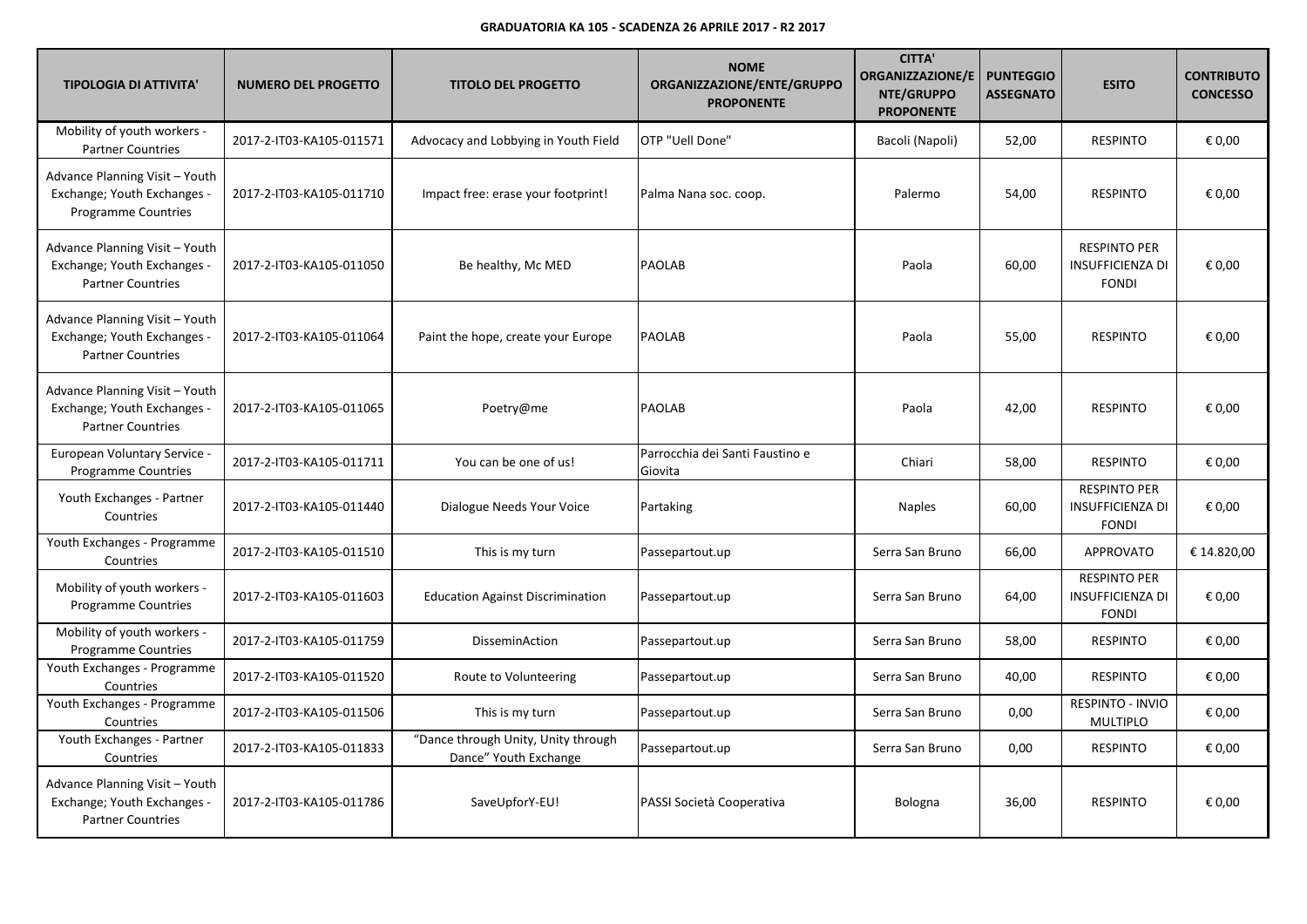**GRADUATORIA KA 105 - SCADENZA 26 APRILE 2017 - R2 2017**

| TIPOLOGIA DI ATTIVITA' | NUMERO DEL PROGETTO | TITOLO DEL PROGETTO | NOME ORGANIZZAZIONE/ENTE/GRUPPO PROPONENTE | CITTA' ORGANIZZAZIONE/ENTE/GRUPPO PROPONENTE | PUNTEGGIO ASSEGNATO | ESITO | CONTRIBUTO CONCESSO |
|---|---|---|---|---|---|---|---|
| Mobility of youth workers - Partner Countries | 2017-2-IT03-KA105-011571 | Advocacy and Lobbying in Youth Field | OTP "Uell Done" | Bacoli (Napoli) | 52,00 | RESPINTO | € 0,00 |
| Advance Planning Visit – Youth Exchange; Youth Exchanges - Programme Countries | 2017-2-IT03-KA105-011710 | Impact free: erase your footprint! | Palma Nana soc. coop. | Palermo | 54,00 | RESPINTO | € 0,00 |
| Advance Planning Visit – Youth Exchange; Youth Exchanges - Partner Countries | 2017-2-IT03-KA105-011050 | Be healthy, Mc MED | PAOLAB | Paola | 60,00 | RESPINTO PER INSUFFICIENZA DI FONDI | € 0,00 |
| Advance Planning Visit – Youth Exchange; Youth Exchanges - Partner Countries | 2017-2-IT03-KA105-011064 | Paint the hope, create your Europe | PAOLAB | Paola | 55,00 | RESPINTO | € 0,00 |
| Advance Planning Visit – Youth Exchange; Youth Exchanges - Partner Countries | 2017-2-IT03-KA105-011065 | Poetry@me | PAOLAB | Paola | 42,00 | RESPINTO | € 0,00 |
| European Voluntary Service - Programme Countries | 2017-2-IT03-KA105-011711 | You can be one of us! | Parrocchia dei Santi Faustino e Giovita | Chiari | 58,00 | RESPINTO | € 0,00 |
| Youth Exchanges - Partner Countries | 2017-2-IT03-KA105-011440 | Dialogue Needs Your Voice | Partaking | Naples | 60,00 | RESPINTO PER INSUFFICIENZA DI FONDI | € 0,00 |
| Youth Exchanges - Programme Countries | 2017-2-IT03-KA105-011510 | This is my turn | Passepartout.up | Serra San Bruno | 66,00 | APPROVATO | € 14.820,00 |
| Mobility of youth workers - Programme Countries | 2017-2-IT03-KA105-011603 | Education Against Discrimination | Passepartout.up | Serra San Bruno | 64,00 | RESPINTO PER INSUFFICIENZA DI FONDI | € 0,00 |
| Mobility of youth workers - Programme Countries | 2017-2-IT03-KA105-011759 | DisseminAction | Passepartout.up | Serra San Bruno | 58,00 | RESPINTO | € 0,00 |
| Youth Exchanges - Programme Countries | 2017-2-IT03-KA105-011520 | Route to Volunteering | Passepartout.up | Serra San Bruno | 40,00 | RESPINTO | € 0,00 |
| Youth Exchanges - Programme Countries | 2017-2-IT03-KA105-011506 | This is my turn | Passepartout.up | Serra San Bruno | 0,00 | RESPINTO - INVIO MULTIPLO | € 0,00 |
| Youth Exchanges - Partner Countries | 2017-2-IT03-KA105-011833 | "Dance through Unity, Unity through Dance" Youth Exchange | Passepartout.up | Serra San Bruno | 0,00 | RESPINTO | € 0,00 |
| Advance Planning Visit – Youth Exchange; Youth Exchanges - Partner Countries | 2017-2-IT03-KA105-011786 | SaveUpforY-EU! | PASSI Società Cooperativa | Bologna | 36,00 | RESPINTO | € 0,00 |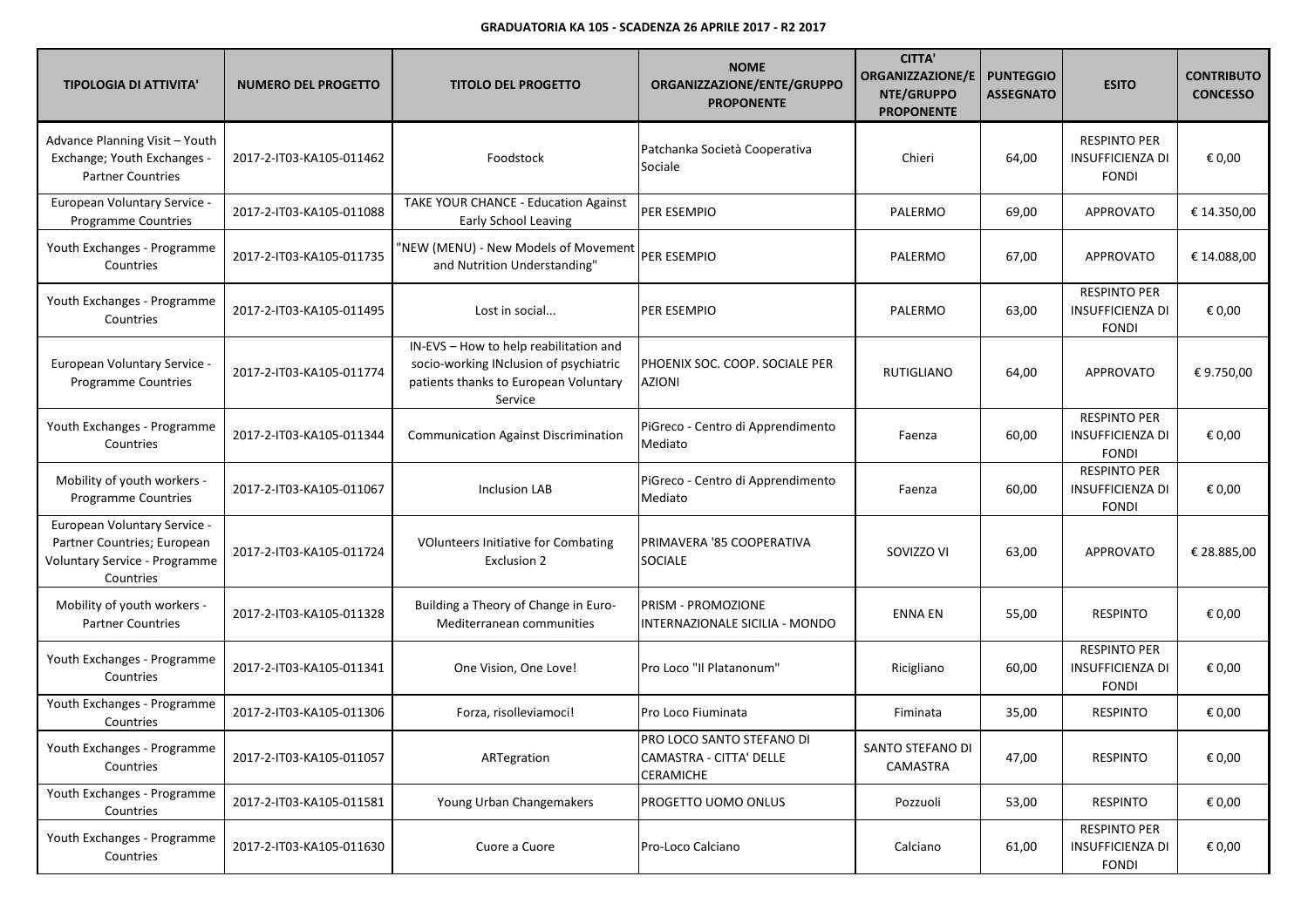**GRADUATORIA KA 105 - SCADENZA 26 APRILE 2017 - R2 2017**

| TIPOLOGIA DI ATTIVITA' | NUMERO DEL PROGETTO | TITOLO DEL PROGETTO | NOME ORGANIZZAZIONE/ENTE/GRUPPO PROPONENTE | CITTA' ORGANIZZAZIONE/ENTE/GRUPPO PROPONENTE | PUNTEGGIO ASSEGNATO | ESITO | CONTRIBUTO CONCESSO |
|---|---|---|---|---|---|---|---|
| Advance Planning Visit – Youth Exchange; Youth Exchanges - Partner Countries | 2017-2-IT03-KA105-011462 | Foodstock | Patchanka Società Cooperativa Sociale | Chieri | 64,00 | RESPINTO PER INSUFFICIENZA DI FONDI | € 0,00 |
| European Voluntary Service - Programme Countries | 2017-2-IT03-KA105-011088 | TAKE YOUR CHANCE - Education Against Early School Leaving | PER ESEMPIO | PALERMO | 69,00 | APPROVATO | € 14.350,00 |
| Youth Exchanges - Programme Countries | 2017-2-IT03-KA105-011735 | "NEW (MENU) - New Models of Movement and Nutrition Understanding" | PER ESEMPIO | PALERMO | 67,00 | APPROVATO | € 14.088,00 |
| Youth Exchanges - Programme Countries | 2017-2-IT03-KA105-011495 | Lost in social... | PER ESEMPIO | PALERMO | 63,00 | RESPINTO PER INSUFFICIENZA DI FONDI | € 0,00 |
| European Voluntary Service - Programme Countries | 2017-2-IT03-KA105-011774 | IN-EVS – How to help reabilitation and socio-working INclusion of psychiatric patients thanks to European Voluntary Service | PHOENIX SOC. COOP. SOCIALE PER AZIONI | RUTIGLIANO | 64,00 | APPROVATO | € 9.750,00 |
| Youth Exchanges - Programme Countries | 2017-2-IT03-KA105-011344 | Communication Against Discrimination | PiGreco - Centro di Apprendimento Mediato | Faenza | 60,00 | RESPINTO PER INSUFFICIENZA DI FONDI | € 0,00 |
| Mobility of youth workers - Programme Countries | 2017-2-IT03-KA105-011067 | Inclusion LAB | PiGreco - Centro di Apprendimento Mediato | Faenza | 60,00 | RESPINTO PER INSUFFICIENZA DI FONDI | € 0,00 |
| European Voluntary Service - Partner Countries; European Voluntary Service - Programme Countries | 2017-2-IT03-KA105-011724 | VOlunteers Initiative for Combating Exclusion 2 | PRIMAVERA '85 COOPERATIVA SOCIALE | SOVIZZO VI | 63,00 | APPROVATO | € 28.885,00 |
| Mobility of youth workers - Partner Countries | 2017-2-IT03-KA105-011328 | Building a Theory of Change in Euro-Mediterranean communities | PRISM - PROMOZIONE INTERNAZIONALE SICILIA - MONDO | ENNA EN | 55,00 | RESPINTO | € 0,00 |
| Youth Exchanges - Programme Countries | 2017-2-IT03-KA105-011341 | One Vision, One Love! | Pro Loco "Il Platanonum" | Ricigliano | 60,00 | RESPINTO PER INSUFFICIENZA DI FONDI | € 0,00 |
| Youth Exchanges - Programme Countries | 2017-2-IT03-KA105-011306 | Forza, risolleviamoci! | Pro Loco Fiuminata | Fiminata | 35,00 | RESPINTO | € 0,00 |
| Youth Exchanges - Programme Countries | 2017-2-IT03-KA105-011057 | ARTegration | PRO LOCO SANTO STEFANO DI CAMASTRA - CITTA' DELLE CERAMICHE | SANTO STEFANO DI CAMASTRA | 47,00 | RESPINTO | € 0,00 |
| Youth Exchanges - Programme Countries | 2017-2-IT03-KA105-011581 | Young Urban Changemakers | PROGETTO UOMO ONLUS | Pozzuoli | 53,00 | RESPINTO | € 0,00 |
| Youth Exchanges - Programme Countries | 2017-2-IT03-KA105-011630 | Cuore a Cuore | Pro-Loco Calciano | Calciano | 61,00 | RESPINTO PER INSUFFICIENZA DI FONDI | € 0,00 |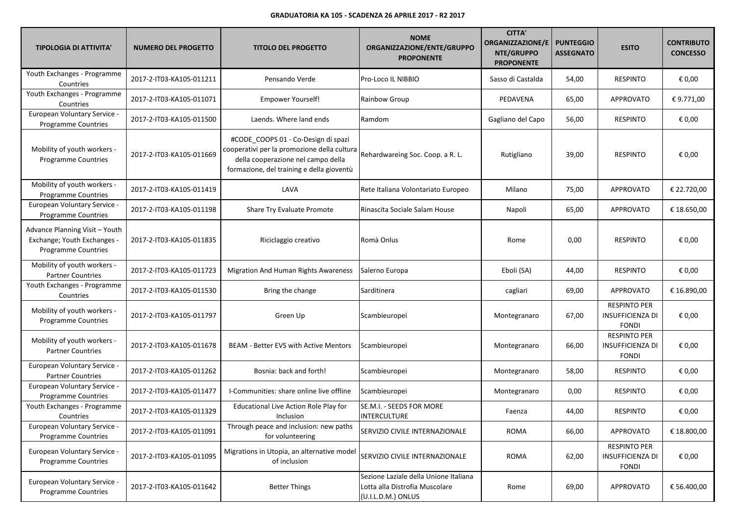**GRADUATORIA KA 105 - SCADENZA 26 APRILE 2017 - R2 2017**

| TIPOLOGIA DI ATTIVITA' | NUMERO DEL PROGETTO | TITOLO DEL PROGETTO | NOME ORGANIZZAZIONE/ENTE/GRUPPO PROPONENTE | CITTA' ORGANIZZAZIONE/ENTE/GRUPPO PROPONENTE | PUNTEGGIO ASSEGNATO | ESITO | CONTRIBUTO CONCESSO |
|---|---|---|---|---|---|---|---|
| Youth Exchanges - Programme Countries | 2017-2-IT03-KA105-011211 | Pensando Verde | Pro-Loco IL NIBBIO | Sasso di Castalda | 54,00 | RESPINTO | € 0,00 |
| Youth Exchanges - Programme Countries | 2017-2-IT03-KA105-011071 | Empower Yourself! | Rainbow Group | PEDAVENA | 65,00 | APPROVATO | € 9.771,00 |
| European Voluntary Service - Programme Countries | 2017-2-IT03-KA105-011500 | Laends. Where land ends | Ramdom | Gagliano del Capo | 56,00 | RESPINTO | € 0,00 |
| Mobility of youth workers - Programme Countries | 2017-2-IT03-KA105-011669 | #CODE_COOPS 01 - Co-Design di spazi cooperativi per la promozione della cultura della cooperazione nel campo della formazione, del training e della gioventù | Rehardwareing Soc. Coop. a R. L. | Rutigliano | 39,00 | RESPINTO | € 0,00 |
| Mobility of youth workers - Programme Countries | 2017-2-IT03-KA105-011419 | LAVA | Rete Italiana Volontariato Europeo | Milano | 75,00 | APPROVATO | € 22.720,00 |
| European Voluntary Service - Programme Countries | 2017-2-IT03-KA105-011198 | Share Try Evaluate Promote | Rinascita Sociale Salam House | Napoli | 65,00 | APPROVATO | € 18.650,00 |
| Advance Planning Visit – Youth Exchange; Youth Exchanges - Programme Countries | 2017-2-IT03-KA105-011835 | Riciclaggio creativo | Romà Onlus | Rome | 0,00 | RESPINTO | € 0,00 |
| Mobility of youth workers - Partner Countries | 2017-2-IT03-KA105-011723 | Migration And Human Rights Awareness | Salerno Europa | Eboli (SA) | 44,00 | RESPINTO | € 0,00 |
| Youth Exchanges - Programme Countries | 2017-2-IT03-KA105-011530 | Bring the change | Sarditinera | cagliari | 69,00 | APPROVATO | € 16.890,00 |
| Mobility of youth workers - Programme Countries | 2017-2-IT03-KA105-011797 | Green Up | Scambieuropei | Montegranaro | 67,00 | RESPINTO PER INSUFFICIENZA DI FONDI | € 0,00 |
| Mobility of youth workers - Partner Countries | 2017-2-IT03-KA105-011678 | BEAM - Better EVS with Active Mentors | Scambieuropei | Montegranaro | 66,00 | RESPINTO PER INSUFFICIENZA DI FONDI | € 0,00 |
| European Voluntary Service - Partner Countries | 2017-2-IT03-KA105-011262 | Bosnia: back and forth! | Scambieuropei | Montegranaro | 58,00 | RESPINTO | € 0,00 |
| European Voluntary Service - Programme Countries | 2017-2-IT03-KA105-011477 | I-Communities: share online live offline | Scambieuropei | Montegranaro | 0,00 | RESPINTO | € 0,00 |
| Youth Exchanges - Programme Countries | 2017-2-IT03-KA105-011329 | Educational Live Action Role Play for Inclusion | SE.M.I. - SEEDS FOR MORE INTERCULTURE | Faenza | 44,00 | RESPINTO | € 0,00 |
| European Voluntary Service - Programme Countries | 2017-2-IT03-KA105-011091 | Through peace and inclusion: new paths for volunteering | SERVIZIO CIVILE INTERNAZIONALE | ROMA | 66,00 | APPROVATO | € 18.800,00 |
| European Voluntary Service - Programme Countries | 2017-2-IT03-KA105-011095 | Migrations in Utopia, an alternative model of inclusion | SERVIZIO CIVILE INTERNAZIONALE | ROMA | 62,00 | RESPINTO PER INSUFFICIENZA DI FONDI | € 0,00 |
| European Voluntary Service - Programme Countries | 2017-2-IT03-KA105-011642 | Better Things | Sezione Laziale della Unione Italiana Lotta alla Distrofia Muscolare (U.I.L.D.M.) ONLUS | Rome | 69,00 | APPROVATO | € 56.400,00 |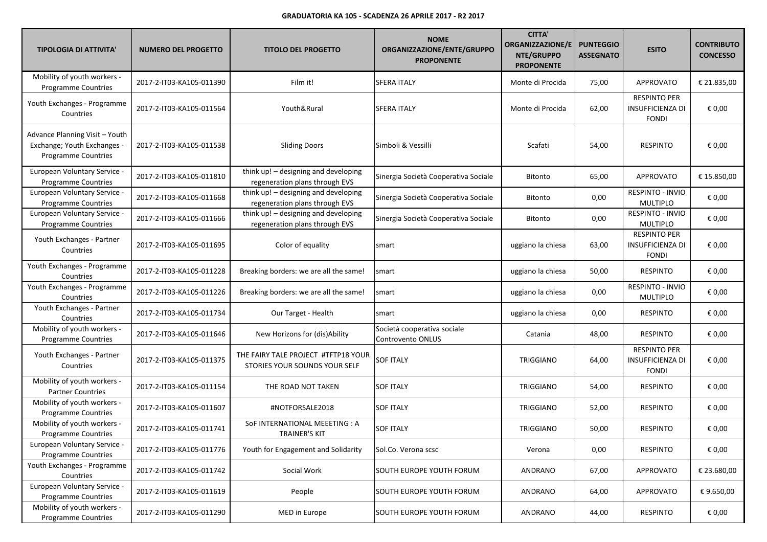**GRADUATORIA KA 105 - SCADENZA 26 APRILE 2017 - R2 2017**

| TIPOLOGIA DI ATTIVITA' | NUMERO DEL PROGETTO | TITOLO DEL PROGETTO | NOME ORGANIZZAZIONE/ENTE/GRUPPO PROPONENTE | CITTA' ORGANIZZAZIONE/ENTE/GRUPPO PROPONENTE | PUNTEGGIO ASSEGNATO | ESITO | CONTRIBUTO CONCESSO |
|---|---|---|---|---|---|---|---|
| Mobility of youth workers - Programme Countries | 2017-2-IT03-KA105-011390 | Film it! | SFERA ITALY | Monte di Procida | 75,00 | APPROVATO | € 21.835,00 |
| Youth Exchanges - Programme Countries | 2017-2-IT03-KA105-011564 | Youth&Rural | SFERA ITALY | Monte di Procida | 62,00 | RESPINTO PER INSUFFICIENZA DI FONDI | € 0,00 |
| Advance Planning Visit – Youth Exchange; Youth Exchanges - Programme Countries | 2017-2-IT03-KA105-011538 | Sliding Doors | Simboli & Vessilli | Scafati | 54,00 | RESPINTO | € 0,00 |
| European Voluntary Service - Programme Countries | 2017-2-IT03-KA105-011810 | think up! – designing and developing regeneration plans through EVS | Sinergia Società Cooperativa Sociale | Bitonto | 65,00 | APPROVATO | € 15.850,00 |
| European Voluntary Service - Programme Countries | 2017-2-IT03-KA105-011668 | think up! – designing and developing regeneration plans through EVS | Sinergia Società Cooperativa Sociale | Bitonto | 0,00 | RESPINTO - INVIO MULTIPLO | € 0,00 |
| European Voluntary Service - Programme Countries | 2017-2-IT03-KA105-011666 | think up! – designing and developing regeneration plans through EVS | Sinergia Società Cooperativa Sociale | Bitonto | 0,00 | RESPINTO - INVIO MULTIPLO | € 0,00 |
| Youth Exchanges - Partner Countries | 2017-2-IT03-KA105-011695 | Color of equality | smart | uggiano la chiesa | 63,00 | RESPINTO PER INSUFFICIENZA DI FONDI | € 0,00 |
| Youth Exchanges - Programme Countries | 2017-2-IT03-KA105-011228 | Breaking borders: we are all the same! | smart | uggiano la chiesa | 50,00 | RESPINTO | € 0,00 |
| Youth Exchanges - Programme Countries | 2017-2-IT03-KA105-011226 | Breaking borders: we are all the same! | smart | uggiano la chiesa | 0,00 | RESPINTO - INVIO MULTIPLO | € 0,00 |
| Youth Exchanges - Partner Countries | 2017-2-IT03-KA105-011734 | Our Target - Health | smart | uggiano la chiesa | 0,00 | RESPINTO | € 0,00 |
| Mobility of youth workers - Programme Countries | 2017-2-IT03-KA105-011646 | New Horizons for (dis)Ability | Società cooperativa sociale Controvento ONLUS | Catania | 48,00 | RESPINTO | € 0,00 |
| Youth Exchanges - Partner Countries | 2017-2-IT03-KA105-011375 | THE FAIRY TALE PROJECT #TFTP18 YOUR STORIES YOUR SOUNDS YOUR SELF | SOF ITALY | TRIGGIANO | 64,00 | RESPINTO PER INSUFFICIENZA DI FONDI | € 0,00 |
| Mobility of youth workers - Partner Countries | 2017-2-IT03-KA105-011154 | THE ROAD NOT TAKEN | SOF ITALY | TRIGGIANO | 54,00 | RESPINTO | € 0,00 |
| Mobility of youth workers - Programme Countries | 2017-2-IT03-KA105-011607 | #NOTFORSALE2018 | SOF ITALY | TRIGGIANO | 52,00 | RESPINTO | € 0,00 |
| Mobility of youth workers - Programme Countries | 2017-2-IT03-KA105-011741 | SoF INTERNATIONAL MEEETING : A TRAINER'S KIT | SOF ITALY | TRIGGIANO | 50,00 | RESPINTO | € 0,00 |
| European Voluntary Service - Programme Countries | 2017-2-IT03-KA105-011776 | Youth for Engagement and Solidarity | Sol.Co. Verona scsc | Verona | 0,00 | RESPINTO | € 0,00 |
| Youth Exchanges - Programme Countries | 2017-2-IT03-KA105-011742 | Social Work | SOUTH EUROPE YOUTH FORUM | ANDRANO | 67,00 | APPROVATO | € 23.680,00 |
| European Voluntary Service - Programme Countries | 2017-2-IT03-KA105-011619 | People | SOUTH EUROPE YOUTH FORUM | ANDRANO | 64,00 | APPROVATO | € 9.650,00 |
| Mobility of youth workers - Programme Countries | 2017-2-IT03-KA105-011290 | MED in Europe | SOUTH EUROPE YOUTH FORUM | ANDRANO | 44,00 | RESPINTO | € 0,00 |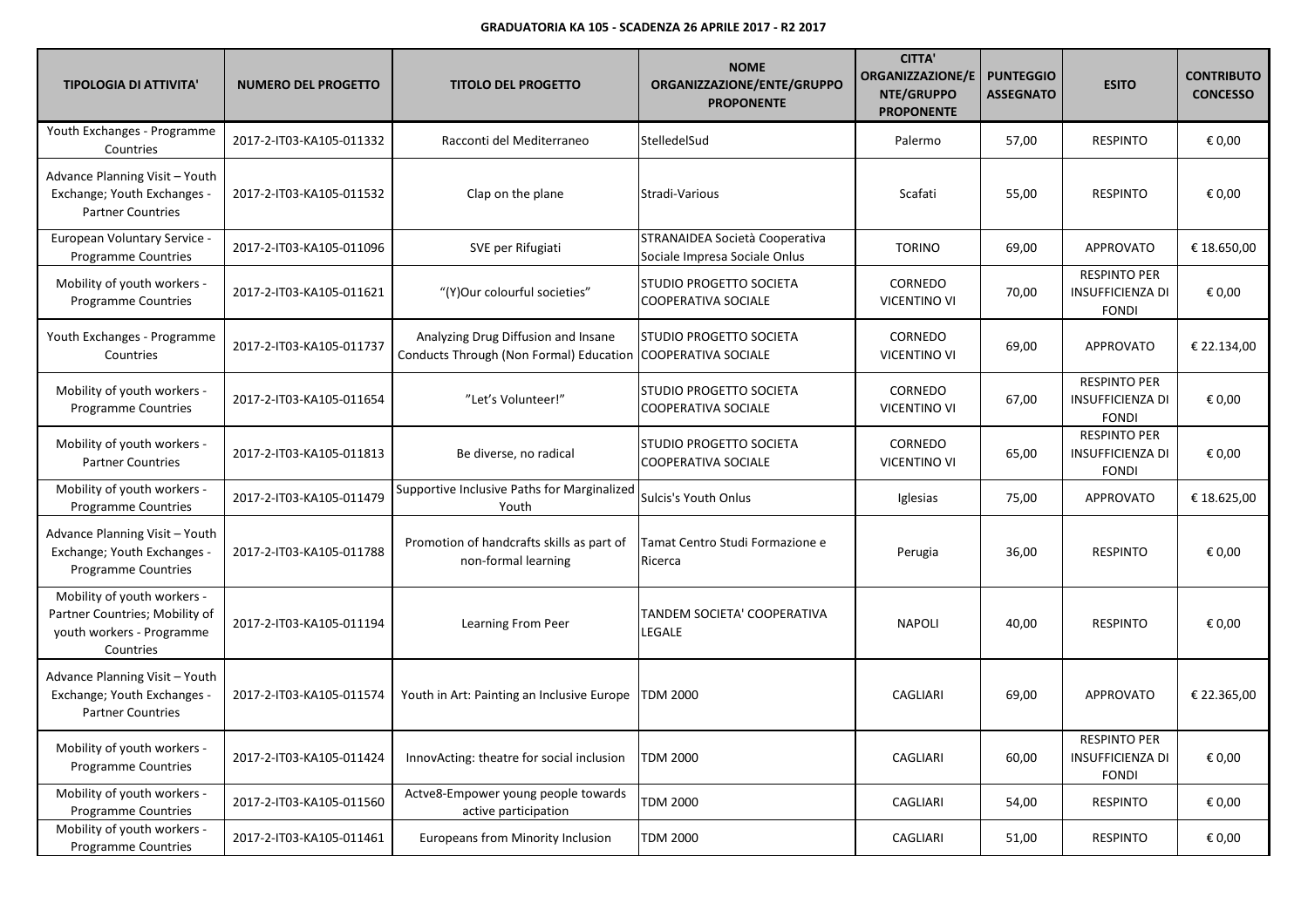**GRADUATORIA KA 105 - SCADENZA 26 APRILE 2017 - R2 2017**

| TIPOLOGIA DI ATTIVITA' | NUMERO DEL PROGETTO | TITOLO DEL PROGETTO | NOME ORGANIZZAZIONE/ENTE/GRUPPO PROPONENTE | CITTA' ORGANIZZAZIONE/ENTE/GRUPPO PROPONENTE | PUNTEGGIO ASSEGNATO | ESITO | CONTRIBUTO CONCESSO |
|---|---|---|---|---|---|---|---|
| Youth Exchanges - Programme Countries | 2017-2-IT03-KA105-011332 | Racconti del Mediterraneo | StelledelSud | Palermo | 57,00 | RESPINTO | € 0,00 |
| Advance Planning Visit – Youth Exchange; Youth Exchanges - Partner Countries | 2017-2-IT03-KA105-011532 | Clap on the plane | Stradi-Various | Scafati | 55,00 | RESPINTO | € 0,00 |
| European Voluntary Service - Programme Countries | 2017-2-IT03-KA105-011096 | SVE per Rifugiati | STRANAIDEA Società Cooperativa Sociale Impresa Sociale Onlus | TORINO | 69,00 | APPROVATO | € 18.650,00 |
| Mobility of youth workers - Programme Countries | 2017-2-IT03-KA105-011621 | "(Y)Our colourful societies" | STUDIO PROGETTO SOCIETA COOPERATIVA SOCIALE | CORNEDO VICENTINO VI | 70,00 | RESPINTO PER INSUFFICIENZA DI FONDI | € 0,00 |
| Youth Exchanges - Programme Countries | 2017-2-IT03-KA105-011737 | Analyzing Drug Diffusion and Insane Conducts Through (Non Formal) Education | STUDIO PROGETTO SOCIETA COOPERATIVA SOCIALE | CORNEDO VICENTINO VI | 69,00 | APPROVATO | € 22.134,00 |
| Mobility of youth workers - Programme Countries | 2017-2-IT03-KA105-011654 | "Let's Volunteer!" | STUDIO PROGETTO SOCIETA COOPERATIVA SOCIALE | CORNEDO VICENTINO VI | 67,00 | RESPINTO PER INSUFFICIENZA DI FONDI | € 0,00 |
| Mobility of youth workers - Partner Countries | 2017-2-IT03-KA105-011813 | Be diverse, no radical | STUDIO PROGETTO SOCIETA COOPERATIVA SOCIALE | CORNEDO VICENTINO VI | 65,00 | RESPINTO PER INSUFFICIENZA DI FONDI | € 0,00 |
| Mobility of youth workers - Programme Countries | 2017-2-IT03-KA105-011479 | Supportive Inclusive Paths for Marginalized Youth | Sulcis's Youth Onlus | Iglesias | 75,00 | APPROVATO | € 18.625,00 |
| Advance Planning Visit – Youth Exchange; Youth Exchanges - Programme Countries | 2017-2-IT03-KA105-011788 | Promotion of handcrafts skills as part of non-formal learning | Tamat Centro Studi Formazione e Ricerca | Perugia | 36,00 | RESPINTO | € 0,00 |
| Mobility of youth workers - Partner Countries; Mobility of youth workers - Programme Countries | 2017-2-IT03-KA105-011194 | Learning From Peer | TANDEM SOCIETA' COOPERATIVA LEGALE | NAPOLI | 40,00 | RESPINTO | € 0,00 |
| Advance Planning Visit – Youth Exchange; Youth Exchanges - Partner Countries | 2017-2-IT03-KA105-011574 | Youth in Art: Painting an Inclusive Europe | TDM 2000 | CAGLIARI | 69,00 | APPROVATO | € 22.365,00 |
| Mobility of youth workers - Programme Countries | 2017-2-IT03-KA105-011424 | InnovActing: theatre for social inclusion | TDM 2000 | CAGLIARI | 60,00 | RESPINTO PER INSUFFICIENZA DI FONDI | € 0,00 |
| Mobility of youth workers - Programme Countries | 2017-2-IT03-KA105-011560 | Actve8-Empower young people towards active participation | TDM 2000 | CAGLIARI | 54,00 | RESPINTO | € 0,00 |
| Mobility of youth workers - Programme Countries | 2017-2-IT03-KA105-011461 | Europeans from Minority Inclusion | TDM 2000 | CAGLIARI | 51,00 | RESPINTO | € 0,00 |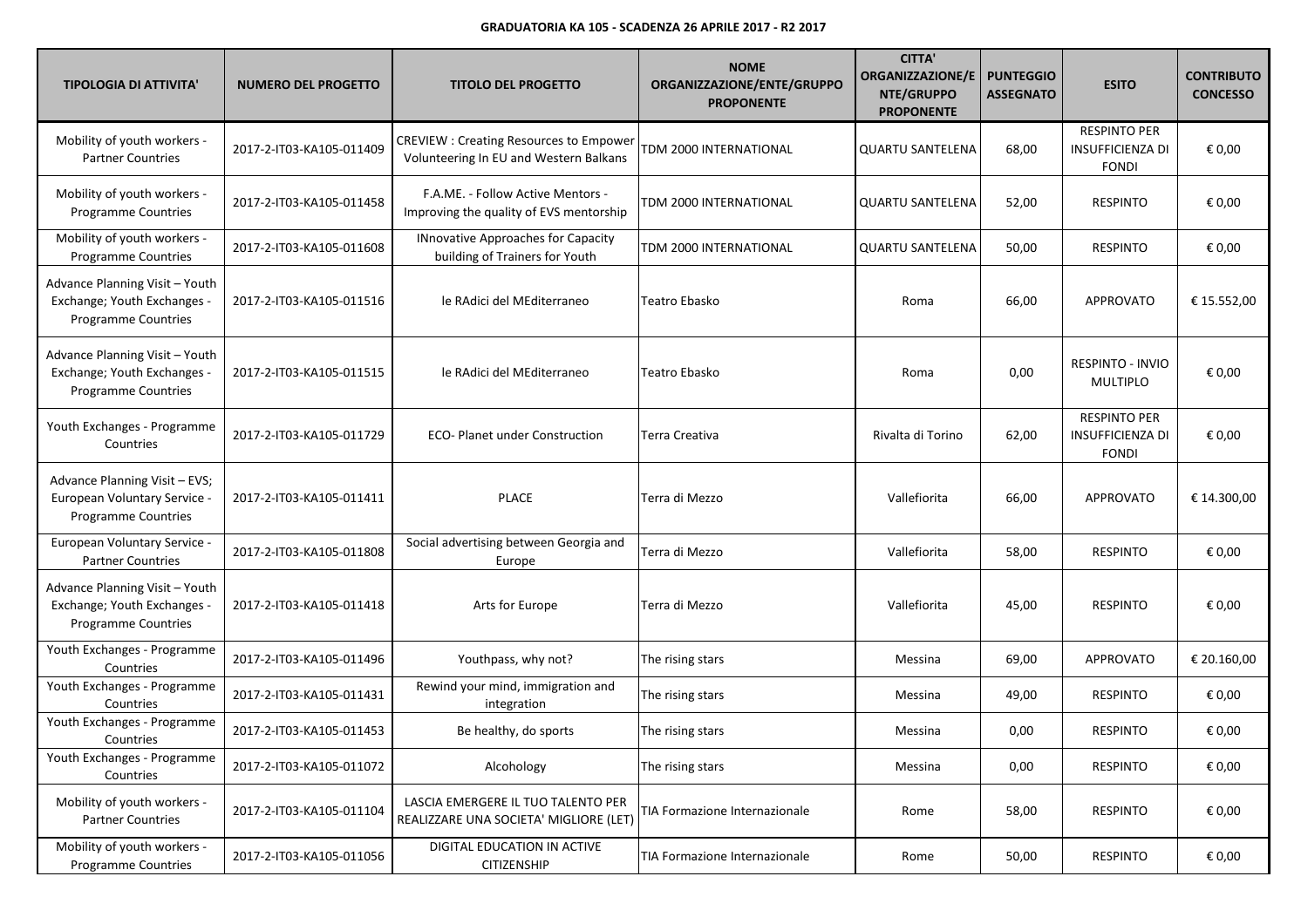**GRADUATORIA KA 105 - SCADENZA 26 APRILE 2017 - R2 2017**

| TIPOLOGIA DI ATTIVITA' | NUMERO DEL PROGETTO | TITOLO DEL PROGETTO | NOME ORGANIZZAZIONE/ENTE/GRUPPO PROPONENTE | CITTA' ORGANIZZAZIONE/ENTE/GRUPPO PROPONENTE | PUNTEGGIO ASSEGNATO | ESITO | CONTRIBUTO CONCESSO |
|---|---|---|---|---|---|---|---|
| Mobility of youth workers - Partner Countries | 2017-2-IT03-KA105-011409 | CREVIEW : Creating Resources to Empower Volunteering In EU and Western Balkans | TDM 2000 INTERNATIONAL | QUARTU SANTELENA | 68,00 | RESPINTO PER INSUFFICIENZA DI FONDI | € 0,00 |
| Mobility of youth workers - Programme Countries | 2017-2-IT03-KA105-011458 | F.A.ME. - Follow Active Mentors - Improving the quality of EVS mentorship | TDM 2000 INTERNATIONAL | QUARTU SANTELENA | 52,00 | RESPINTO | € 0,00 |
| Mobility of youth workers - Programme Countries | 2017-2-IT03-KA105-011608 | INnovative Approaches for Capacity building of Trainers for Youth | TDM 2000 INTERNATIONAL | QUARTU SANTELENA | 50,00 | RESPINTO | € 0,00 |
| Advance Planning Visit – Youth Exchange; Youth Exchanges - Programme Countries | 2017-2-IT03-KA105-011516 | le RAdici del MEditerraneo | Teatro Ebasko | Roma | 66,00 | APPROVATO | € 15.552,00 |
| Advance Planning Visit – Youth Exchange; Youth Exchanges - Programme Countries | 2017-2-IT03-KA105-011515 | le RAdici del MEditerraneo | Teatro Ebasko | Roma | 0,00 | RESPINTO - INVIO MULTIPLO | € 0,00 |
| Youth Exchanges - Programme Countries | 2017-2-IT03-KA105-011729 | ECO- Planet under Construction | Terra Creativa | Rivalta di Torino | 62,00 | RESPINTO PER INSUFFICIENZA DI FONDI | € 0,00 |
| Advance Planning Visit – EVS; European Voluntary Service - Programme Countries | 2017-2-IT03-KA105-011411 | PLACE | Terra di Mezzo | Vallefiorita | 66,00 | APPROVATO | € 14.300,00 |
| European Voluntary Service - Partner Countries | 2017-2-IT03-KA105-011808 | Social advertising between Georgia and Europe | Terra di Mezzo | Vallefiorita | 58,00 | RESPINTO | € 0,00 |
| Advance Planning Visit – Youth Exchange; Youth Exchanges - Programme Countries | 2017-2-IT03-KA105-011418 | Arts for Europe | Terra di Mezzo | Vallefiorita | 45,00 | RESPINTO | € 0,00 |
| Youth Exchanges - Programme Countries | 2017-2-IT03-KA105-011496 | Youthpass, why not? | The rising stars | Messina | 69,00 | APPROVATO | € 20.160,00 |
| Youth Exchanges - Programme Countries | 2017-2-IT03-KA105-011431 | Rewind your mind, immigration and integration | The rising stars | Messina | 49,00 | RESPINTO | € 0,00 |
| Youth Exchanges - Programme Countries | 2017-2-IT03-KA105-011453 | Be healthy, do sports | The rising stars | Messina | 0,00 | RESPINTO | € 0,00 |
| Youth Exchanges - Programme Countries | 2017-2-IT03-KA105-011072 | Alcohology | The rising stars | Messina | 0,00 | RESPINTO | € 0,00 |
| Mobility of youth workers - Partner Countries | 2017-2-IT03-KA105-011104 | LASCIA EMERGERE IL TUO TALENTO PER REALIZZARE UNA SOCIETA' MIGLIORE (LET) | TIA Formazione Internazionale | Rome | 58,00 | RESPINTO | € 0,00 |
| Mobility of youth workers - Programme Countries | 2017-2-IT03-KA105-011056 | DIGITAL EDUCATION IN ACTIVE CITIZENSHIP | TIA Formazione Internazionale | Rome | 50,00 | RESPINTO | € 0,00 |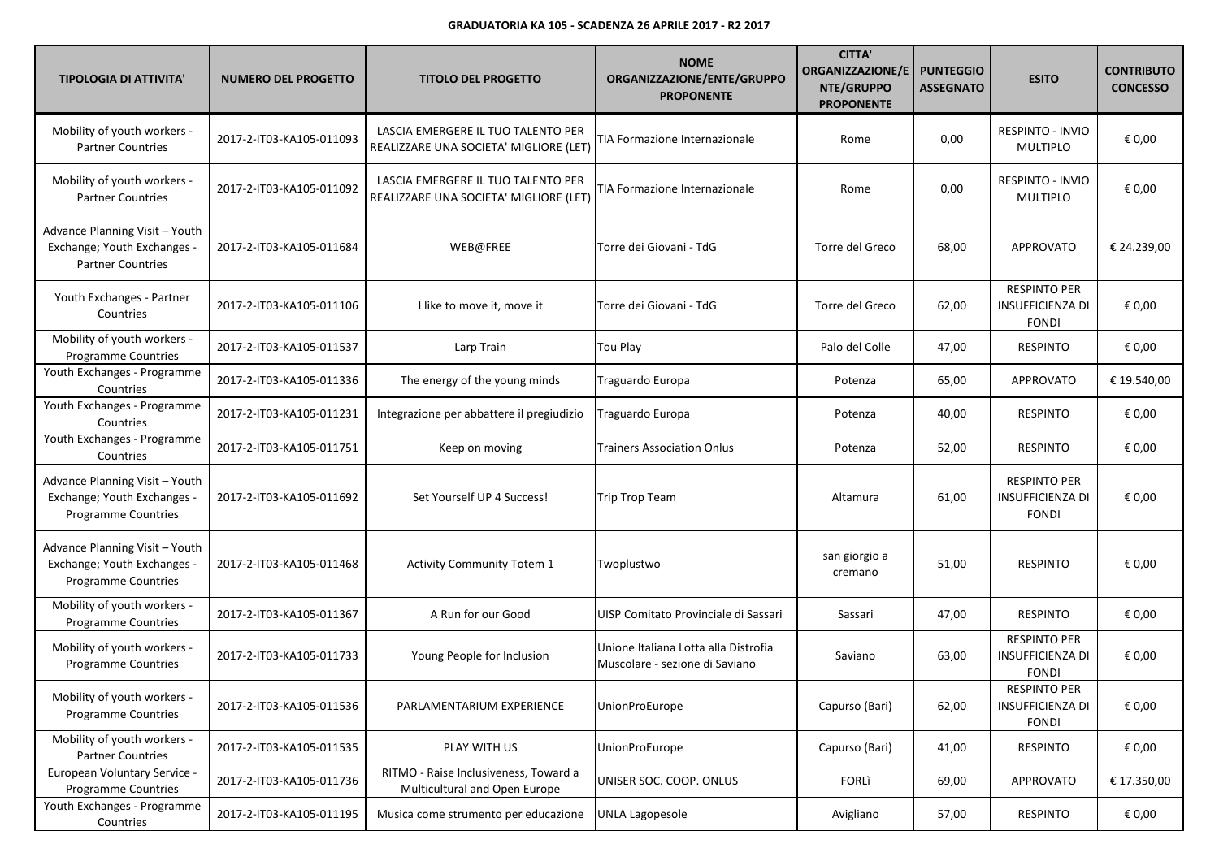**GRADUATORIA KA 105 - SCADENZA 26 APRILE 2017 - R2 2017**

| TIPOLOGIA DI ATTIVITA' | NUMERO DEL PROGETTO | TITOLO DEL PROGETTO | NOME ORGANIZZAZIONE/ENTE/GRUPPO PROPONENTE | CITTA' ORGANIZZAZIONE/ENTE/GRUPPO PROPONENTE | PUNTEGGIO ASSEGNATO | ESITO | CONTRIBUTO CONCESSO |
|---|---|---|---|---|---|---|---|
| Mobility of youth workers - Partner Countries | 2017-2-IT03-KA105-011093 | LASCIA EMERGERE IL TUO TALENTO PER REALIZZARE UNA SOCIETA' MIGLIORE (LET) | TIA Formazione Internazionale | Rome | 0,00 | RESPINTO - INVIO MULTIPLO | € 0,00 |
| Mobility of youth workers - Partner Countries | 2017-2-IT03-KA105-011092 | LASCIA EMERGERE IL TUO TALENTO PER REALIZZARE UNA SOCIETA' MIGLIORE (LET) | TIA Formazione Internazionale | Rome | 0,00 | RESPINTO - INVIO MULTIPLO | € 0,00 |
| Advance Planning Visit – Youth Exchange; Youth Exchanges - Partner Countries | 2017-2-IT03-KA105-011684 | WEB@FREE | Torre dei Giovani - TdG | Torre del Greco | 68,00 | APPROVATO | € 24.239,00 |
| Youth Exchanges - Partner Countries | 2017-2-IT03-KA105-011106 | I like to move it, move it | Torre dei Giovani - TdG | Torre del Greco | 62,00 | RESPINTO PER INSUFFICIENZA DI FONDI | € 0,00 |
| Mobility of youth workers - Programme Countries | 2017-2-IT03-KA105-011537 | Larp Train | Tou Play | Palo del Colle | 47,00 | RESPINTO | € 0,00 |
| Youth Exchanges - Programme Countries | 2017-2-IT03-KA105-011336 | The energy of the young minds | Traguardo Europa | Potenza | 65,00 | APPROVATO | € 19.540,00 |
| Youth Exchanges - Programme Countries | 2017-2-IT03-KA105-011231 | Integrazione per abbattere il pregiudizio | Traguardo Europa | Potenza | 40,00 | RESPINTO | € 0,00 |
| Youth Exchanges - Programme Countries | 2017-2-IT03-KA105-011751 | Keep on moving | Trainers Association Onlus | Potenza | 52,00 | RESPINTO | € 0,00 |
| Advance Planning Visit – Youth Exchange; Youth Exchanges - Programme Countries | 2017-2-IT03-KA105-011692 | Set Yourself UP 4 Success! | Trip Trop Team | Altamura | 61,00 | RESPINTO PER INSUFFICIENZA DI FONDI | € 0,00 |
| Advance Planning Visit – Youth Exchange; Youth Exchanges - Programme Countries | 2017-2-IT03-KA105-011468 | Activity Community Totem 1 | Twoplustwo | san giorgio a cremano | 51,00 | RESPINTO | € 0,00 |
| Mobility of youth workers - Programme Countries | 2017-2-IT03-KA105-011367 | A Run for our Good | UISP Comitato Provinciale di Sassari | Sassari | 47,00 | RESPINTO | € 0,00 |
| Mobility of youth workers - Programme Countries | 2017-2-IT03-KA105-011733 | Young People for Inclusion | Unione Italiana Lotta alla Distrofia Muscolare - sezione di Saviano | Saviano | 63,00 | RESPINTO PER INSUFFICIENZA DI FONDI | € 0,00 |
| Mobility of youth workers - Programme Countries | 2017-2-IT03-KA105-011536 | PARLAMENTARIUM EXPERIENCE | UnionProEurope | Capurso (Bari) | 62,00 | RESPINTO PER INSUFFICIENZA DI FONDI | € 0,00 |
| Mobility of youth workers - Partner Countries | 2017-2-IT03-KA105-011535 | PLAY WITH US | UnionProEurope | Capurso (Bari) | 41,00 | RESPINTO | € 0,00 |
| European Voluntary Service - Programme Countries | 2017-2-IT03-KA105-011736 | RITMO - Raise Inclusiveness, Toward a Multicultural and Open Europe | UNISER SOC. COOP. ONLUS | FORLÌ | 69,00 | APPROVATO | € 17.350,00 |
| Youth Exchanges - Programme Countries | 2017-2-IT03-KA105-011195 | Musica come strumento per educazione | UNLA Lagopesole | Avigliano | 57,00 | RESPINTO | € 0,00 |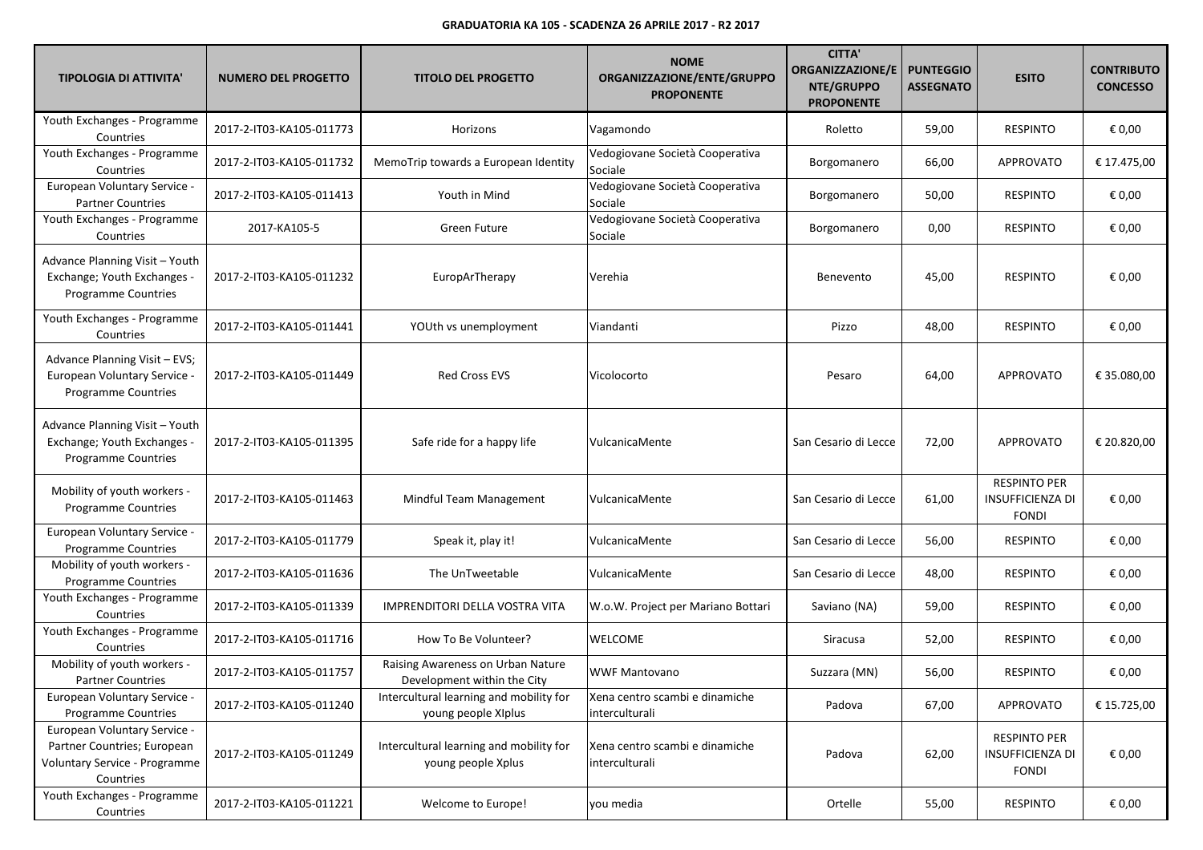**GRADUATORIA KA 105 - SCADENZA 26 APRILE 2017 - R2 2017**

| TIPOLOGIA DI ATTIVITA' | NUMERO DEL PROGETTO | TITOLO DEL PROGETTO | NOME ORGANIZZAZIONE/ENTE/GRUPPO PROPONENTE | CITTA' ORGANIZZAZIONE/ENTE/GRUPPO PROPONENTE | PUNTEGGIO ASSEGNATO | ESITO | CONTRIBUTO CONCESSO |
|---|---|---|---|---|---|---|---|
| Youth Exchanges - Programme Countries | 2017-2-IT03-KA105-011773 | Horizons | Vagamondo | Roletto | 59,00 | RESPINTO | € 0,00 |
| Youth Exchanges - Programme Countries | 2017-2-IT03-KA105-011732 | MemoTrip towards a European Identity | Vedogiovane Società Cooperativa Sociale | Borgomanero | 66,00 | APPROVATO | € 17.475,00 |
| European Voluntary Service - Partner Countries | 2017-2-IT03-KA105-011413 | Youth in Mind | Vedogiovane Società Cooperativa Sociale | Borgomanero | 50,00 | RESPINTO | € 0,00 |
| Youth Exchanges - Programme Countries | 2017-KA105-5 | Green Future | Vedogiovane Società Cooperativa Sociale | Borgomanero | 0,00 | RESPINTO | € 0,00 |
| Advance Planning Visit – Youth Exchange; Youth Exchanges - Programme Countries | 2017-2-IT03-KA105-011232 | EuropArTherapy | Verehia | Benevento | 45,00 | RESPINTO | € 0,00 |
| Youth Exchanges - Programme Countries | 2017-2-IT03-KA105-011441 | YOUth vs unemployment | Viandanti | Pizzo | 48,00 | RESPINTO | € 0,00 |
| Advance Planning Visit – EVS; European Voluntary Service - Programme Countries | 2017-2-IT03-KA105-011449 | Red Cross EVS | Vicolocorto | Pesaro | 64,00 | APPROVATO | € 35.080,00 |
| Advance Planning Visit – Youth Exchange; Youth Exchanges - Programme Countries | 2017-2-IT03-KA105-011395 | Safe ride for a happy life | VulcanicaMente | San Cesario di Lecce | 72,00 | APPROVATO | € 20.820,00 |
| Mobility of youth workers - Programme Countries | 2017-2-IT03-KA105-011463 | Mindful Team Management | VulcanicaMente | San Cesario di Lecce | 61,00 | RESPINTO PER INSUFFICIENZA DI FONDI | € 0,00 |
| European Voluntary Service - Programme Countries | 2017-2-IT03-KA105-011779 | Speak it, play it! | VulcanicaMente | San Cesario di Lecce | 56,00 | RESPINTO | € 0,00 |
| Mobility of youth workers - Programme Countries | 2017-2-IT03-KA105-011636 | The UnTweetable | VulcanicaMente | San Cesario di Lecce | 48,00 | RESPINTO | € 0,00 |
| Youth Exchanges - Programme Countries | 2017-2-IT03-KA105-011339 | IMPRENDITORI DELLA VOSTRA VITA | W.o.W. Project per Mariano Bottari | Saviano (NA) | 59,00 | RESPINTO | € 0,00 |
| Youth Exchanges - Programme Countries | 2017-2-IT03-KA105-011716 | How To Be Volunteer? | WELCOME | Siracusa | 52,00 | RESPINTO | € 0,00 |
| Mobility of youth workers - Partner Countries | 2017-2-IT03-KA105-011757 | Raising Awareness on Urban Nature Development within the City | WWF Mantovano | Suzzara (MN) | 56,00 | RESPINTO | € 0,00 |
| European Voluntary Service - Programme Countries | 2017-2-IT03-KA105-011240 | Intercultural learning and mobility for young people XIplus | Xena centro scambi e dinamiche interculturali | Padova | 67,00 | APPROVATO | € 15.725,00 |
| European Voluntary Service - Partner Countries; European Voluntary Service - Programme Countries | 2017-2-IT03-KA105-011249 | Intercultural learning and mobility for young people Xplus | Xena centro scambi e dinamiche interculturali | Padova | 62,00 | RESPINTO PER INSUFFICIENZA DI FONDI | € 0,00 |
| Youth Exchanges - Programme Countries | 2017-2-IT03-KA105-011221 | Welcome to Europe! | you media | Ortelle | 55,00 | RESPINTO | € 0,00 |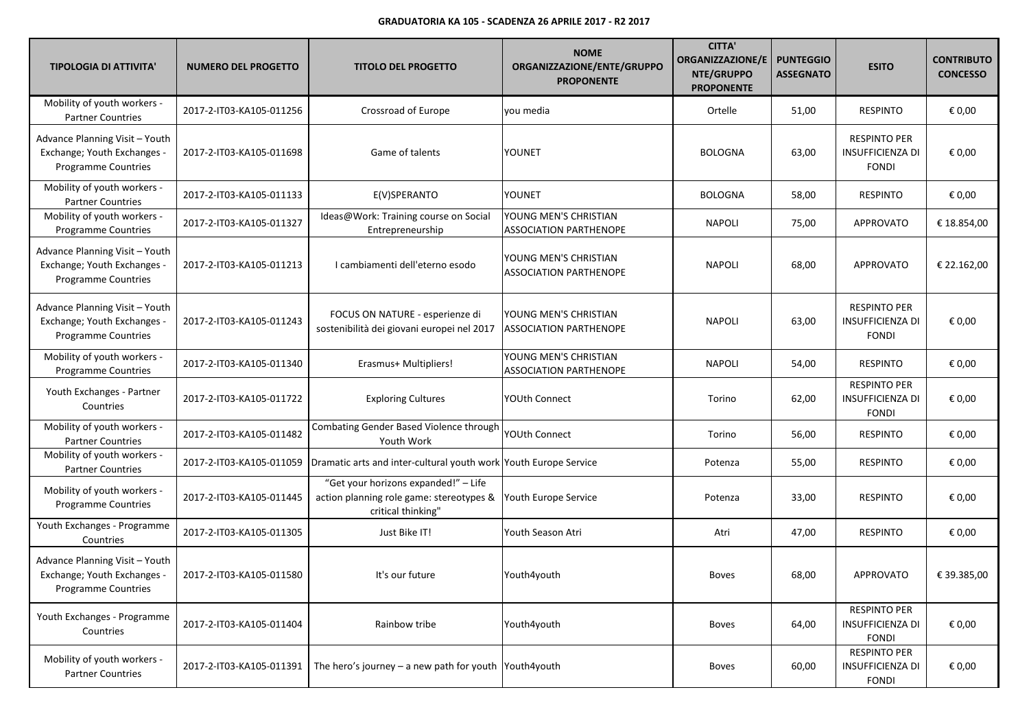**GRADUATORIA KA 105 - SCADENZA 26 APRILE 2017 - R2 2017**

| TIPOLOGIA DI ATTIVITA' | NUMERO DEL PROGETTO | TITOLO DEL PROGETTO | NOME ORGANIZZAZIONE/ENTE/GRUPPO PROPONENTE | CITTA' ORGANIZZAZIONE/ENTE/GRUPPO PROPONENTE | PUNTEGGIO ASSEGNATO | ESITO | CONTRIBUTO CONCESSO |
|---|---|---|---|---|---|---|---|
| Mobility of youth workers - Partner Countries | 2017-2-IT03-KA105-011256 | Crossroad of Europe | you media | Ortelle | 51,00 | RESPINTO | € 0,00 |
| Advance Planning Visit – Youth Exchange; Youth Exchanges - Programme Countries | 2017-2-IT03-KA105-011698 | Game of talents | YOUNET | BOLOGNA | 63,00 | RESPINTO PER INSUFFICIENZA DI FONDI | € 0,00 |
| Mobility of youth workers - Partner Countries | 2017-2-IT03-KA105-011133 | E(V)SPERANTO | YOUNET | BOLOGNA | 58,00 | RESPINTO | € 0,00 |
| Mobility of youth workers - Programme Countries | 2017-2-IT03-KA105-011327 | Ideas@Work: Training course on Social Entrepreneurship | YOUNG MEN'S CHRISTIAN ASSOCIATION PARTHENOPE | NAPOLI | 75,00 | APPROVATO | € 18.854,00 |
| Advance Planning Visit – Youth Exchange; Youth Exchanges - Programme Countries | 2017-2-IT03-KA105-011213 | I cambiamenti dell'eterno esodo | YOUNG MEN'S CHRISTIAN ASSOCIATION PARTHENOPE | NAPOLI | 68,00 | APPROVATO | € 22.162,00 |
| Advance Planning Visit – Youth Exchange; Youth Exchanges - Programme Countries | 2017-2-IT03-KA105-011243 | FOCUS ON NATURE - esperienze di sostenibilità dei giovani europei nel 2017 | YOUNG MEN'S CHRISTIAN ASSOCIATION PARTHENOPE | NAPOLI | 63,00 | RESPINTO PER INSUFFICIENZA DI FONDI | € 0,00 |
| Mobility of youth workers - Programme Countries | 2017-2-IT03-KA105-011340 | Erasmus+ Multipliers! | YOUNG MEN'S CHRISTIAN ASSOCIATION PARTHENOPE | NAPOLI | 54,00 | RESPINTO | € 0,00 |
| Youth Exchanges - Partner Countries | 2017-2-IT03-KA105-011722 | Exploring Cultures | YOUth Connect | Torino | 62,00 | RESPINTO PER INSUFFICIENZA DI FONDI | € 0,00 |
| Mobility of youth workers - Partner Countries | 2017-2-IT03-KA105-011482 | Combating Gender Based Violence through Youth Work | YOUth Connect | Torino | 56,00 | RESPINTO | € 0,00 |
| Mobility of youth workers - Partner Countries | 2017-2-IT03-KA105-011059 | Dramatic arts and inter-cultural youth work | Youth Europe Service | Potenza | 55,00 | RESPINTO | € 0,00 |
| Mobility of youth workers - Programme Countries | 2017-2-IT03-KA105-011445 | "Get your horizons expanded!" – Life action planning role game: stereotypes & critical thinking" | Youth Europe Service | Potenza | 33,00 | RESPINTO | € 0,00 |
| Youth Exchanges - Programme Countries | 2017-2-IT03-KA105-011305 | Just Bike IT! | Youth Season Atri | Atri | 47,00 | RESPINTO | € 0,00 |
| Advance Planning Visit – Youth Exchange; Youth Exchanges - Programme Countries | 2017-2-IT03-KA105-011580 | It's our future | Youth4youth | Boves | 68,00 | APPROVATO | € 39.385,00 |
| Youth Exchanges - Programme Countries | 2017-2-IT03-KA105-011404 | Rainbow tribe | Youth4youth | Boves | 64,00 | RESPINTO PER INSUFFICIENZA DI FONDI | € 0,00 |
| Mobility of youth workers - Partner Countries | 2017-2-IT03-KA105-011391 | The hero's journey – a new path for youth | Youth4youth | Boves | 60,00 | RESPINTO PER INSUFFICIENZA DI FONDI | € 0,00 |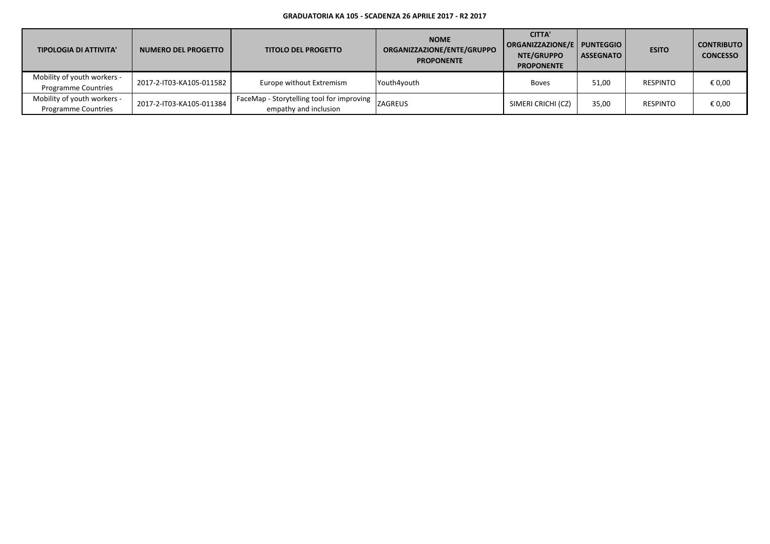**GRADUATORIA KA 105 - SCADENZA 26 APRILE 2017 - R2 2017**

| TIPOLOGIA DI ATTIVITA' | NUMERO DEL PROGETTO | TITOLO DEL PROGETTO | NOME ORGANIZZAZIONE/ENTE/GRUPPO PROPONENTE | CITTA' ORGANIZZAZIONE/ENTE/GRUPPO PROPONENTE | PUNTEGGIO ASSEGNATO | ESITO | CONTRIBUTO CONCESSO |
|---|---|---|---|---|---|---|---|
| Mobility of youth workers - Programme Countries | 2017-2-IT03-KA105-011582 | Europe without Extremism | Youth4youth | Boves | 51,00 | RESPINTO | € 0,00 |
| Mobility of youth workers - Programme Countries | 2017-2-IT03-KA105-011384 | FaceMap - Storytelling tool for improving empathy and inclusion | ZAGREUS | SIMERI CRICHI (CZ) | 35,00 | RESPINTO | € 0,00 |